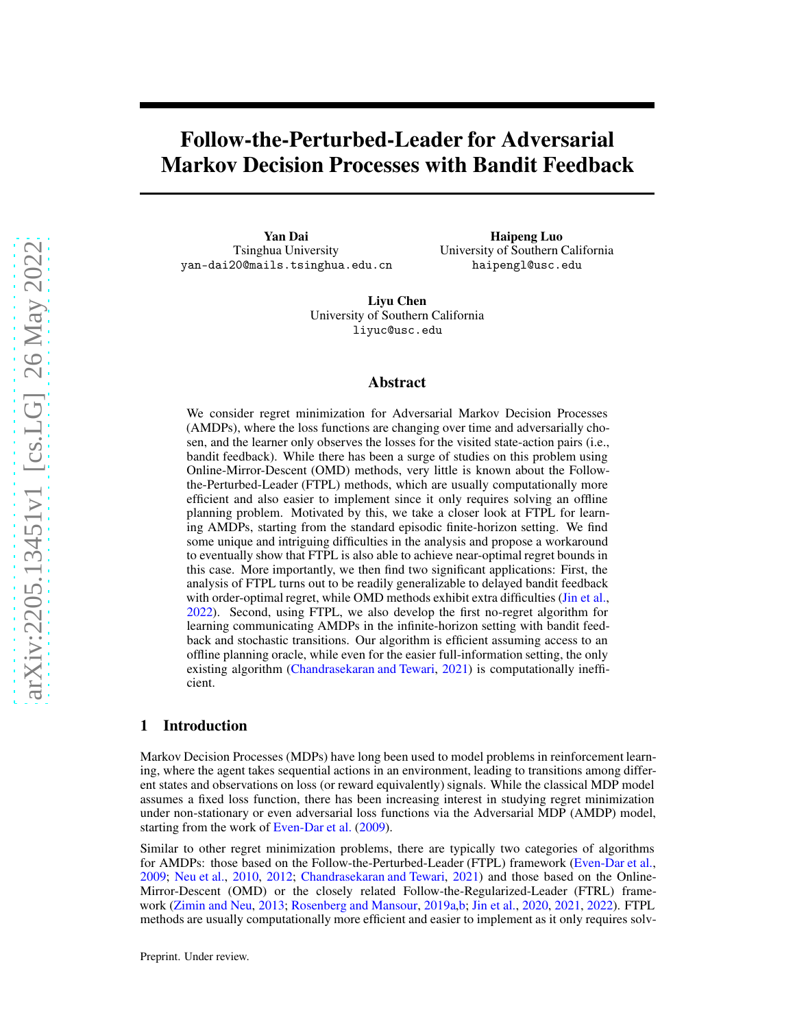# Follow-the-Perturbed-Leader for Adversarial Markov Decision Processes with Bandit Feedback

**Yan Dai**
Tsinghua University
yan-dai20@mails.tsinghua.edu.cn

**Haipeng Luo**
University of Southern California
haipengl@usc.edu

**Liyu Chen**
University of Southern California
liyuc@usc.edu

## Abstract

We consider regret minimization for Adversarial Markov Decision Processes (AMDPs), where the loss functions are changing over time and adversarially chosen, and the learner only observes the losses for the visited state-action pairs (i.e., bandit feedback). While there has been a surge of studies on this problem using Online-Mirror-Descent (OMD) methods, very little is known about the Follow-the-Perturbed-Leader (FTPL) methods, which are usually computationally more efficient and also easier to implement since it only requires solving an offline planning problem. Motivated by this, we take a closer look at FTPL for learning AMDPs, starting from the standard episodic finite-horizon setting. We find some unique and intriguing difficulties in the analysis and propose a workaround to eventually show that FTPL is also able to achieve near-optimal regret bounds in this case. More importantly, we then find two significant applications: First, the analysis of FTPL turns out to be readily generalizable to delayed bandit feedback with order-optimal regret, while OMD methods exhibit extra difficulties (Jin et al., 2022). Second, using FTPL, we also develop the first no-regret algorithm for learning communicating AMDPs in the infinite-horizon setting with bandit feedback and stochastic transitions. Our algorithm is efficient assuming access to an offline planning oracle, while even for the easier full-information setting, the only existing algorithm (Chandrasekaran and Tewari, 2021) is computationally inefficient.

## 1 Introduction

Markov Decision Processes (MDPs) have long been used to model problems in reinforcement learning, where the agent takes sequential actions in an environment, leading to transitions among different states and observations on loss (or reward equivalently) signals. While the classical MDP model assumes a fixed loss function, there has been increasing interest in studying regret minimization under non-stationary or even adversarial loss functions via the Adversarial MDP (AMDP) model, starting from the work of Even-Dar et al. (2009).

Similar to other regret minimization problems, there are typically two categories of algorithms for AMDPs: those based on the Follow-the-Perturbed-Leader (FTPL) framework (Even-Dar et al., 2009; Neu et al., 2010, 2012; Chandrasekaran and Tewari, 2021) and those based on the Online-Mirror-Descent (OMD) or the closely related Follow-the-Regularized-Leader (FTRL) framework (Zimin and Neu, 2013; Rosenberg and Mansour, 2019a,b; Jin et al., 2020, 2021, 2022). FTPL methods are usually computationally more efficient and easier to implement as it only requires solv-

Preprint. Under review.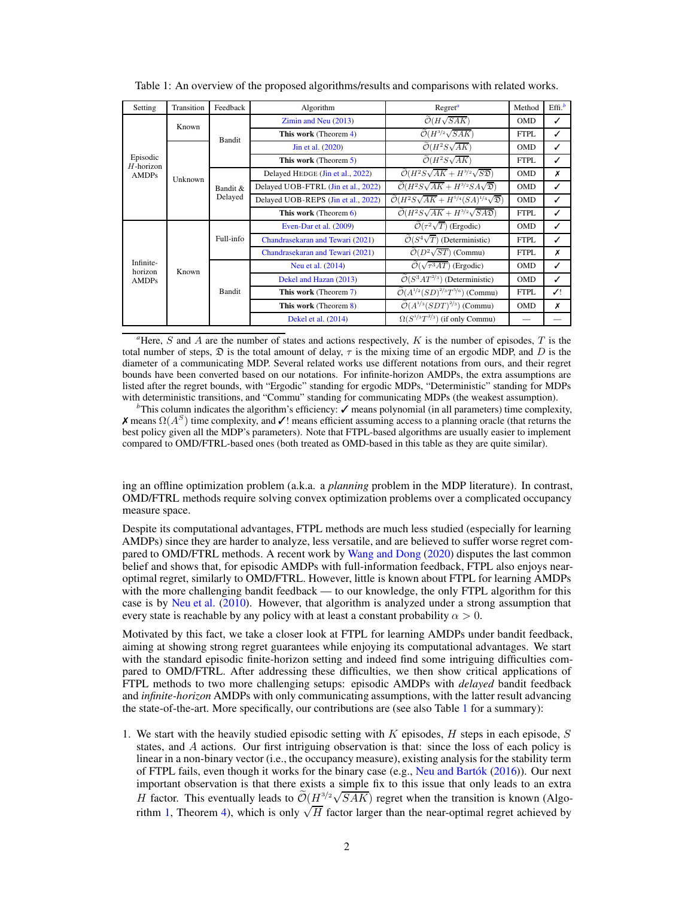Table 1: An overview of the proposed algorithms/results and comparisons with related works.

| Setting | Transition | Feedback | Algorithm | Regret[a] | Method | Effi.[b] |
|---|---|---|---|---|---|---|
| Episodic $H$-horizon AMDPs | Known | Bandit | Zimin and Neu (2013) | $\widetilde{\mathcal{O}}(H\sqrt{SAK})$ | OMD | ✓ |
| | | | **This work** (Theorem 4) | $\widetilde{\mathcal{O}}(H^{3/2}\sqrt{SAK})$ | FTPL | ✓ |
| | Unknown | | Jin et al. (2020) | $\widetilde{\mathcal{O}}(H^2 S\sqrt{AK})$ | OMD | ✓ |
| | | | **This work** (Theorem 5) | $\widetilde{\mathcal{O}}(H^2 S\sqrt{AK})$ | FTPL | ✓ |
| | | Bandit & Delayed | Delayed HEDGE (Jin et al., 2022) | $\widetilde{\mathcal{O}}(H^2 S\sqrt{AK} + H^{3/2}\sqrt{S\mathfrak{D}})$ | OMD | ✗ |
| | | | Delayed UOB-FTRL (Jin et al., 2022) | $\widetilde{\mathcal{O}}(H^2 S\sqrt{AK} + H^{3/2}SA\sqrt{\mathfrak{D}})$ | OMD | ✓ |
| | | | Delayed UOB-REPS (Jin et al., 2022) | $\widetilde{\mathcal{O}}(H^2 S\sqrt{AK} + H^{5/4}(SA)^{1/4}\sqrt{\mathfrak{D}})$ | OMD | ✓ |
| | | | **This work** (Theorem 6) | $\widetilde{\mathcal{O}}(H^2 S\sqrt{AK} + H^{3/2}\sqrt{SA\mathfrak{D}})$ | FTPL | ✓ |
| Infinite-horizon AMDPs | Known | Full-info | Even-Dar et al. (2009) | $\widetilde{\mathcal{O}}(\tau^2\sqrt{T})$ (Ergodic) | OMD | ✓ |
| | | | Chandrasekaran and Tewari (2021) | $\widetilde{\mathcal{O}}(S^4\sqrt{T})$ (Deterministic) | FTPL | ✓ |
| | | | Chandrasekaran and Tewari (2021) | $\widetilde{\mathcal{O}}(D^2\sqrt{ST})$ (Commu) | FTPL | ✗ |
| | | Bandit | Neu et al. (2014) | $\widetilde{\mathcal{O}}(\sqrt{\tau^3 AT})$ (Ergodic) | OMD | ✓ |
| | | | Dekel and Hazan (2013) | $\widetilde{\mathcal{O}}(S^3 AT^{2/3})$ (Deterministic) | OMD | ✓ |
| | | | **This work** (Theorem 7) | $\widetilde{\mathcal{O}}(A^{1/2}(SD)^{2/3}T^{5/6})$ (Commu) | FTPL | ✓! |
| | | | **This work** (Theorem 8) | $\widetilde{\mathcal{O}}(A^{1/3}(SDT)^{2/3})$ (Commu) | OMD | ✗ |
| | | | Dekel et al. (2014) | $\Omega(S^{1/3}T^{2/3})$ (if only Commu) | — | — |

[a]Here, $S$ and $A$ are the number of states and actions respectively, $K$ is the number of episodes, $T$ is the total number of steps, $\mathfrak{D}$ is the total amount of delay, $\tau$ is the mixing time of an ergodic MDP, and $D$ is the diameter of a communicating MDP. Several related works use different notations from ours, and their regret bounds have been converted based on our notations. For infinite-horizon AMDPs, the extra assumptions are listed after the regret bounds, with "Ergodic" standing for ergodic MDPs, "Deterministic" standing for MDPs with deterministic transitions, and "Commu" standing for communicating MDPs (the weakest assumption).

[b]This column indicates the algorithm's efficiency: ✓ means polynomial (in all parameters) time complexity, ✗ means $\Omega(A^S)$ time complexity, and ✓! means efficient assuming access to a planning oracle (that returns the best policy given all the MDP's parameters). Note that FTPL-based algorithms are usually easier to implement compared to OMD/FTRL-based ones (both treated as OMD-based in this table as they are quite similar).

ing an offline optimization problem (a.k.a. a *planning* problem in the MDP literature). In contrast, OMD/FTRL methods require solving convex optimization problems over a complicated occupancy measure space.

Despite its computational advantages, FTPL methods are much less studied (especially for learning AMDPs) since they are harder to analyze, less versatile, and are believed to suffer worse regret compared to OMD/FTRL methods. A recent work by Wang and Dong (2020) disputes the last common belief and shows that, for episodic AMDPs with full-information feedback, FTPL also enjoys near-optimal regret, similarly to OMD/FTRL. However, little is known about FTPL for learning AMDPs with the more challenging bandit feedback — to our knowledge, the only FTPL algorithm for this case is by Neu et al. (2010). However, that algorithm is analyzed under a strong assumption that every state is reachable by any policy with at least a constant probability $\alpha > 0$.

Motivated by this fact, we take a closer look at FTPL for learning AMDPs under bandit feedback, aiming at showing strong regret guarantees while enjoying its computational advantages. We start with the standard episodic finite-horizon setting and indeed find some intriguing difficulties compared to OMD/FTRL. After addressing these difficulties, we then show critical applications of FTPL methods to two more challenging setups: episodic AMDPs with *delayed* bandit feedback and *infinite-horizon* AMDPs with only communicating assumptions, with the latter result advancing the state-of-the-art. More specifically, our contributions are (see also Table 1 for a summary):

1. We start with the heavily studied episodic setting with $K$ episodes, $H$ steps in each episode, $S$ states, and $A$ actions. Our first intriguing observation is that: since the loss of each policy is linear in a non-binary vector (i.e., the occupancy measure), existing analysis for the stability term of FTPL fails, even though it works for the binary case (e.g., Neu and Bartók (2016)). Our next important observation is that there exists a simple fix to this issue that only leads to an extra $H$ factor. This eventually leads to $\widetilde{\mathcal{O}}(H^{3/2}\sqrt{SAK})$ regret when the transition is known (Algorithm 1, Theorem 4), which is only $\sqrt{H}$ factor larger than the near-optimal regret achieved by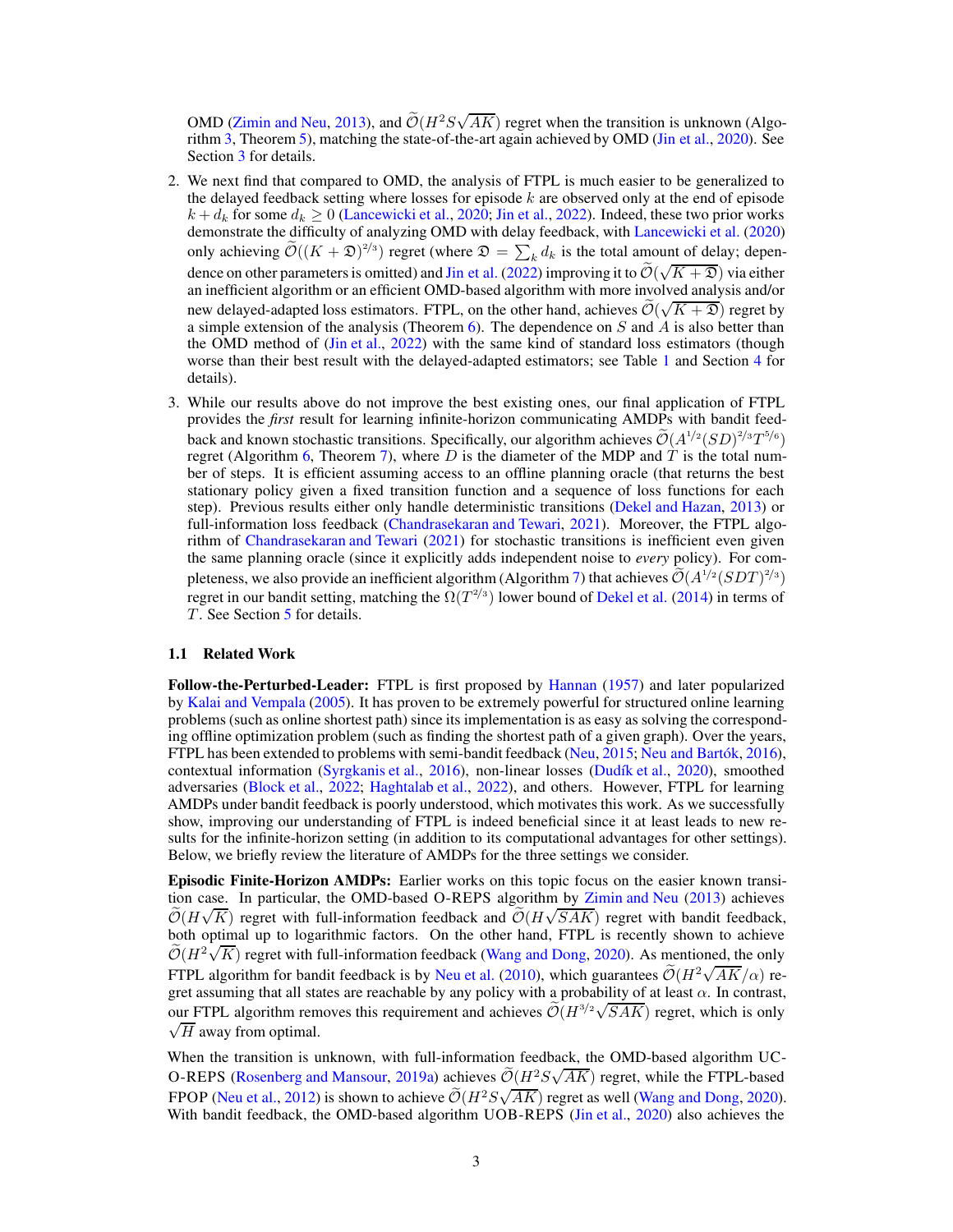OMD (Zimin and Neu, 2013), and $\widetilde{\mathcal{O}}(H^2 S\sqrt{AK})$ regret when the transition is unknown (Algorithm 3, Theorem 5), matching the state-of-the-art again achieved by OMD (Jin et al., 2020). See Section 3 for details.

2. We next find that compared to OMD, the analysis of FTPL is much easier to be generalized to the delayed feedback setting where losses for episode $k$ are observed only at the end of episode $k + d_k$ for some $d_k \geq 0$ (Lancewicki et al., 2020; Jin et al., 2022). Indeed, these two prior works demonstrate the difficulty of analyzing OMD with delay feedback, with Lancewicki et al. (2020) only achieving $\widetilde{\mathcal{O}}((K + \mathfrak{D})^{2/3})$ regret (where $\mathfrak{D} = \sum_k d_k$ is the total amount of delay; dependence on other parameters is omitted) and Jin et al. (2022) improving it to $\widetilde{\mathcal{O}}(\sqrt{K + \mathfrak{D}})$ via either an inefficient algorithm or an efficient OMD-based algorithm with more involved analysis and/or new delayed-adapted loss estimators. FTPL, on the other hand, achieves $\widetilde{\mathcal{O}}(\sqrt{K + \mathfrak{D}})$ regret by a simple extension of the analysis (Theorem 6). The dependence on $S$ and $A$ is also better than the OMD method of (Jin et al., 2022) with the same kind of standard loss estimators (though worse than their best result with the delayed-adapted estimators; see Table 1 and Section 4 for details).

3. While our results above do not improve the best existing ones, our final application of FTPL provides the *first* result for learning infinite-horizon communicating AMDPs with bandit feedback and known stochastic transitions. Specifically, our algorithm achieves $\widetilde{\mathcal{O}}(A^{1/2}(SD)^{2/3}T^{5/6})$ regret (Algorithm 6, Theorem 7), where $D$ is the diameter of the MDP and $T$ is the total number of steps. It is efficient assuming access to an offline planning oracle (that returns the best stationary policy given a fixed transition function and a sequence of loss functions for each step). Previous results either only handle deterministic transitions (Dekel and Hazan, 2013) or full-information loss feedback (Chandrasekaran and Tewari, 2021). Moreover, the FTPL algorithm of Chandrasekaran and Tewari (2021) for stochastic transitions is inefficient even given the same planning oracle (since it explicitly adds independent noise to *every* policy). For completeness, we also provide an inefficient algorithm (Algorithm 7) that achieves $\widetilde{\mathcal{O}}(A^{1/2}(SDT)^{2/3})$ regret in our bandit setting, matching the $\Omega(T^{2/3})$ lower bound of Dekel et al. (2014) in terms of $T$. See Section 5 for details.

### 1.1 Related Work

**Follow-the-Perturbed-Leader:** FTPL is first proposed by Hannan (1957) and later popularized by Kalai and Vempala (2005). It has proven to be extremely powerful for structured online learning problems (such as online shortest path) since its implementation is as easy as solving the corresponding offline optimization problem (such as finding the shortest path of a given graph). Over the years, FTPL has been extended to problems with semi-bandit feedback (Neu, 2015; Neu and Bartók, 2016), contextual information (Syrgkanis et al., 2016), non-linear losses (Dudík et al., 2020), smoothed adversaries (Block et al., 2022; Haghtalab et al., 2022), and others. However, FTPL for learning AMDPs under bandit feedback is poorly understood, which motivates this work. As we successfully show, improving our understanding of FTPL is indeed beneficial since it at least leads to new results for the infinite-horizon setting (in addition to its computational advantages for other settings). Below, we briefly review the literature of AMDPs for the three settings we consider.

**Episodic Finite-Horizon AMDPs:** Earlier works on this topic focus on the easier known transition case. In particular, the OMD-based O-REPS algorithm by Zimin and Neu (2013) achieves $\widetilde{\mathcal{O}}(H\sqrt{K})$ regret with full-information feedback and $\widetilde{\mathcal{O}}(H\sqrt{SAK})$ regret with bandit feedback, both optimal up to logarithmic factors. On the other hand, FTPL is recently shown to achieve $\widetilde{\mathcal{O}}(H^2\sqrt{K})$ regret with full-information feedback (Wang and Dong, 2020). As mentioned, the only FTPL algorithm for bandit feedback is by Neu et al. (2010), which guarantees $\widetilde{\mathcal{O}}(H^2\sqrt{AK}/\alpha)$ regret assuming that all states are reachable by any policy with a probability of at least $\alpha$. In contrast, our FTPL algorithm removes this requirement and achieves $\widetilde{\mathcal{O}}(H^{3/2}\sqrt{SAK})$ regret, which is only $\sqrt{H}$ away from optimal.

When the transition is unknown, with full-information feedback, the OMD-based algorithm UC-O-REPS (Rosenberg and Mansour, 2019a) achieves $\widetilde{\mathcal{O}}(H^2 S\sqrt{AK})$ regret, while the FTPL-based FPOP (Neu et al., 2012) is shown to achieve $\widetilde{\mathcal{O}}(H^2 S\sqrt{AK})$ regret as well (Wang and Dong, 2020). With bandit feedback, the OMD-based algorithm UOB-REPS (Jin et al., 2020) also achieves the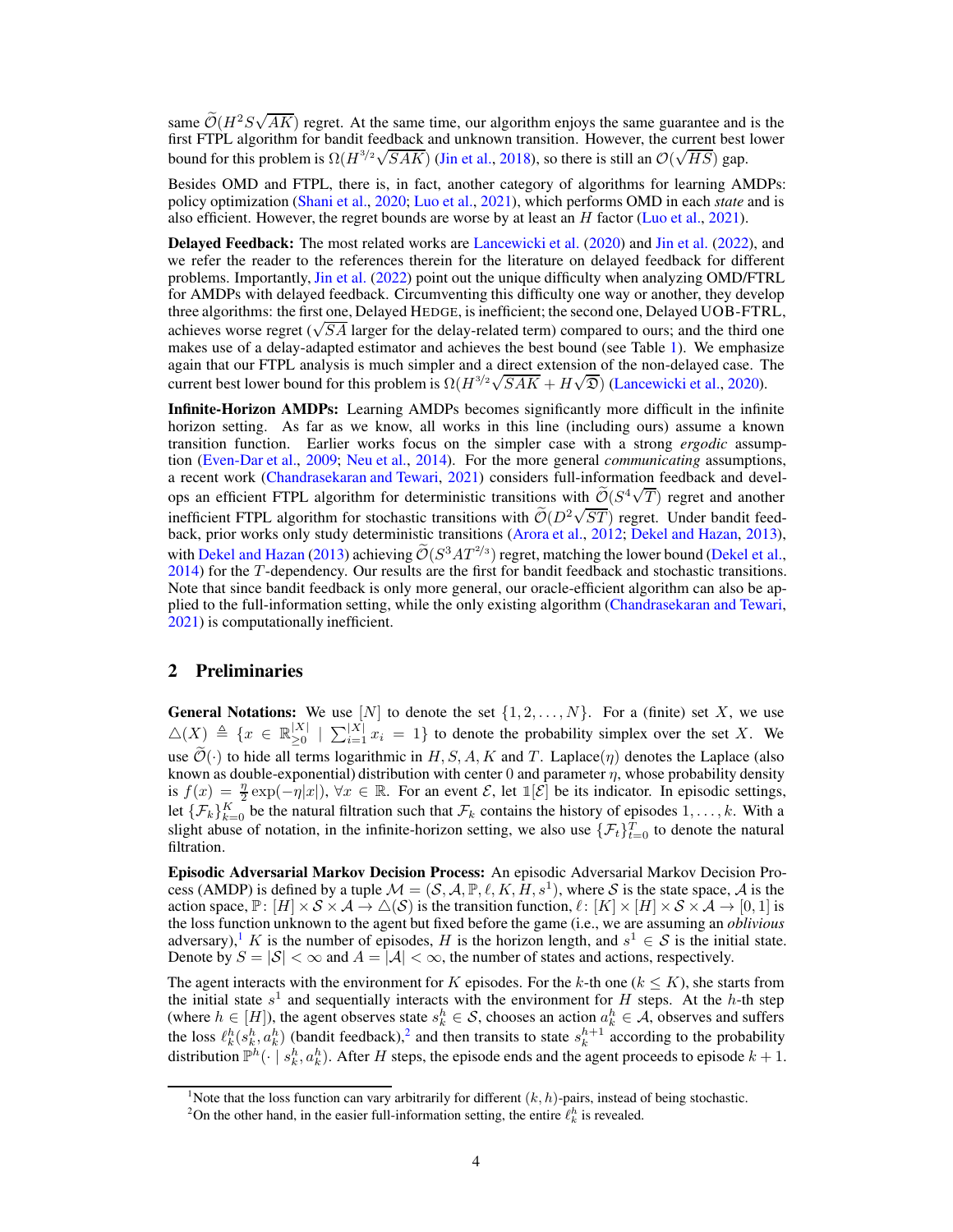same $\widetilde{\mathcal{O}}(H^2 S\sqrt{AK})$ regret. At the same time, our algorithm enjoys the same guarantee and is the first FTPL algorithm for bandit feedback and unknown transition. However, the current best lower bound for this problem is $\Omega(H^{3/2}\sqrt{SAK})$ (Jin et al., 2018), so there is still an $\mathcal{O}(\sqrt{HS})$ gap.

Besides OMD and FTPL, there is, in fact, another category of algorithms for learning AMDPs: policy optimization (Shani et al., 2020; Luo et al., 2021), which performs OMD in each *state* and is also efficient. However, the regret bounds are worse by at least an $H$ factor (Luo et al., 2021).

**Delayed Feedback:** The most related works are Lancewicki et al. (2020) and Jin et al. (2022), and we refer the reader to the references therein for the literature on delayed feedback for different problems. Importantly, Jin et al. (2022) point out the unique difficulty when analyzing OMD/FTRL for AMDPs with delayed feedback. Circumventing this difficulty one way or another, they develop three algorithms: the first one, Delayed HEDGE, is inefficient; the second one, Delayed UOB-FTRL, achieves worse regret ($\sqrt{SA}$ larger for the delay-related term) compared to ours; and the third one makes use of a delay-adapted estimator and achieves the best bound (see Table 1). We emphasize again that our FTPL analysis is much simpler and a direct extension of the non-delayed case. The current best lower bound for this problem is $\Omega(H^{3/2}\sqrt{SAK} + H\sqrt{\mathfrak{D}})$ (Lancewicki et al., 2020).

**Infinite-Horizon AMDPs:** Learning AMDPs becomes significantly more difficult in the infinite horizon setting. As far as we know, all works in this line (including ours) assume a known transition function. Earlier works focus on the simpler case with a strong *ergodic* assumption (Even-Dar et al., 2009; Neu et al., 2014). For the more general *communicating* assumptions, a recent work (Chandrasekaran and Tewari, 2021) considers full-information feedback and develops an efficient FTPL algorithm for deterministic transitions with $\widetilde{\mathcal{O}}(S^4\sqrt{T})$ regret and another inefficient FTPL algorithm for stochastic transitions with $\widetilde{\mathcal{O}}(D^2\sqrt{ST})$ regret. Under bandit feedback, prior works only study deterministic transitions (Arora et al., 2012; Dekel and Hazan, 2013), with Dekel and Hazan (2013) achieving $\widetilde{\mathcal{O}}(S^3AT^{2/3})$ regret, matching the lower bound (Dekel et al., 2014) for the $T$-dependency. Our results are the first for bandit feedback and stochastic transitions. Note that since bandit feedback is only more general, our oracle-efficient algorithm can also be applied to the full-information setting, while the only existing algorithm (Chandrasekaran and Tewari, 2021) is computationally inefficient.

## 2 Preliminaries

**General Notations:** We use $[N]$ to denote the set $\{1, 2, \ldots, N\}$. For a (finite) set $X$, we use $\triangle(X) \triangleq \{x \in \mathbb{R}^{|X|}_{\geq 0} \mid \sum_{i=1}^{|X|} x_i = 1\}$ to denote the probability simplex over the set $X$. We use $\widetilde{\mathcal{O}}(\cdot)$ to hide all terms logarithmic in $H, S, A, K$ and $T$. Laplace($\eta$) denotes the Laplace (also known as double-exponential) distribution with center 0 and parameter $\eta$, whose probability density is $f(x) = \frac{\eta}{2}\exp(-\eta|x|)$, $\forall x \in \mathbb{R}$. For an event $\mathcal{E}$, let $\mathbb{1}[\mathcal{E}]$ be its indicator. In episodic settings, let $\{\mathcal{F}_k\}_{k=0}^K$ be the natural filtration such that $\mathcal{F}_k$ contains the history of episodes $1, \ldots, k$. With a slight abuse of notation, in the infinite-horizon setting, we also use $\{\mathcal{F}_t\}_{t=0}^T$ to denote the natural filtration.

**Episodic Adversarial Markov Decision Process:** An episodic Adversarial Markov Decision Process (AMDP) is defined by a tuple $\mathcal{M} = (\mathcal{S}, \mathcal{A}, \mathbb{P}, \ell, K, H, s^1)$, where $\mathcal{S}$ is the state space, $\mathcal{A}$ is the action space, $\mathbb{P} \colon [H] \times \mathcal{S} \times \mathcal{A} \to \triangle(\mathcal{S})$ is the transition function, $\ell \colon [K] \times [H] \times \mathcal{S} \times \mathcal{A} \to [0, 1]$ is the loss function unknown to the agent but fixed before the game (i.e., we are assuming an *oblivious* adversary),[1] $K$ is the number of episodes, $H$ is the horizon length, and $s^1 \in \mathcal{S}$ is the initial state. Denote by $S = |\mathcal{S}| < \infty$ and $A = |\mathcal{A}| < \infty$, the number of states and actions, respectively.

The agent interacts with the environment for $K$ episodes. For the $k$-th one ($k \leq K$), she starts from the initial state $s^1$ and sequentially interacts with the environment for $H$ steps. At the $h$-th step (where $h \in [H]$), the agent observes state $s_k^h \in \mathcal{S}$, chooses an action $a_k^h \in \mathcal{A}$, observes and suffers the loss $\ell_k^h(s_k^h, a_k^h)$ (bandit feedback),[2] and then transits to state $s_k^{h+1}$ according to the probability distribution $\mathbb{P}^h(\cdot \mid s_k^h, a_k^h)$. After $H$ steps, the episode ends and the agent proceeds to episode $k+1$.

[1] Note that the loss function can vary arbitrarily for different $(k, h)$-pairs, instead of being stochastic.

[2] On the other hand, in the easier full-information setting, the entire $\ell_k^h$ is revealed.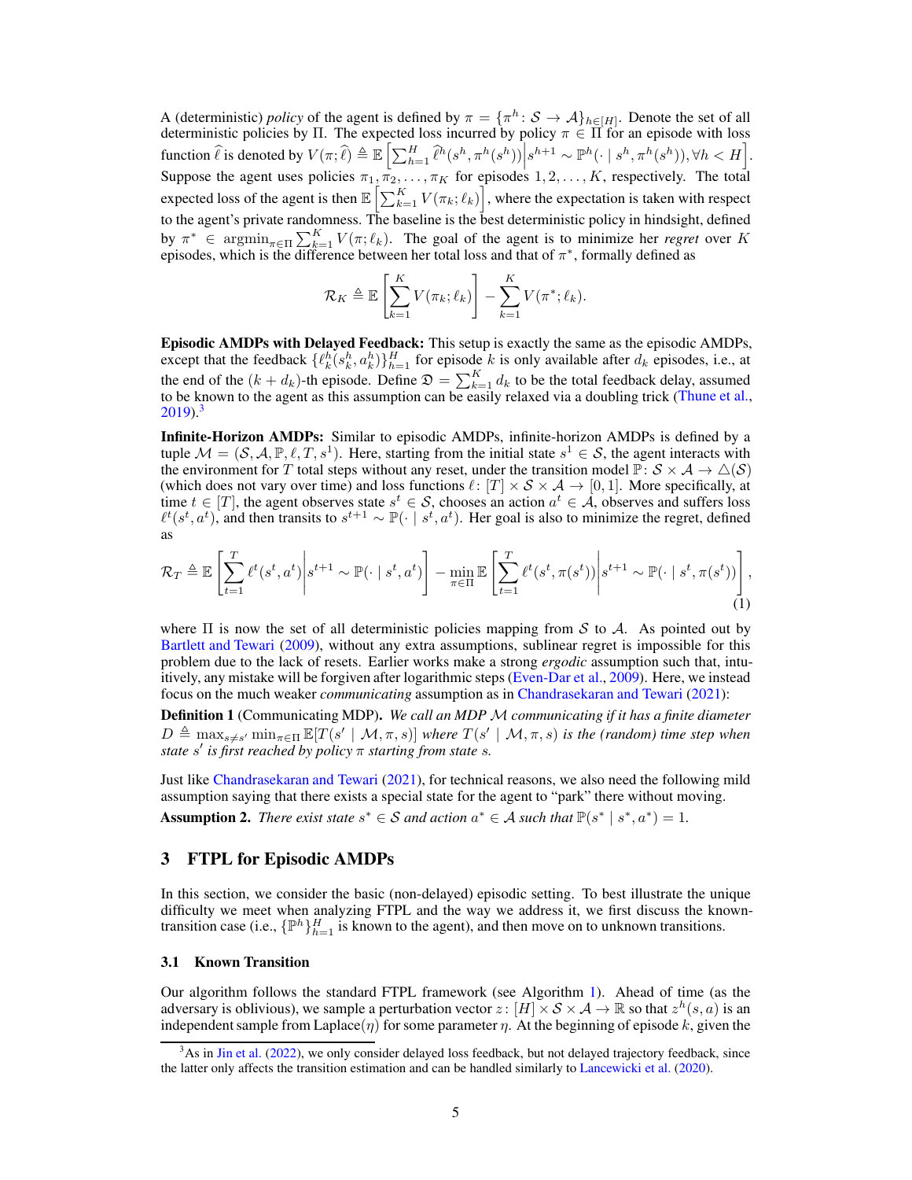A (deterministic) *policy* of the agent is defined by $\pi = \{\pi^h : \mathcal{S} \to \mathcal{A}\}_{h \in [H]}$. Denote the set of all deterministic policies by $\Pi$. The expected loss incurred by policy $\pi \in \Pi$ for an episode with loss function $\widehat{\ell}$ is denoted by $V(\pi; \widehat{\ell}) \triangleq \mathbb{E}\left[\sum_{h=1}^{H} \widehat{\ell}^h(s^h, \pi^h(s^h)) \middle| s^{h+1} \sim \mathbb{P}^h(\cdot \mid s^h, \pi^h(s^h)), \forall h < H\right]$. Suppose the agent uses policies $\pi_1, \pi_2, \ldots, \pi_K$ for episodes $1, 2, \ldots, K$, respectively. The total expected loss of the agent is then $\mathbb{E}\left[\sum_{k=1}^{K} V(\pi_k; \ell_k)\right]$, where the expectation is taken with respect to the agent's private randomness. The baseline is the best deterministic policy in hindsight, defined by $\pi^* \in \operatorname{argmin}_{\pi \in \Pi} \sum_{k=1}^{K} V(\pi; \ell_k)$. The goal of the agent is to minimize her *regret* over $K$ episodes, which is the difference between her total loss and that of $\pi^*$, formally defined as

$$\mathcal{R}_K \triangleq \mathbb{E}\left[\sum_{k=1}^{K} V(\pi_k; \ell_k)\right] - \sum_{k=1}^{K} V(\pi^*; \ell_k).$$

**Episodic AMDPs with Delayed Feedback:** This setup is exactly the same as the episodic AMDPs, except that the feedback $\{\ell_k^h(s_k^h, a_k^h)\}_{h=1}^{H}$ for episode $k$ is only available after $d_k$ episodes, i.e., at the end of the $(k + d_k)$-th episode. Define $\mathfrak{D} = \sum_{k=1}^{K} d_k$ to be the total feedback delay, assumed to be known to the agent as this assumption can be easily relaxed via a doubling trick (Thune et al., 2019).[3]

**Infinite-Horizon AMDPs:** Similar to episodic AMDPs, infinite-horizon AMDPs is defined by a tuple $\mathcal{M} = (\mathcal{S}, \mathcal{A}, \mathbb{P}, \ell, T, s^1)$. Here, starting from the initial state $s^1 \in \mathcal{S}$, the agent interacts with the environment for $T$ total steps without any reset, under the transition model $\mathbb{P} : \mathcal{S} \times \mathcal{A} \to \triangle(\mathcal{S})$ (which does not vary over time) and loss functions $\ell : [T] \times \mathcal{S} \times \mathcal{A} \to [0, 1]$. More specifically, at time $t \in [T]$, the agent observes state $s^t \in \mathcal{S}$, chooses an action $a^t \in \mathcal{A}$, observes and suffers loss $\ell^t(s^t, a^t)$, and then transits to $s^{t+1} \sim \mathbb{P}(\cdot \mid s^t, a^t)$. Her goal is also to minimize the regret, defined as

$$\mathcal{R}_T \triangleq \mathbb{E}\left[\sum_{t=1}^{T} \ell^t(s^t, a^t) \middle| s^{t+1} \sim \mathbb{P}(\cdot \mid s^t, a^t)\right] - \min_{\pi \in \Pi} \mathbb{E}\left[\sum_{t=1}^{T} \ell^t(s^t, \pi(s^t)) \middle| s^{t+1} \sim \mathbb{P}(\cdot \mid s^t, \pi(s^t))\right], \tag{1}$$

where $\Pi$ is now the set of all deterministic policies mapping from $\mathcal{S}$ to $\mathcal{A}$. As pointed out by Bartlett and Tewari (2009), without any extra assumptions, sublinear regret is impossible for this problem due to the lack of resets. Earlier works make a strong *ergodic* assumption such that, intuitively, any mistake will be forgiven after logarithmic steps (Even-Dar et al., 2009). Here, we instead focus on the much weaker *communicating* assumption as in Chandrasekaran and Tewari (2021):

**Definition 1** (Communicating MDP). *We call an MDP $\mathcal{M}$ communicating if it has a finite diameter $D \triangleq \max_{s \neq s'} \min_{\pi \in \Pi} \mathbb{E}[T(s' \mid \mathcal{M}, \pi, s)]$ where $T(s' \mid \mathcal{M}, \pi, s)$ is the (random) time step when state $s'$ is first reached by policy $\pi$ starting from state $s$.*

Just like Chandrasekaran and Tewari (2021), for technical reasons, we also need the following mild assumption saying that there exists a special state for the agent to "park" there without moving.

**Assumption 2.** *There exist state $s^* \in \mathcal{S}$ and action $a^* \in \mathcal{A}$ such that $\mathbb{P}(s^* \mid s^*, a^*) = 1$.*

## 3 FTPL for Episodic AMDPs

In this section, we consider the basic (non-delayed) episodic setting. To best illustrate the unique difficulty we meet when analyzing FTPL and the way we address it, we first discuss the known-transition case (i.e., $\{\mathbb{P}^h\}_{h=1}^{H}$ is known to the agent), and then move on to unknown transitions.

### 3.1 Known Transition

Our algorithm follows the standard FTPL framework (see Algorithm 1). Ahead of time (as the adversary is oblivious), we sample a perturbation vector $z : [H] \times \mathcal{S} \times \mathcal{A} \to \mathbb{R}$ so that $z^h(s, a)$ is an independent sample from Laplace$(\eta)$ for some parameter $\eta$. At the beginning of episode $k$, given the

[3] As in Jin et al. (2022), we only consider delayed loss feedback, but not delayed trajectory feedback, since the latter only affects the transition estimation and can be handled similarly to Lancewicki et al. (2020).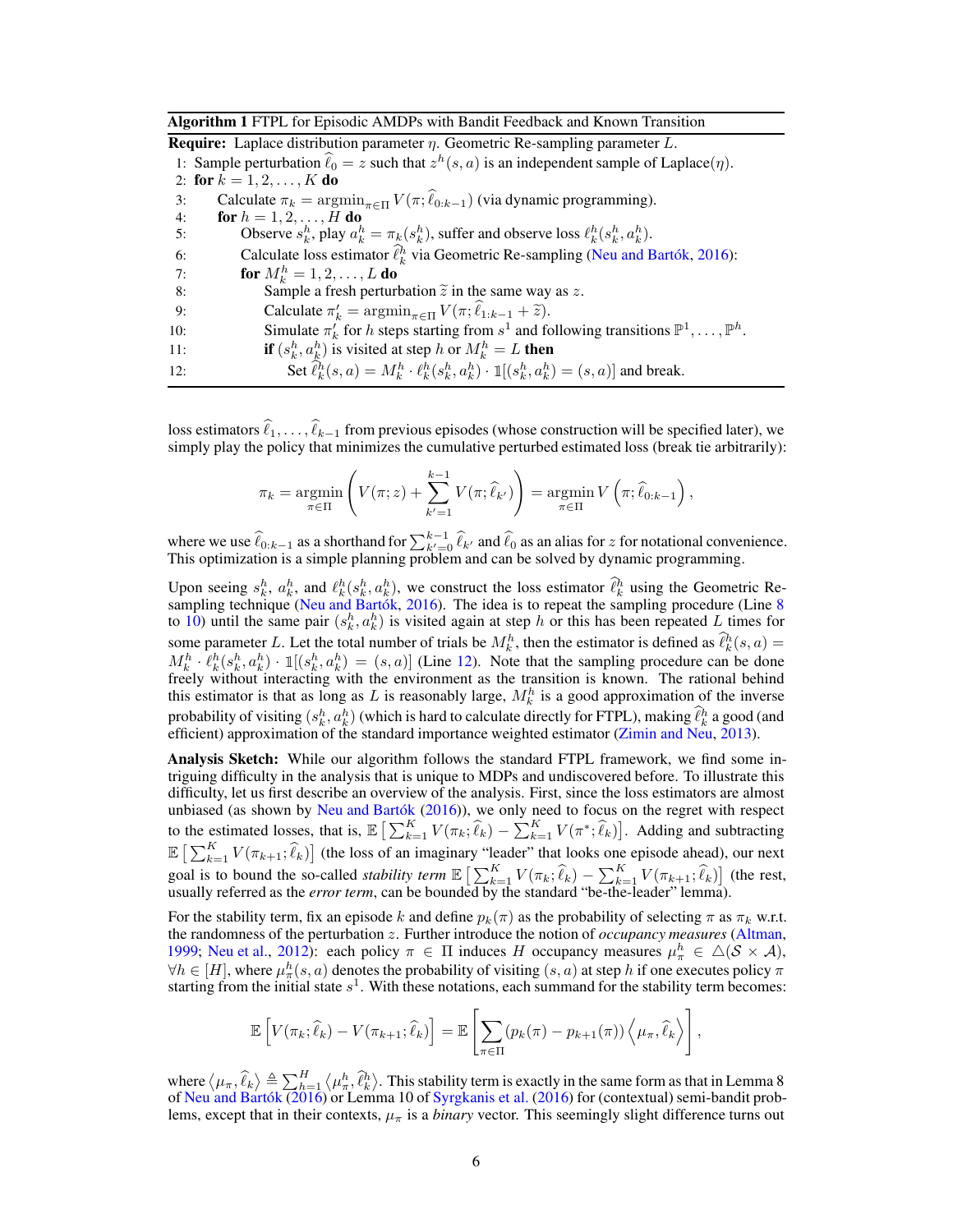**Algorithm 1** FTPL for Episodic AMDPs with Bandit Feedback and Known Transition

**Require:** Laplace distribution parameter $\eta$. Geometric Re-sampling parameter $L$.

1: Sample perturbation $\widehat{\ell}_0 = z$ such that $z^h(s,a)$ is an independent sample of Laplace($\eta$).
2: **for** $k = 1, 2, \ldots, K$ **do**
3: Calculate $\pi_k = \operatorname{argmin}_{\pi \in \Pi} V(\pi; \widehat{\ell}_{0:k-1})$ (via dynamic programming).
4: **for** $h = 1, 2, \ldots, H$ **do**
5: Observe $s_k^h$, play $a_k^h = \pi_k(s_k^h)$, suffer and observe loss $\ell_k^h(s_k^h, a_k^h)$.
6: Calculate loss estimator $\widehat{\ell}_k^h$ via Geometric Re-sampling (Neu and Bartók, 2016):
7: **for** $M_k^h = 1, 2, \ldots, L$ **do**
8: Sample a fresh perturbation $\widetilde{z}$ in the same way as $z$.
9: Calculate $\pi'_k = \operatorname{argmin}_{\pi \in \Pi} V(\pi; \widehat{\ell}_{1:k-1} + \widetilde{z})$.
10: Simulate $\pi'_k$ for $h$ steps starting from $s^1$ and following transitions $\mathbb{P}^1, \ldots, \mathbb{P}^h$.
11: **if** $(s_k^h, a_k^h)$ is visited at step $h$ or $M_k^h = L$ **then**
12: Set $\widehat{\ell}_k^h(s,a) = M_k^h \cdot \ell_k^h(s_k^h, a_k^h) \cdot \mathbb{1}[(s_k^h, a_k^h) = (s,a)]$ and break.

loss estimators $\widehat{\ell}_1, \ldots, \widehat{\ell}_{k-1}$ from previous episodes (whose construction will be specified later), we simply play the policy that minimizes the cumulative perturbed estimated loss (break tie arbitrarily):

$$\pi_k = \operatorname*{argmin}_{\pi \in \Pi} \left( V(\pi; z) + \sum_{k'=1}^{k-1} V(\pi; \widehat{\ell}_{k'}) \right) = \operatorname*{argmin}_{\pi \in \Pi} V\left(\pi; \widehat{\ell}_{0:k-1}\right),$$

where we use $\widehat{\ell}_{0:k-1}$ as a shorthand for $\sum_{k'=0}^{k-1} \widehat{\ell}_{k'}$ and $\widehat{\ell}_0$ as an alias for $z$ for notational convenience. This optimization is a simple planning problem and can be solved by dynamic programming.

Upon seeing $s_k^h$, $a_k^h$, and $\ell_k^h(s_k^h, a_k^h)$, we construct the loss estimator $\widehat{\ell}_k^h$ using the Geometric Re-sampling technique (Neu and Bartók, 2016). The idea is to repeat the sampling procedure (Line 8 to 10) until the same pair $(s_k^h, a_k^h)$ is visited again at step $h$ or this has been repeated $L$ times for some parameter $L$. Let the total number of trials be $M_k^h$, then the estimator is defined as $\widehat{\ell}_k^h(s,a) = M_k^h \cdot \ell_k^h(s_k^h, a_k^h) \cdot \mathbb{1}[(s_k^h, a_k^h) = (s,a)]$ (Line 12). Note that the sampling procedure can be done freely without interacting with the environment as the transition is known. The rational behind this estimator is that as long as $L$ is reasonably large, $M_k^h$ is a good approximation of the inverse probability of visiting $(s_k^h, a_k^h)$ (which is hard to calculate directly for FTPL), making $\widehat{\ell}_k^h$ a good (and efficient) approximation of the standard importance weighted estimator (Zimin and Neu, 2013).

**Analysis Sketch:** While our algorithm follows the standard FTPL framework, we find some intriguing difficulty in the analysis that is unique to MDPs and undiscovered before. To illustrate this difficulty, let us first describe an overview of the analysis. First, since the loss estimators are almost unbiased (as shown by Neu and Bartók (2016)), we only need to focus on the regret with respect to the estimated losses, that is, $\mathbb{E}\left[\sum_{k=1}^K V(\pi_k; \widehat{\ell}_k) - \sum_{k=1}^K V(\pi^*; \widehat{\ell}_k)\right]$. Adding and subtracting $\mathbb{E}\left[\sum_{k=1}^K V(\pi_{k+1}; \widehat{\ell}_k)\right]$ (the loss of an imaginary "leader" that looks one episode ahead), our next goal is to bound the so-called *stability term* $\mathbb{E}\left[\sum_{k=1}^K V(\pi_k; \widehat{\ell}_k) - \sum_{k=1}^K V(\pi_{k+1}; \widehat{\ell}_k)\right]$ (the rest, usually referred as the *error term*, can be bounded by the standard "be-the-leader" lemma).

For the stability term, fix an episode $k$ and define $p_k(\pi)$ as the probability of selecting $\pi$ as $\pi_k$ w.r.t. the randomness of the perturbation $z$. Further introduce the notion of *occupancy measures* (Altman, 1999; Neu et al., 2012): each policy $\pi \in \Pi$ induces $H$ occupancy measures $\mu_\pi^h \in \triangle(\mathcal{S} \times \mathcal{A})$, $\forall h \in [H]$, where $\mu_\pi^h(s,a)$ denotes the probability of visiting $(s,a)$ at step $h$ if one executes policy $\pi$ starting from the initial state $s^1$. With these notations, each summand for the stability term becomes:

$$\mathbb{E}\left[V(\pi_k; \widehat{\ell}_k) - V(\pi_{k+1}; \widehat{\ell}_k)\right] = \mathbb{E}\left[\sum_{\pi \in \Pi} (p_k(\pi) - p_{k+1}(\pi)) \left\langle \mu_\pi, \widehat{\ell}_k \right\rangle\right],$$

where $\left\langle \mu_\pi, \widehat{\ell}_k \right\rangle \triangleq \sum_{h=1}^H \left\langle \mu_\pi^h, \widehat{\ell}_k^h \right\rangle$. This stability term is exactly in the same form as that in Lemma 8 of Neu and Bartók (2016) or Lemma 10 of Syrgkanis et al. (2016) for (contextual) semi-bandit problems, except that in their contexts, $\mu_\pi$ is a *binary* vector. This seemingly slight difference turns out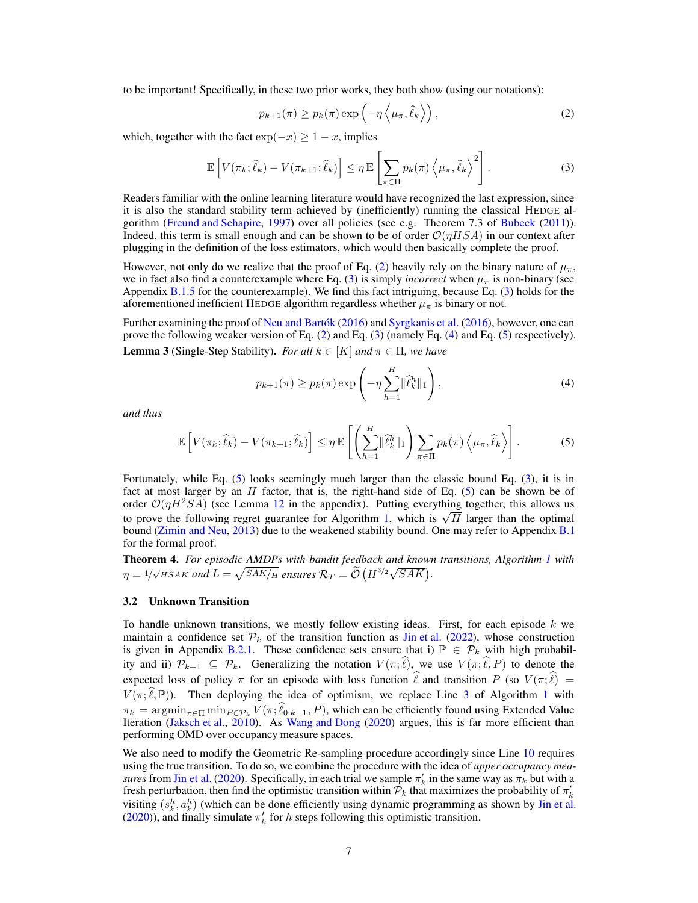to be important! Specifically, in these two prior works, they both show (using our notations):

$$p_{k+1}(\pi) \geq p_k(\pi) \exp\left(-\eta \left\langle \mu_\pi, \widehat{\ell}_k \right\rangle\right), \tag{2}$$

which, together with the fact $\exp(-x) \geq 1 - x$, implies

$$\mathbb{E}\left[V(\pi_k; \widehat{\ell}_k) - V(\pi_{k+1}; \widehat{\ell}_k)\right] \leq \eta\, \mathbb{E}\left[\sum_{\pi \in \Pi} p_k(\pi) \left\langle \mu_\pi, \widehat{\ell}_k \right\rangle^2\right]. \tag{3}$$

Readers familiar with the online learning literature would have recognized the last expression, since it is also the standard stability term achieved by (inefficiently) running the classical HEDGE algorithm (Freund and Schapire, 1997) over all policies (see e.g. Theorem 7.3 of Bubeck (2011)). Indeed, this term is small enough and can be shown to be of order $\mathcal{O}(\eta HSA)$ in our context after plugging in the definition of the loss estimators, which would then basically complete the proof.

However, not only do we realize that the proof of Eq. (2) heavily rely on the binary nature of $\mu_\pi$, we in fact also find a counterexample where Eq. (3) is simply *incorrect* when $\mu_\pi$ is non-binary (see Appendix B.1.5 for the counterexample). We find this fact intriguing, because Eq. (3) holds for the aforementioned inefficient HEDGE algorithm regardless whether $\mu_\pi$ is binary or not.

Further examining the proof of Neu and Bartók (2016) and Syrgkanis et al. (2016), however, one can prove the following weaker version of Eq. (2) and Eq. (3) (namely Eq. (4) and Eq. (5) respectively).

**Lemma 3** (Single-Step Stability). *For all $k \in [K]$ and $\pi \in \Pi$, we have*

$$p_{k+1}(\pi) \geq p_k(\pi) \exp\left(-\eta \sum_{h=1}^{H} \|\widehat{\ell}_k^h\|_1\right), \tag{4}$$

*and thus*

$$\mathbb{E}\left[V(\pi_k; \widehat{\ell}_k) - V(\pi_{k+1}; \widehat{\ell}_k)\right] \leq \eta\, \mathbb{E}\left[\left(\sum_{h=1}^{H} \|\widehat{\ell}_k^h\|_1\right) \sum_{\pi \in \Pi} p_k(\pi) \left\langle \mu_\pi, \widehat{\ell}_k \right\rangle\right]. \tag{5}$$

Fortunately, while Eq. (5) looks seemingly much larger than the classic bound Eq. (3), it is in fact at most larger by an $H$ factor, that is, the right-hand side of Eq. (5) can be shown to be of order $\mathcal{O}(\eta H^2 SA)$ (see Lemma 12 in the appendix). Putting everything together, this allows us to prove the following regret guarantee for Algorithm 1, which is $\sqrt{H}$ larger than the optimal bound (Zimin and Neu, 2013) due to the weakened stability bound. One may refer to Appendix B.1 for the formal proof.

**Theorem 4.** *For episodic AMDPs with bandit feedback and known transitions, Algorithm 1 with $\eta = 1/\sqrt{HSAK}$ and $L = \sqrt{SAK/H}$ ensures $\mathcal{R}_T = \widetilde{\mathcal{O}}\left(H^{3/2}\sqrt{SAK}\right)$.*

### 3.2 Unknown Transition

To handle unknown transitions, we mostly follow existing ideas. First, for each episode $k$ we maintain a confidence set $\mathcal{P}_k$ of the transition function as Jin et al. (2022), whose construction is given in Appendix B.2.1. These confidence sets ensure that i) $\mathbb{P} \in \mathcal{P}_k$ with high probability and ii) $\mathcal{P}_{k+1} \subseteq \mathcal{P}_k$. Generalizing the notation $V(\pi; \widehat{\ell})$, we use $V(\pi; \widehat{\ell}, P)$ to denote the expected loss of policy $\pi$ for an episode with loss function $\widehat{\ell}$ and transition $P$ (so $V(\pi; \widehat{\ell}) = V(\pi; \widehat{\ell}, \mathbb{P})$). Then deploying the idea of optimism, we replace Line 3 of Algorithm 1 with $\pi_k = \operatorname{argmin}_{\pi \in \Pi} \min_{P \in \mathcal{P}_k} V(\pi; \widehat{\ell}_{0:k-1}, P)$, which can be efficiently found using Extended Value Iteration (Jaksch et al., 2010). As Wang and Dong (2020) argues, this is far more efficient than performing OMD over occupancy measure spaces.

We also need to modify the Geometric Re-sampling procedure accordingly since Line 10 requires using the true transition. To do so, we combine the procedure with the idea of *upper occupancy measures* from Jin et al. (2020). Specifically, in each trial we sample $\pi_k'$ in the same way as $\pi_k$ but with a fresh perturbation, then find the optimistic transition within $\mathcal{P}_k$ that maximizes the probability of $\pi_k'$ visiting $(s_k^h, a_k^h)$ (which can be done efficiently using dynamic programming as shown by Jin et al. (2020)), and finally simulate $\pi_k'$ for $h$ steps following this optimistic transition.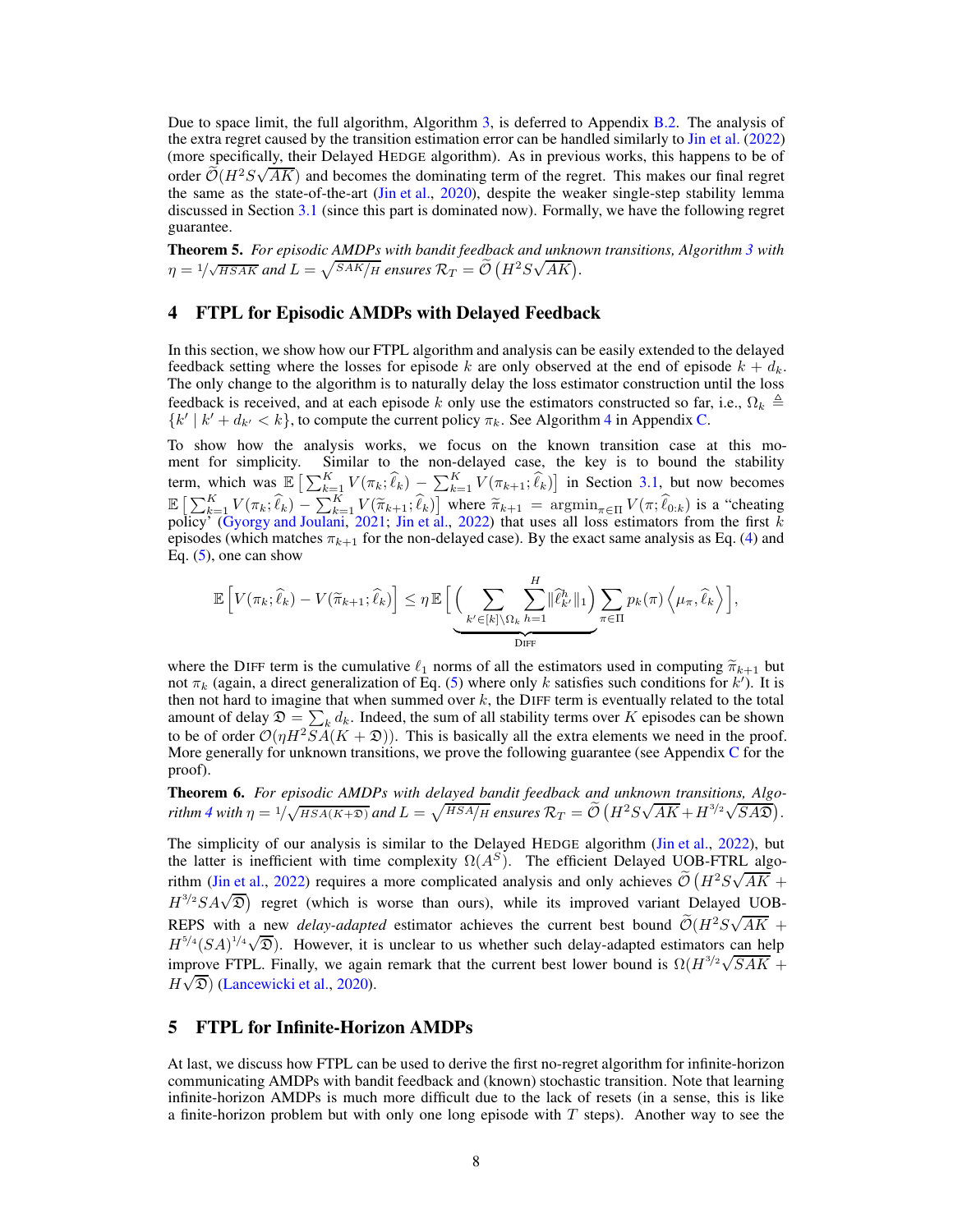Due to space limit, the full algorithm, Algorithm 3, is deferred to Appendix B.2. The analysis of the extra regret caused by the transition estimation error can be handled similarly to Jin et al. (2022) (more specifically, their Delayed HEDGE algorithm). As in previous works, this happens to be of order $\widetilde{\mathcal{O}}(H^2 S\sqrt{AK})$ and becomes the dominating term of the regret. This makes our final regret the same as the state-of-the-art (Jin et al., 2020), despite the weaker single-step stability lemma discussed in Section 3.1 (since this part is dominated now). Formally, we have the following regret guarantee.

**Theorem 5.** *For episodic AMDPs with bandit feedback and unknown transitions, Algorithm 3 with $\eta = 1/\sqrt{HSAK}$ and $L = \sqrt{SAK/H}$ ensures $\mathcal{R}_T = \widetilde{\mathcal{O}}\left(H^2 S\sqrt{AK}\right)$.*

## 4 FTPL for Episodic AMDPs with Delayed Feedback

In this section, we show how our FTPL algorithm and analysis can be easily extended to the delayed feedback setting where the losses for episode $k$ are only observed at the end of episode $k + d_k$. The only change to the algorithm is to naturally delay the loss estimator construction until the loss feedback is received, and at each episode $k$ only use the estimators constructed so far, i.e., $\Omega_k \triangleq \{k' \mid k' + d_{k'} < k\}$, to compute the current policy $\pi_k$. See Algorithm 4 in Appendix C.

To show how the analysis works, we focus on the known transition case at this moment for simplicity. Similar to the non-delayed case, the key is to bound the stability term, which was $\mathbb{E}\left[\sum_{k=1}^K V(\pi_k; \widehat{\ell}_k) - \sum_{k=1}^K V(\pi_{k+1}; \widehat{\ell}_k)\right]$ in Section 3.1, but now becomes $\mathbb{E}\left[\sum_{k=1}^K V(\pi_k; \widehat{\ell}_k) - \sum_{k=1}^K V(\widetilde{\pi}_{k+1}; \widehat{\ell}_k)\right]$ where $\widetilde{\pi}_{k+1} = \operatorname{argmin}_{\pi\in\Pi} V(\pi; \widehat{\ell}_{0:k})$ is a "cheating policy" (Gyorgy and Joulani, 2021; Jin et al., 2022) that uses all loss estimators from the first $k$ episodes (which matches $\pi_{k+1}$ for the non-delayed case). By the exact same analysis as Eq. (4) and Eq. (5), one can show

$$
\mathbb{E}\left[V(\pi_k; \widehat{\ell}_k) - V(\widetilde{\pi}_{k+1}; \widehat{\ell}_k)\right] \le \eta\, \mathbb{E}\Bigg[\underbrace{\Bigg(\sum_{k'\in[k]\setminus\Omega_k}\sum_{h=1}^{H} \|\widehat{\ell}^h_{k'}\|_1\Bigg)}_{\textsc{Diff}} \sum_{\pi\in\Pi} p_k(\pi)\left\langle \mu_\pi, \widehat{\ell}_k\right\rangle\Bigg],
$$

where the DIFF term is the cumulative $\ell_1$ norms of all the estimators used in computing $\widetilde{\pi}_{k+1}$ but not $\pi_k$ (again, a direct generalization of Eq. (5) where only $k$ satisfies such conditions for $k'$). It is then not hard to imagine that when summed over $k$, the DIFF term is eventually related to the total amount of delay $\mathfrak{D} = \sum_k d_k$. Indeed, the sum of all stability terms over $K$ episodes can be shown to be of order $\mathcal{O}(\eta H^2 SA(K + \mathfrak{D}))$. This is basically all the extra elements we need in the proof. More generally for unknown transitions, we prove the following guarantee (see Appendix C for the proof).

**Theorem 6.** *For episodic AMDPs with delayed bandit feedback and unknown transitions, Algorithm 4 with $\eta = 1/\sqrt{HSA(K+\mathfrak{D})}$ and $L = \sqrt{HSA/H}$ ensures $\mathcal{R}_T = \widetilde{\mathcal{O}}\left(H^2 S\sqrt{AK} + H^{3/2}\sqrt{SA\mathfrak{D}}\right)$.*

The simplicity of our analysis is similar to the Delayed HEDGE algorithm (Jin et al., 2022), but the latter is inefficient with time complexity $\Omega(A^S)$. The efficient Delayed UOB-FTRL algorithm (Jin et al., 2022) requires a more complicated analysis and only achieves $\widetilde{\mathcal{O}}\left(H^2 S\sqrt{AK} + H^{3/2} SA\sqrt{\mathfrak{D}}\right)$ regret (which is worse than ours), while its improved variant Delayed UOB-REPS with a new *delay-adapted* estimator achieves the current best bound $\widetilde{\mathcal{O}}(H^2 S\sqrt{AK} + H^{5/4}(SA)^{1/4}\sqrt{\mathfrak{D}})$. However, it is unclear to us whether such delay-adapted estimators can help improve FTPL. Finally, we again remark that the current best lower bound is $\Omega(H^{3/2}\sqrt{SAK} + H\sqrt{\mathfrak{D}})$ (Lancewicki et al., 2020).

## 5 FTPL for Infinite-Horizon AMDPs

At last, we discuss how FTPL can be used to derive the first no-regret algorithm for infinite-horizon communicating AMDPs with bandit feedback and (known) stochastic transition. Note that learning infinite-horizon AMDPs is much more difficult due to the lack of resets (in a sense, this is like a finite-horizon problem but with only one long episode with $T$ steps). Another way to see the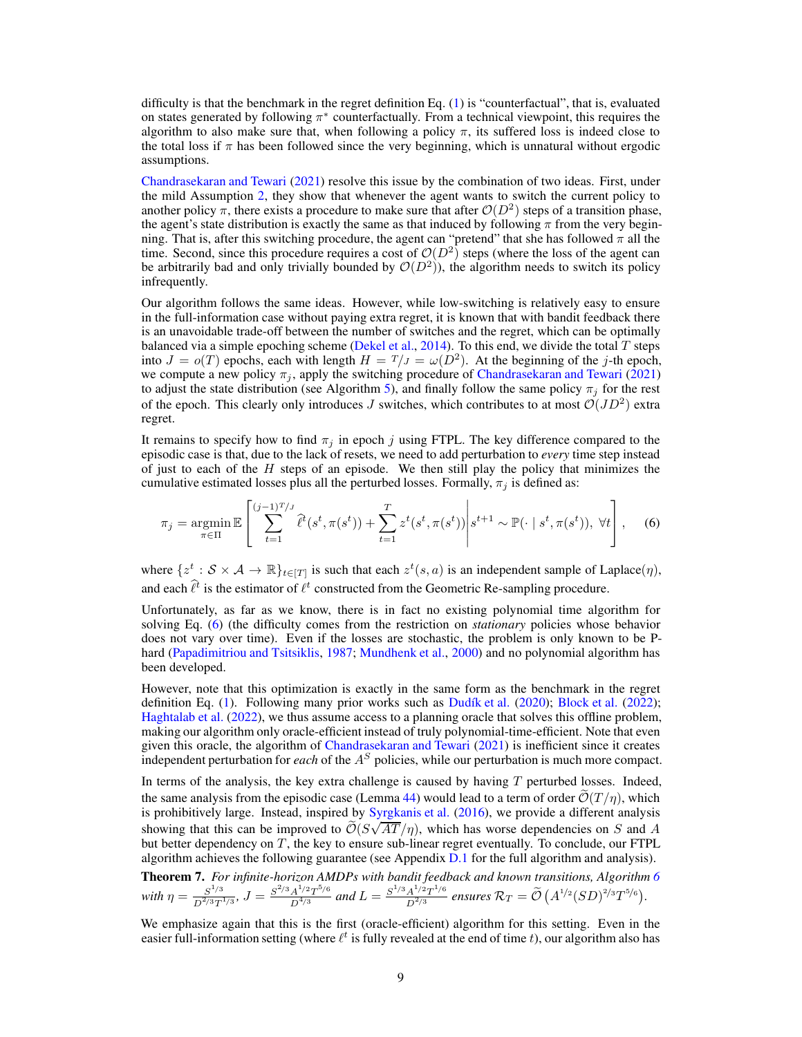difficulty is that the benchmark in the regret definition Eq. (1) is "counterfactual", that is, evaluated on states generated by following $\pi^*$ counterfactually. From a technical viewpoint, this requires the algorithm to also make sure that, when following a policy $\pi$, its suffered loss is indeed close to the total loss if $\pi$ has been followed since the very beginning, which is unnatural without ergodic assumptions.

Chandrasekaran and Tewari (2021) resolve this issue by the combination of two ideas. First, under the mild Assumption 2, they show that whenever the agent wants to switch the current policy to another policy $\pi$, there exists a procedure to make sure that after $\mathcal{O}(D^2)$ steps of a transition phase, the agent's state distribution is exactly the same as that induced by following $\pi$ from the very beginning. That is, after this switching procedure, the agent can "pretend" that she has followed $\pi$ all the time. Second, since this procedure requires a cost of $\mathcal{O}(D^2)$ steps (where the loss of the agent can be arbitrarily bad and only trivially bounded by $\mathcal{O}(D^2)$), the algorithm needs to switch its policy infrequently.

Our algorithm follows the same ideas. However, while low-switching is relatively easy to ensure in the full-information case without paying extra regret, it is known that with bandit feedback there is an unavoidable trade-off between the number of switches and the regret, which can be optimally balanced via a simple epoching scheme (Dekel et al., 2014). To this end, we divide the total $T$ steps into $J = o(T)$ epochs, each with length $H = T/J = \omega(D^2)$. At the beginning of the $j$-th epoch, we compute a new policy $\pi_j$, apply the switching procedure of Chandrasekaran and Tewari (2021) to adjust the state distribution (see Algorithm 5), and finally follow the same policy $\pi_j$ for the rest of the epoch. This clearly only introduces $J$ switches, which contributes to at most $\mathcal{O}(JD^2)$ extra regret.

It remains to specify how to find $\pi_j$ in epoch $j$ using FTPL. The key difference compared to the episodic case is that, due to the lack of resets, we need to add perturbation to *every* time step instead of just to each of the $H$ steps of an episode. We then still play the policy that minimizes the cumulative estimated losses plus all the perturbed losses. Formally, $\pi_j$ is defined as:

$$\pi_j = \operatorname*{argmin}_{\pi \in \Pi} \mathbb{E}\left[ \sum_{t=1}^{(j-1)T/J} \widehat{\ell}^t(s^t, \pi(s^t)) + \sum_{t=1}^{T} z^t(s^t, \pi(s^t)) \,\middle|\, s^{t+1} \sim \mathbb{P}(\cdot \mid s^t, \pi(s^t)),\ \forall t \right], \tag{6}$$

where $\{z^t : \mathcal{S} \times \mathcal{A} \to \mathbb{R}\}_{t \in [T]}$ is such that each $z^t(s,a)$ is an independent sample of Laplace($\eta$), and each $\widehat{\ell}^t$ is the estimator of $\ell^t$ constructed from the Geometric Re-sampling procedure.

Unfortunately, as far as we know, there is in fact no existing polynomial time algorithm for solving Eq. (6) (the difficulty comes from the restriction on *stationary* policies whose behavior does not vary over time). Even if the losses are stochastic, the problem is only known to be P-hard (Papadimitriou and Tsitsiklis, 1987; Mundhenk et al., 2000) and no polynomial algorithm has been developed.

However, note that this optimization is exactly in the same form as the benchmark in the regret definition Eq. (1). Following many prior works such as Dudík et al. (2020); Block et al. (2022); Haghtalab et al. (2022), we thus assume access to a planning oracle that solves this offline problem, making our algorithm only oracle-efficient instead of truly polynomial-time-efficient. Note that even given this oracle, the algorithm of Chandrasekaran and Tewari (2021) is inefficient since it creates independent perturbation for *each* of the $A^S$ policies, while our perturbation is much more compact.

In terms of the analysis, the key extra challenge is caused by having $T$ perturbed losses. Indeed, the same analysis from the episodic case (Lemma 44) would lead to a term of order $\widetilde{\mathcal{O}}(T/\eta)$, which is prohibitively large. Instead, inspired by Syrgkanis et al. (2016), we provide a different analysis showing that this can be improved to $\widetilde{\mathcal{O}}(S\sqrt{AT}/\eta)$, which has worse dependencies on $S$ and $A$ but better dependency on $T$, the key to ensure sub-linear regret eventually. To conclude, our FTPL algorithm achieves the following guarantee (see Appendix D.1 for the full algorithm and analysis).

**Theorem 7.** *For infinite-horizon AMDPs with bandit feedback and known transitions, Algorithm 6 with* $\eta = \frac{S^{1/3}}{D^{2/3}T^{1/3}}$, $J = \frac{S^{2/3}A^{1/2}T^{5/6}}{D^{4/3}}$ *and* $L = \frac{S^{1/3}A^{1/2}T^{1/6}}{D^{2/3}}$ *ensures* $\mathcal{R}_T = \widetilde{\mathcal{O}}\left(A^{1/2}(SD)^{2/3}T^{5/6}\right)$.

We emphasize again that this is the first (oracle-efficient) algorithm for this setting. Even in the easier full-information setting (where $\ell^t$ is fully revealed at the end of time $t$), our algorithm also has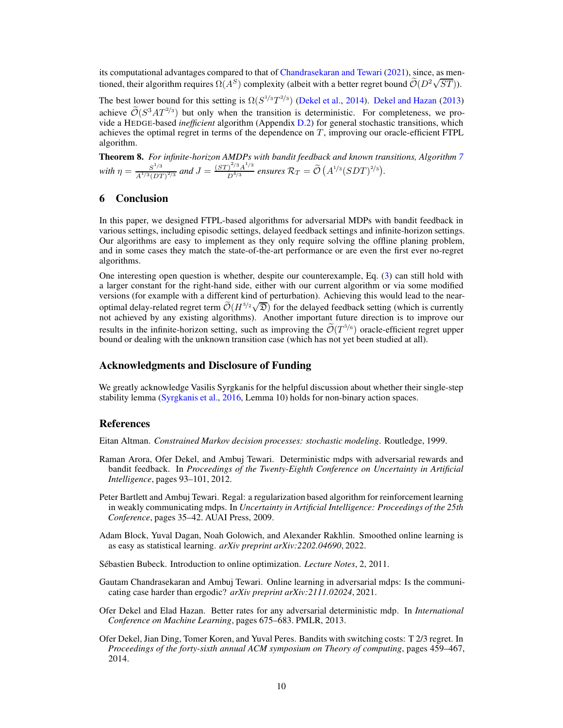its computational advantages compared to that of Chandrasekaran and Tewari (2021), since, as mentioned, their algorithm requires $\Omega(A^S)$ complexity (albeit with a better regret bound $\widetilde{\mathcal{O}}(D^2\sqrt{ST})$).

The best lower bound for this setting is $\Omega(S^{1/3}T^{2/3})$ (Dekel et al., 2014). Dekel and Hazan (2013) achieve $\widetilde{\mathcal{O}}(S^3AT^{2/3})$ but only when the transition is deterministic. For completeness, we provide a HEDGE-based *inefficient* algorithm (Appendix D.2) for general stochastic transitions, which achieves the optimal regret in terms of the dependence on $T$, improving our oracle-efficient FTPL algorithm.

**Theorem 8.** *For infinite-horizon AMDPs with bandit feedback and known transitions, Algorithm 7 with* $\eta = \frac{S^{1/3}}{A^{1/3}(DT)^{2/3}}$ *and* $J = \frac{(ST)^{2/3}A^{1/3}}{D^{4/3}}$ *ensures* $\mathcal{R}_T = \widetilde{\mathcal{O}}\left(A^{1/3}(SDT)^{2/3}\right)$.

## 6 Conclusion

In this paper, we designed FTPL-based algorithms for adversarial MDPs with bandit feedback in various settings, including episodic settings, delayed feedback settings and infinite-horizon settings. Our algorithms are easy to implement as they only require solving the offline planing problem, and in some cases they match the state-of-the-art performance or are even the first ever no-regret algorithms.

One interesting open question is whether, despite our counterexample, Eq. (3) can still hold with a larger constant for the right-hand side, either with our current algorithm or via some modified versions (for example with a different kind of perturbation). Achieving this would lead to the near-optimal delay-related regret term $\widetilde{\mathcal{O}}(H^{3/2}\sqrt{\mathfrak{D}})$ for the delayed feedback setting (which is currently not achieved by any existing algorithms). Another important future direction is to improve our results in the infinite-horizon setting, such as improving the $\widetilde{\mathcal{O}}(T^{5/6})$ oracle-efficient regret upper bound or dealing with the unknown transition case (which has not yet been studied at all).

## Acknowledgments and Disclosure of Funding

We greatly acknowledge Vasilis Syrgkanis for the helpful discussion about whether their single-step stability lemma (Syrgkanis et al., 2016, Lemma 10) holds for non-binary action spaces.

## References

Eitan Altman. *Constrained Markov decision processes: stochastic modeling*. Routledge, 1999.

Raman Arora, Ofer Dekel, and Ambuj Tewari. Deterministic mdps with adversarial rewards and bandit feedback. In *Proceedings of the Twenty-Eighth Conference on Uncertainty in Artificial Intelligence*, pages 93–101, 2012.

Peter Bartlett and Ambuj Tewari. Regal: a regularization based algorithm for reinforcement learning in weakly communicating mdps. In *Uncertainty in Artificial Intelligence: Proceedings of the 25th Conference*, pages 35–42. AUAI Press, 2009.

Adam Block, Yuval Dagan, Noah Golowich, and Alexander Rakhlin. Smoothed online learning is as easy as statistical learning. *arXiv preprint arXiv:2202.04690*, 2022.

Sébastien Bubeck. Introduction to online optimization. *Lecture Notes*, 2, 2011.

Gautam Chandrasekaran and Ambuj Tewari. Online learning in adversarial mdps: Is the communicating case harder than ergodic? *arXiv preprint arXiv:2111.02024*, 2021.

Ofer Dekel and Elad Hazan. Better rates for any adversarial deterministic mdp. In *International Conference on Machine Learning*, pages 675–683. PMLR, 2013.

Ofer Dekel, Jian Ding, Tomer Koren, and Yuval Peres. Bandits with switching costs: T 2/3 regret. In *Proceedings of the forty-sixth annual ACM symposium on Theory of computing*, pages 459–467, 2014.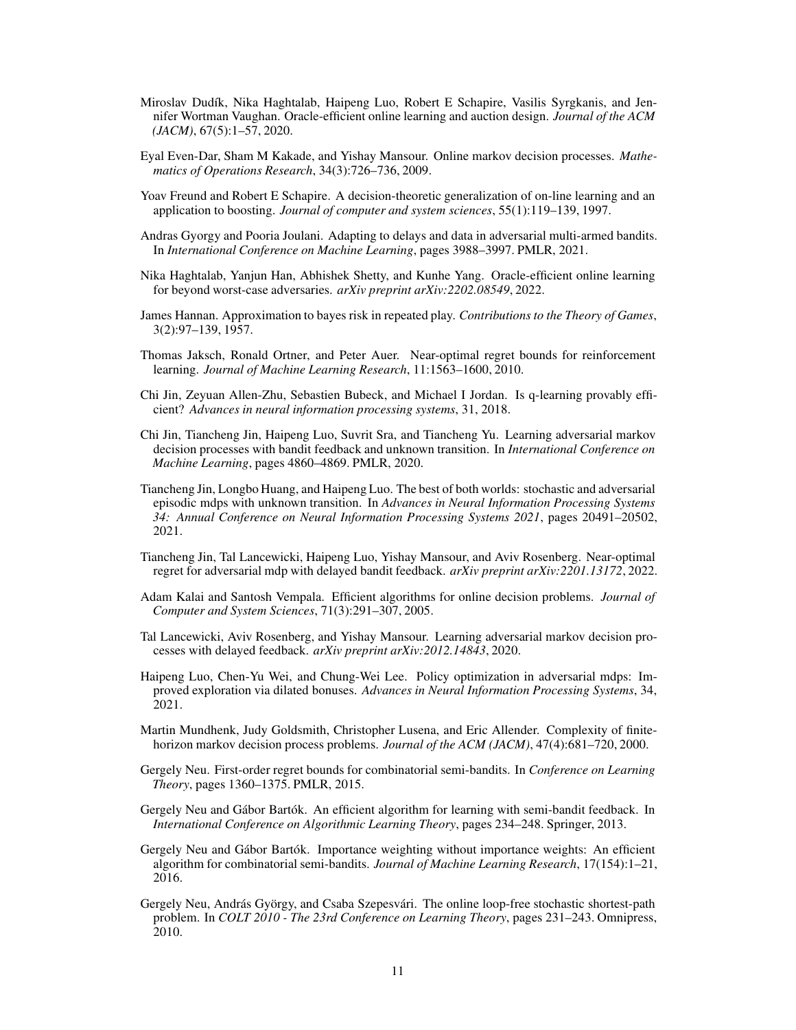Miroslav Dudík, Nika Haghtalab, Haipeng Luo, Robert E Schapire, Vasilis Syrgkanis, and Jennifer Wortman Vaughan. Oracle-efficient online learning and auction design. *Journal of the ACM (JACM)*, 67(5):1–57, 2020.

Eyal Even-Dar, Sham M Kakade, and Yishay Mansour. Online markov decision processes. *Mathematics of Operations Research*, 34(3):726–736, 2009.

Yoav Freund and Robert E Schapire. A decision-theoretic generalization of on-line learning and an application to boosting. *Journal of computer and system sciences*, 55(1):119–139, 1997.

Andras Gyorgy and Pooria Joulani. Adapting to delays and data in adversarial multi-armed bandits. In *International Conference on Machine Learning*, pages 3988–3997. PMLR, 2021.

Nika Haghtalab, Yanjun Han, Abhishek Shetty, and Kunhe Yang. Oracle-efficient online learning for beyond worst-case adversaries. *arXiv preprint arXiv:2202.08549*, 2022.

James Hannan. Approximation to bayes risk in repeated play. *Contributions to the Theory of Games*, 3(2):97–139, 1957.

Thomas Jaksch, Ronald Ortner, and Peter Auer. Near-optimal regret bounds for reinforcement learning. *Journal of Machine Learning Research*, 11:1563–1600, 2010.

Chi Jin, Zeyuan Allen-Zhu, Sebastien Bubeck, and Michael I Jordan. Is q-learning provably efficient? *Advances in neural information processing systems*, 31, 2018.

Chi Jin, Tiancheng Jin, Haipeng Luo, Suvrit Sra, and Tiancheng Yu. Learning adversarial markov decision processes with bandit feedback and unknown transition. In *International Conference on Machine Learning*, pages 4860–4869. PMLR, 2020.

Tiancheng Jin, Longbo Huang, and Haipeng Luo. The best of both worlds: stochastic and adversarial episodic mdps with unknown transition. In *Advances in Neural Information Processing Systems 34: Annual Conference on Neural Information Processing Systems 2021*, pages 20491–20502, 2021.

Tiancheng Jin, Tal Lancewicki, Haipeng Luo, Yishay Mansour, and Aviv Rosenberg. Near-optimal regret for adversarial mdp with delayed bandit feedback. *arXiv preprint arXiv:2201.13172*, 2022.

Adam Kalai and Santosh Vempala. Efficient algorithms for online decision problems. *Journal of Computer and System Sciences*, 71(3):291–307, 2005.

Tal Lancewicki, Aviv Rosenberg, and Yishay Mansour. Learning adversarial markov decision processes with delayed feedback. *arXiv preprint arXiv:2012.14843*, 2020.

Haipeng Luo, Chen-Yu Wei, and Chung-Wei Lee. Policy optimization in adversarial mdps: Improved exploration via dilated bonuses. *Advances in Neural Information Processing Systems*, 34, 2021.

Martin Mundhenk, Judy Goldsmith, Christopher Lusena, and Eric Allender. Complexity of finite-horizon markov decision process problems. *Journal of the ACM (JACM)*, 47(4):681–720, 2000.

Gergely Neu. First-order regret bounds for combinatorial semi-bandits. In *Conference on Learning Theory*, pages 1360–1375. PMLR, 2015.

Gergely Neu and Gábor Bartók. An efficient algorithm for learning with semi-bandit feedback. In *International Conference on Algorithmic Learning Theory*, pages 234–248. Springer, 2013.

Gergely Neu and Gábor Bartók. Importance weighting without importance weights: An efficient algorithm for combinatorial semi-bandits. *Journal of Machine Learning Research*, 17(154):1–21, 2016.

Gergely Neu, András György, and Csaba Szepesvári. The online loop-free stochastic shortest-path problem. In *COLT 2010 - The 23rd Conference on Learning Theory*, pages 231–243. Omnipress, 2010.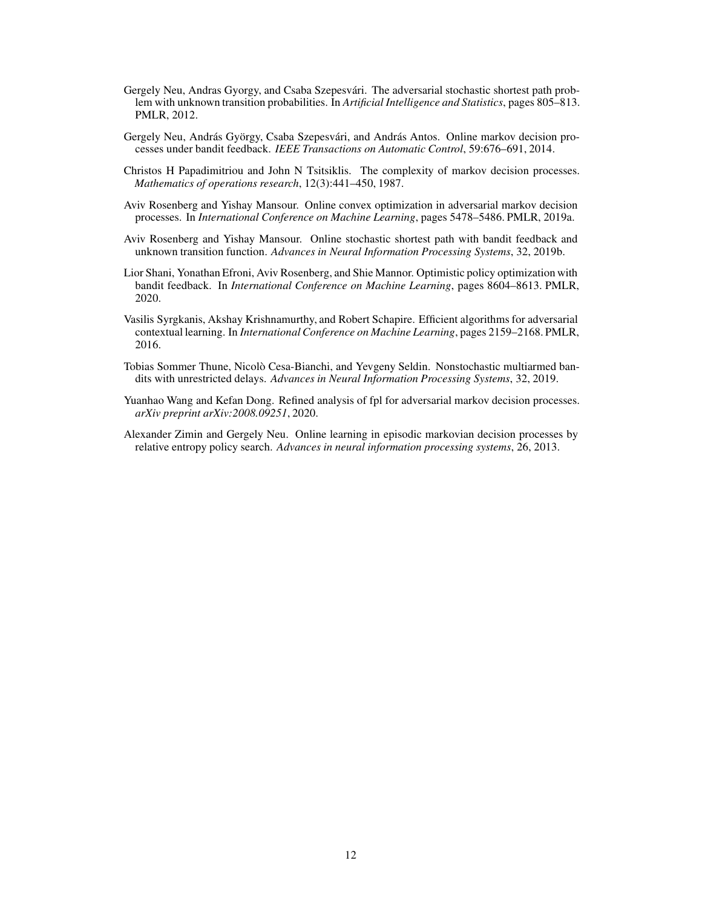Gergely Neu, Andras Gyorgy, and Csaba Szepesvári. The adversarial stochastic shortest path problem with unknown transition probabilities. In *Artificial Intelligence and Statistics*, pages 805–813. PMLR, 2012.

Gergely Neu, András György, Csaba Szepesvári, and András Antos. Online markov decision processes under bandit feedback. *IEEE Transactions on Automatic Control*, 59:676–691, 2014.

Christos H Papadimitriou and John N Tsitsiklis. The complexity of markov decision processes. *Mathematics of operations research*, 12(3):441–450, 1987.

Aviv Rosenberg and Yishay Mansour. Online convex optimization in adversarial markov decision processes. In *International Conference on Machine Learning*, pages 5478–5486. PMLR, 2019a.

Aviv Rosenberg and Yishay Mansour. Online stochastic shortest path with bandit feedback and unknown transition function. *Advances in Neural Information Processing Systems*, 32, 2019b.

Lior Shani, Yonathan Efroni, Aviv Rosenberg, and Shie Mannor. Optimistic policy optimization with bandit feedback. In *International Conference on Machine Learning*, pages 8604–8613. PMLR, 2020.

Vasilis Syrgkanis, Akshay Krishnamurthy, and Robert Schapire. Efficient algorithms for adversarial contextual learning. In *International Conference on Machine Learning*, pages 2159–2168. PMLR, 2016.

Tobias Sommer Thune, Nicolò Cesa-Bianchi, and Yevgeny Seldin. Nonstochastic multiarmed bandits with unrestricted delays. *Advances in Neural Information Processing Systems*, 32, 2019.

Yuanhao Wang and Kefan Dong. Refined analysis of fpl for adversarial markov decision processes. *arXiv preprint arXiv:2008.09251*, 2020.

Alexander Zimin and Gergely Neu. Online learning in episodic markovian decision processes by relative entropy policy search. *Advances in neural information processing systems*, 26, 2013.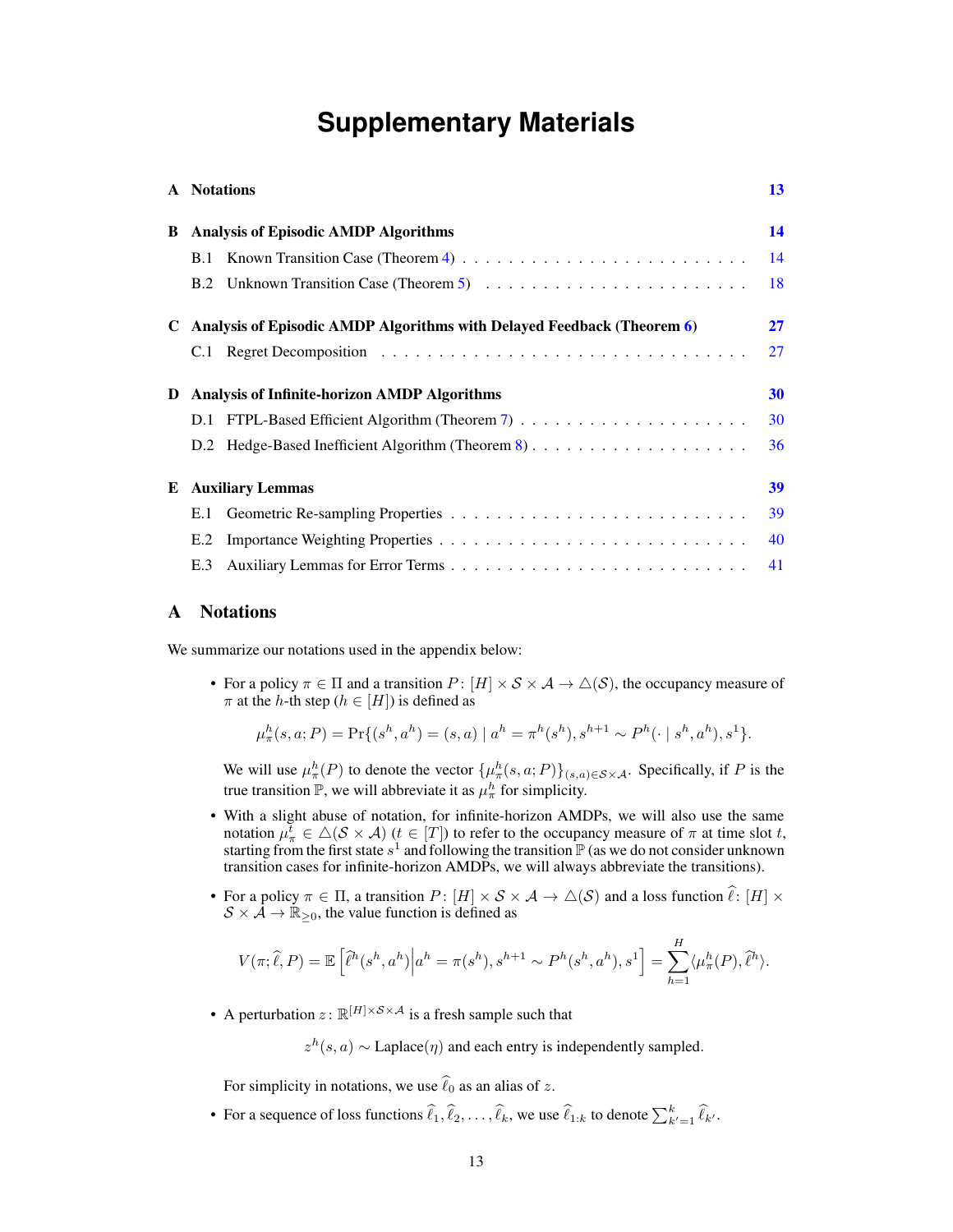# Supplementary Materials

| | | |
|---|---|---|
| **A** | **Notations** | **13** |
| **B** | **Analysis of Episodic AMDP Algorithms** | **14** |
| B.1 | Known Transition Case (Theorem 4) | 14 |
| B.2 | Unknown Transition Case (Theorem 5) | 18 |
| **C** | **Analysis of Episodic AMDP Algorithms with Delayed Feedback (Theorem 6)** | **27** |
| C.1 | Regret Decomposition | 27 |
| **D** | **Analysis of Infinite-horizon AMDP Algorithms** | **30** |
| D.1 | FTPL-Based Efficient Algorithm (Theorem 7) | 30 |
| D.2 | Hedge-Based Inefficient Algorithm (Theorem 8) | 36 |
| **E** | **Auxiliary Lemmas** | **39** |
| E.1 | Geometric Re-sampling Properties | 39 |
| E.2 | Importance Weighting Properties | 40 |
| E.3 | Auxiliary Lemmas for Error Terms | 41 |

## A Notations

We summarize our notations used in the appendix below:

- For a policy $\pi \in \Pi$ and a transition $P\colon [H] \times \mathcal{S} \times \mathcal{A} \to \triangle(\mathcal{S})$, the occupancy measure of $\pi$ at the $h$-th step ($h \in [H]$) is defined as

$$\mu_\pi^h(s, a; P) = \Pr\{(s^h, a^h) = (s, a) \mid a^h = \pi^h(s^h), s^{h+1} \sim P^h(\cdot \mid s^h, a^h), s^1\}.$$

  We will use $\mu_\pi^h(P)$ to denote the vector $\{\mu_\pi^h(s, a; P)\}_{(s,a) \in \mathcal{S} \times \mathcal{A}}$. Specifically, if $P$ is the true transition $\mathbb{P}$, we will abbreviate it as $\mu_\pi^h$ for simplicity.

- With a slight abuse of notation, for infinite-horizon AMDPs, we will also use the same notation $\mu_\pi^t \in \triangle(\mathcal{S} \times \mathcal{A})$ ($t \in [T]$) to refer to the occupancy measure of $\pi$ at time slot $t$, starting from the first state $s^1$ and following the transition $\mathbb{P}$ (as we do not consider unknown transition cases for infinite-horizon AMDPs, we will always abbreviate the transitions).

- For a policy $\pi \in \Pi$, a transition $P\colon [H] \times \mathcal{S} \times \mathcal{A} \to \triangle(\mathcal{S})$ and a loss function $\widehat{\ell}\colon [H] \times \mathcal{S} \times \mathcal{A} \to \mathbb{R}_{\ge 0}$, the value function is defined as

$$V(\pi; \widehat{\ell}, P) = \mathbb{E}\left[\widehat{\ell}^h(s^h, a^h) \middle| a^h = \pi(s^h), s^{h+1} \sim P^h(s^h, a^h), s^1\right] = \sum_{h=1}^H \langle \mu_\pi^h(P), \widehat{\ell}^h \rangle.$$

- A perturbation $z\colon \mathbb{R}^{[H] \times \mathcal{S} \times \mathcal{A}}$ is a fresh sample such that

$$z^h(s, a) \sim \text{Laplace}(\eta) \text{ and each entry is independently sampled.}$$

  For simplicity in notations, we use $\widehat{\ell}_0$ as an alias of $z$.

- For a sequence of loss functions $\widehat{\ell}_1, \widehat{\ell}_2, \ldots, \widehat{\ell}_k$, we use $\widehat{\ell}_{1:k}$ to denote $\sum_{k'=1}^k \widehat{\ell}_{k'}$.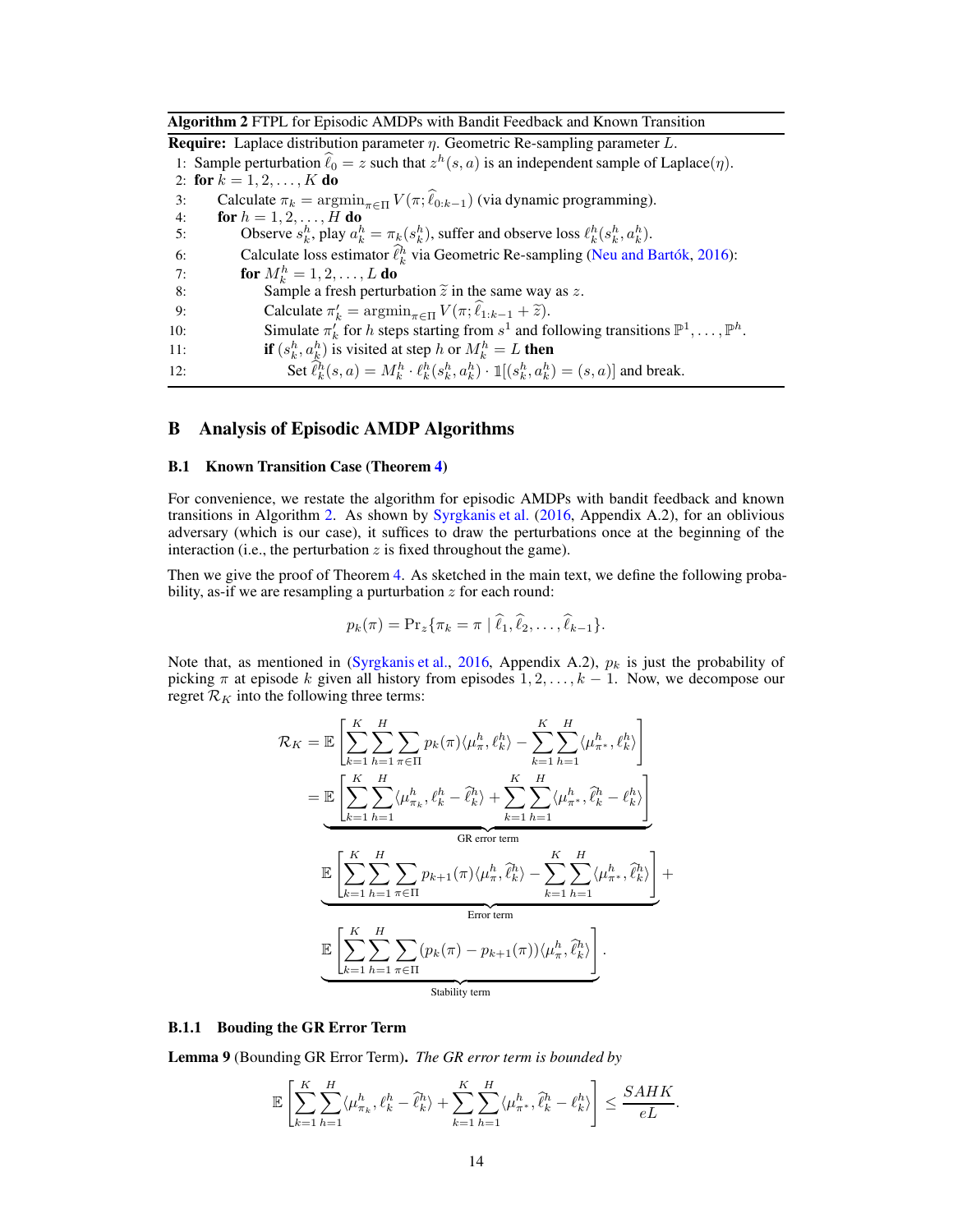**Algorithm 2** FTPL for Episodic AMDPs with Bandit Feedback and Known Transition

**Require:** Laplace distribution parameter $\eta$. Geometric Re-sampling parameter $L$.

1: Sample perturbation $\widehat{\ell}_0 = z$ such that $z^h(s,a)$ is an independent sample of Laplace($\eta$).
2: **for** $k = 1, 2, \ldots, K$ **do**
3: Calculate $\pi_k = \operatorname{argmin}_{\pi \in \Pi} V(\pi; \widehat{\ell}_{0:k-1})$ (via dynamic programming).
4: **for** $h = 1, 2, \ldots, H$ **do**
5: Observe $s_k^h$, play $a_k^h = \pi_k(s_k^h)$, suffer and observe loss $\ell_k^h(s_k^h, a_k^h)$.
6: Calculate loss estimator $\widehat{\ell}_k^h$ via Geometric Re-sampling (Neu and Bartók, 2016):
7: **for** $M_k^h = 1, 2, \ldots, L$ **do**
8: Sample a fresh perturbation $\widetilde{z}$ in the same way as $z$.
9: Calculate $\pi_k' = \operatorname{argmin}_{\pi \in \Pi} V(\pi; \widehat{\ell}_{1:k-1} + \widetilde{z})$.
10: Simulate $\pi_k'$ for $h$ steps starting from $s^1$ and following transitions $\mathbb{P}^1, \ldots, \mathbb{P}^h$.
11: **if** $(s_k^h, a_k^h)$ is visited at step $h$ or $M_k^h = L$ **then**
12: Set $\widehat{\ell}_k^h(s,a) = M_k^h \cdot \ell_k^h(s_k^h, a_k^h) \cdot \mathbb{1}[(s_k^h, a_k^h) = (s,a)]$ and break.

# B Analysis of Episodic AMDP Algorithms

## B.1 Known Transition Case (Theorem 4)

For convenience, we restate the algorithm for episodic AMDPs with bandit feedback and known transitions in Algorithm 2. As shown by Syrgkanis et al. (2016, Appendix A.2), for an oblivious adversary (which is our case), it suffices to draw the perturbations once at the beginning of the interaction (i.e., the perturbation $z$ is fixed throughout the game).

Then we give the proof of Theorem 4. As sketched in the main text, we define the following probability, as-if we are resampling a purturbation $z$ for each round:

$$p_k(\pi) = \Pr_z\{\pi_k = \pi \mid \widehat{\ell}_1, \widehat{\ell}_2, \ldots, \widehat{\ell}_{k-1}\}.$$

Note that, as mentioned in (Syrgkanis et al., 2016, Appendix A.2), $p_k$ is just the probability of picking $\pi$ at episode $k$ given all history from episodes $1, 2, \ldots, k-1$. Now, we decompose our regret $\mathcal{R}_K$ into the following three terms:

$$\begin{aligned}
\mathcal{R}_K &= \mathbb{E}\left[\sum_{k=1}^K \sum_{h=1}^H \sum_{\pi \in \Pi} p_k(\pi) \langle \mu_\pi^h, \ell_k^h \rangle - \sum_{k=1}^K \sum_{h=1}^H \langle \mu_{\pi^*}^h, \ell_k^h \rangle\right] \\
&= \underbrace{\mathbb{E}\left[\sum_{k=1}^K \sum_{h=1}^H \langle \mu_{\pi_k}^h, \ell_k^h - \widehat{\ell}_k^h \rangle + \sum_{k=1}^K \sum_{h=1}^H \langle \mu_{\pi^*}^h, \widehat{\ell}_k^h - \ell_k^h \rangle\right]}_{\text{GR error term}} \\
&\quad \underbrace{\mathbb{E}\left[\sum_{k=1}^K \sum_{h=1}^H \sum_{\pi \in \Pi} p_{k+1}(\pi) \langle \mu_\pi^h, \widehat{\ell}_k^h \rangle - \sum_{k=1}^K \sum_{h=1}^H \langle \mu_{\pi^*}^h, \widehat{\ell}_k^h \rangle\right]}_{\text{Error term}} + \\
&\quad \underbrace{\mathbb{E}\left[\sum_{k=1}^K \sum_{h=1}^H \sum_{\pi \in \Pi} (p_k(\pi) - p_{k+1}(\pi)) \langle \mu_\pi^h, \widehat{\ell}_k^h \rangle\right]}_{\text{Stability term}}.
\end{aligned}$$

### B.1.1 Bouding the GR Error Term

**Lemma 9** (Bounding GR Error Term). *The GR error term is bounded by*

$$\mathbb{E}\left[\sum_{k=1}^K \sum_{h=1}^H \langle \mu_{\pi_k}^h, \ell_k^h - \widehat{\ell}_k^h \rangle + \sum_{k=1}^K \sum_{h=1}^H \langle \mu_{\pi^*}^h, \widehat{\ell}_k^h - \ell_k^h \rangle\right] \le \frac{SAHK}{eL}.$$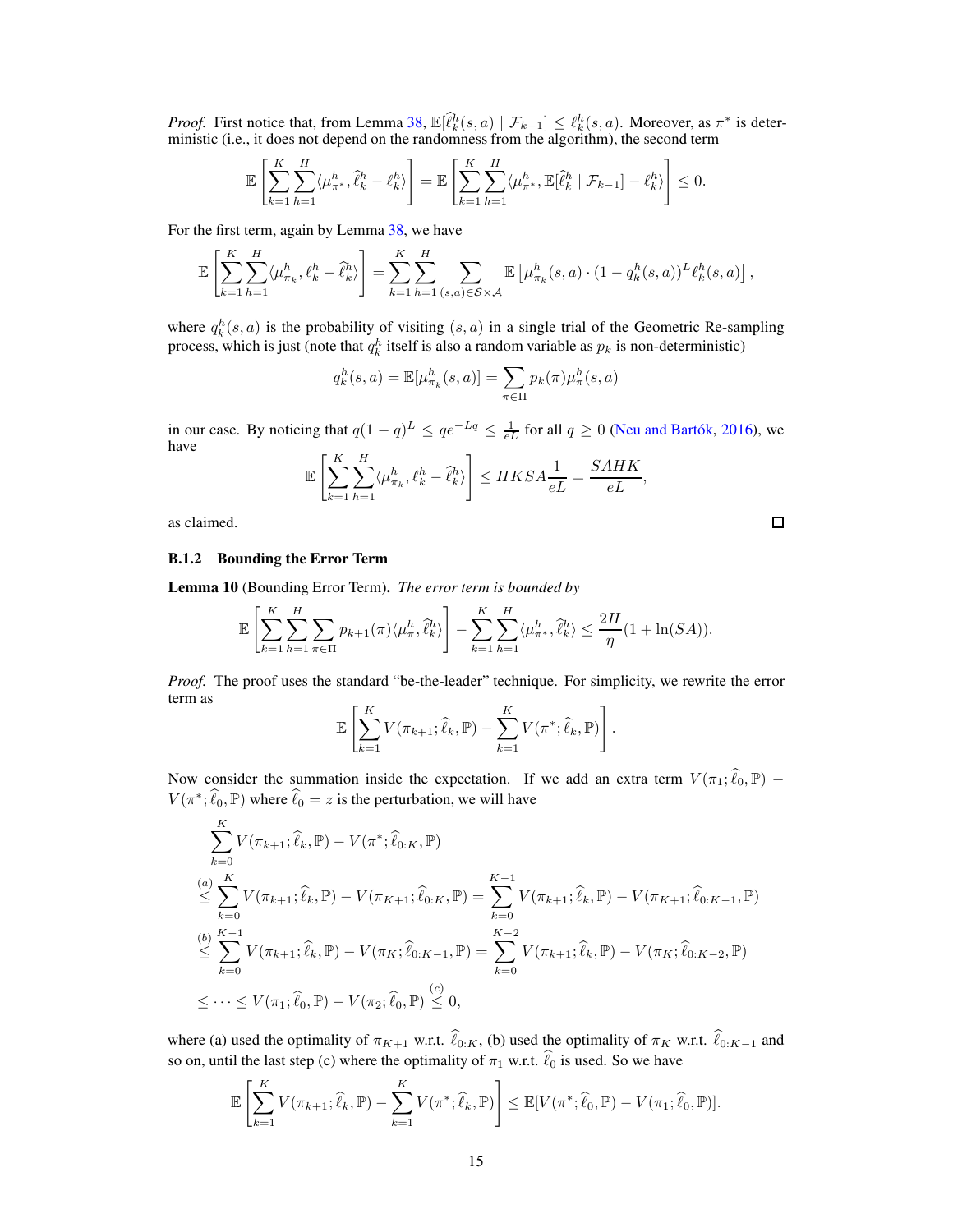*Proof.* First notice that, from Lemma 38, $\mathbb{E}[\widehat{\ell}_k^h(s,a) \mid \mathcal{F}_{k-1}] \le \ell_k^h(s,a)$. Moreover, as $\pi^*$ is deterministic (i.e., it does not depend on the randomness from the algorithm), the second term

$$\mathbb{E}\left[\sum_{k=1}^K \sum_{h=1}^H \langle \mu_{\pi^*}^h, \widehat{\ell}_k^h - \ell_k^h \rangle\right] = \mathbb{E}\left[\sum_{k=1}^K \sum_{h=1}^H \langle \mu_{\pi^*}^h, \mathbb{E}[\widehat{\ell}_k^h \mid \mathcal{F}_{k-1}] - \ell_k^h \rangle\right] \le 0.$$

For the first term, again by Lemma 38, we have

$$\mathbb{E}\left[\sum_{k=1}^K \sum_{h=1}^H \langle \mu_{\pi_k}^h, \ell_k^h - \widehat{\ell}_k^h \rangle\right] = \sum_{k=1}^K \sum_{h=1}^H \sum_{(s,a)\in\mathcal{S}\times\mathcal{A}} \mathbb{E}\left[\mu_{\pi_k}^h(s,a) \cdot (1-q_k^h(s,a))^L \ell_k^h(s,a)\right],$$

where $q_k^h(s,a)$ is the probability of visiting $(s,a)$ in a single trial of the Geometric Re-sampling process, which is just (note that $q_k^h$ itself is also a random variable as $p_k$ is non-deterministic)

$$q_k^h(s,a) = \mathbb{E}[\mu_{\pi_k}^h(s,a)] = \sum_{\pi\in\Pi} p_k(\pi)\mu_\pi^h(s,a)$$

in our case. By noticing that $q(1-q)^L \le qe^{-Lq} \le \frac{1}{eL}$ for all $q \ge 0$ (Neu and Bartók, 2016), we have

$$\mathbb{E}\left[\sum_{k=1}^K \sum_{h=1}^H \langle \mu_{\pi_k}^h, \ell_k^h - \widehat{\ell}_k^h \rangle\right] \le HKSA\frac{1}{eL} = \frac{SAHK}{eL},$$

as claimed. $\square$

### B.1.2 Bounding the Error Term

**Lemma 10** (Bounding Error Term). *The error term is bounded by*

$$\mathbb{E}\left[\sum_{k=1}^K \sum_{h=1}^H \sum_{\pi\in\Pi} p_{k+1}(\pi)\langle \mu_\pi^h, \widehat{\ell}_k^h \rangle\right] - \sum_{k=1}^K \sum_{h=1}^H \langle \mu_{\pi^*}^h, \widehat{\ell}_k^h \rangle \le \frac{2H}{\eta}(1+\ln(SA)).$$

*Proof.* The proof uses the standard "be-the-leader" technique. For simplicity, we rewrite the error term as

$$\mathbb{E}\left[\sum_{k=1}^K V(\pi_{k+1};\widehat{\ell}_k,\mathbb{P}) - \sum_{k=1}^K V(\pi^*;\widehat{\ell}_k,\mathbb{P})\right].$$

Now consider the summation inside the expectation. If we add an extra term $V(\pi_1;\widehat{\ell}_0,\mathbb{P}) - V(\pi^*;\widehat{\ell}_0,\mathbb{P})$ where $\widehat{\ell}_0 = z$ is the perturbation, we will have

$$\begin{aligned}
&\sum_{k=0}^K V(\pi_{k+1};\widehat{\ell}_k,\mathbb{P}) - V(\pi^*;\widehat{\ell}_{0:K},\mathbb{P}) \\
&\overset{(a)}{\le} \sum_{k=0}^K V(\pi_{k+1};\widehat{\ell}_k,\mathbb{P}) - V(\pi_{K+1};\widehat{\ell}_{0:K},\mathbb{P}) = \sum_{k=0}^{K-1} V(\pi_{k+1};\widehat{\ell}_k,\mathbb{P}) - V(\pi_{K+1};\widehat{\ell}_{0:K-1},\mathbb{P}) \\
&\overset{(b)}{\le} \sum_{k=0}^{K-1} V(\pi_{k+1};\widehat{\ell}_k,\mathbb{P}) - V(\pi_K;\widehat{\ell}_{0:K-1},\mathbb{P}) = \sum_{k=0}^{K-2} V(\pi_{k+1};\widehat{\ell}_k,\mathbb{P}) - V(\pi_K;\widehat{\ell}_{0:K-2},\mathbb{P}) \\
&\le \cdots \le V(\pi_1;\widehat{\ell}_0,\mathbb{P}) - V(\pi_2;\widehat{\ell}_0,\mathbb{P}) \overset{(c)}{\le} 0,
\end{aligned}$$

where (a) used the optimality of $\pi_{K+1}$ w.r.t. $\widehat{\ell}_{0:K}$, (b) used the optimality of $\pi_K$ w.r.t. $\widehat{\ell}_{0:K-1}$ and so on, until the last step (c) where the optimality of $\pi_1$ w.r.t. $\widehat{\ell}_0$ is used. So we have

$$\mathbb{E}\left[\sum_{k=1}^K V(\pi_{k+1};\widehat{\ell}_k,\mathbb{P}) - \sum_{k=1}^K V(\pi^*;\widehat{\ell}_k,\mathbb{P})\right] \le \mathbb{E}[V(\pi^*;\widehat{\ell}_0,\mathbb{P}) - V(\pi_1;\widehat{\ell}_0,\mathbb{P})].$$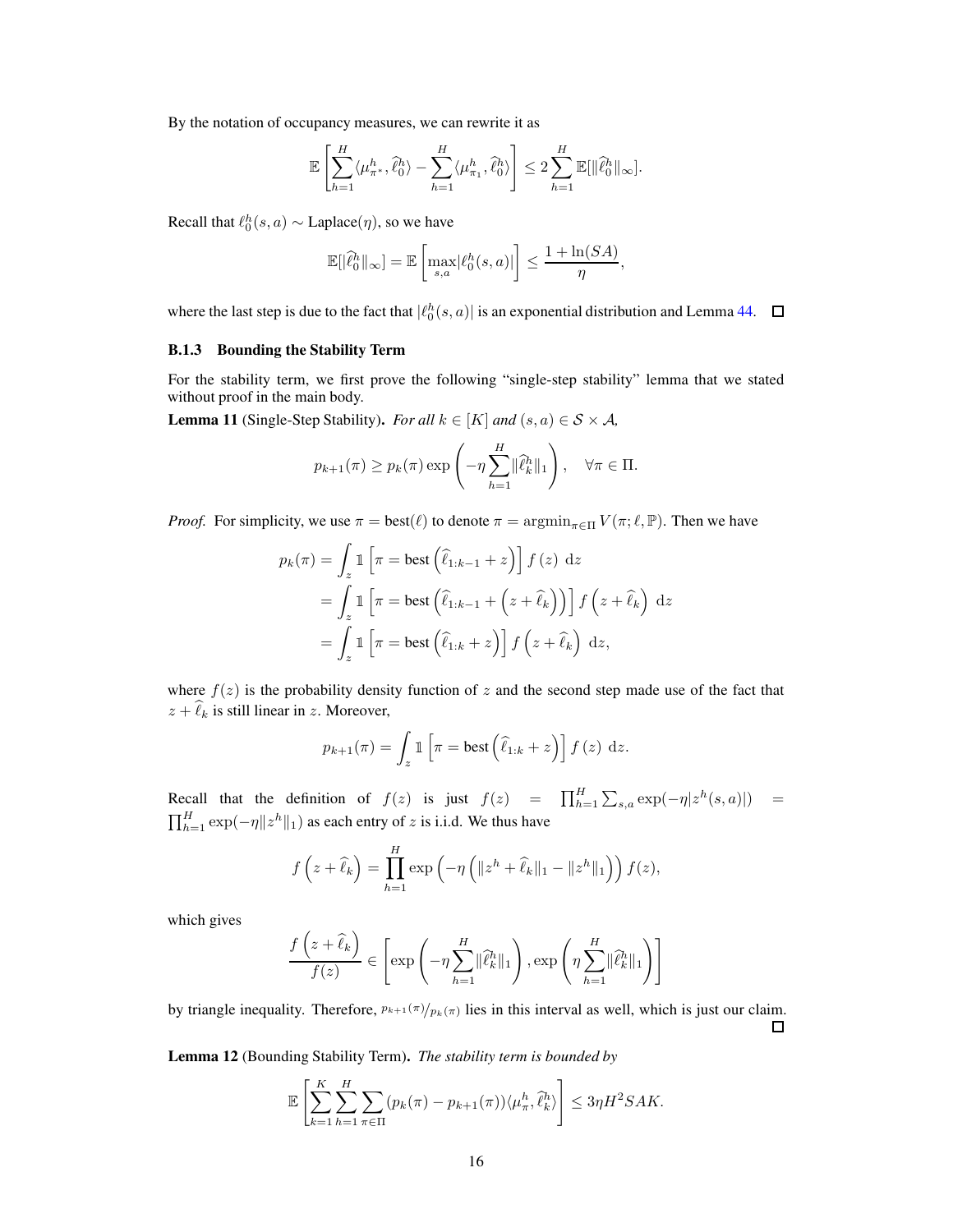By the notation of occupancy measures, we can rewrite it as

$$\mathbb{E}\left[\sum_{h=1}^{H}\langle \mu_{\pi^*}^h, \widehat{\ell}_0^h\rangle - \sum_{h=1}^{H}\langle \mu_{\pi_1}^h, \widehat{\ell}_0^h\rangle\right] \le 2\sum_{h=1}^{H}\mathbb{E}[\|\widehat{\ell}_0^h\|_\infty].$$

Recall that $\ell_0^h(s,a) \sim \text{Laplace}(\eta)$, so we have

$$\mathbb{E}[\|\widehat{\ell}_0^h\|_\infty] = \mathbb{E}\left[\max_{s,a}|\ell_0^h(s,a)|\right] \le \frac{1+\ln(SA)}{\eta},$$

where the last step is due to the fact that $|\ell_0^h(s,a)|$ is an exponential distribution and Lemma 44. □

### B.1.3 Bounding the Stability Term

For the stability term, we first prove the following "single-step stability" lemma that we stated without proof in the main body.

**Lemma 11** (Single-Step Stability). *For all $k \in [K]$ and $(s,a) \in \mathcal{S} \times \mathcal{A}$,*

$$p_{k+1}(\pi) \ge p_k(\pi)\exp\left(-\eta\sum_{h=1}^{H}\|\widehat{\ell}_k^h\|_1\right), \quad \forall \pi \in \Pi.$$

*Proof.* For simplicity, we use $\pi = \text{best}(\ell)$ to denote $\pi = \operatorname{argmin}_{\pi\in\Pi} V(\pi;\ell,\mathbb{P})$. Then we have

$$\begin{aligned}
p_k(\pi) &= \int_z \mathbb{1}\left[\pi = \text{best}\left(\widehat{\ell}_{1:k-1} + z\right)\right] f(z)\ \mathrm{d}z \\
&= \int_z \mathbb{1}\left[\pi = \text{best}\left(\widehat{\ell}_{1:k-1} + \left(z + \widehat{\ell}_k\right)\right)\right] f\left(z + \widehat{\ell}_k\right)\ \mathrm{d}z \\
&= \int_z \mathbb{1}\left[\pi = \text{best}\left(\widehat{\ell}_{1:k} + z\right)\right] f\left(z + \widehat{\ell}_k\right)\ \mathrm{d}z,
\end{aligned}$$

where $f(z)$ is the probability density function of $z$ and the second step made use of the fact that $z + \widehat{\ell}_k$ is still linear in $z$. Moreover,

$$p_{k+1}(\pi) = \int_z \mathbb{1}\left[\pi = \text{best}\left(\widehat{\ell}_{1:k} + z\right)\right] f(z)\ \mathrm{d}z.$$

Recall that the definition of $f(z)$ is just $f(z) = \prod_{h=1}^{H}\sum_{s,a}\exp(-\eta|z^h(s,a)|) = \prod_{h=1}^{H}\exp(-\eta\|z^h\|_1)$ as each entry of $z$ is i.i.d. We thus have

$$f\left(z + \widehat{\ell}_k\right) = \prod_{h=1}^{H}\exp\left(-\eta\left(\|z^h + \widehat{\ell}_k\|_1 - \|z^h\|_1\right)\right) f(z),$$

which gives

$$\frac{f\left(z + \widehat{\ell}_k\right)}{f(z)} \in \left[\exp\left(-\eta\sum_{h=1}^{H}\|\widehat{\ell}_k^h\|_1\right), \exp\left(\eta\sum_{h=1}^{H}\|\widehat{\ell}_k^h\|_1\right)\right]$$

by triangle inequality. Therefore, $p_{k+1}(\pi)/p_k(\pi)$ lies in this interval as well, which is just our claim. □

**Lemma 12** (Bounding Stability Term). *The stability term is bounded by*

$$\mathbb{E}\left[\sum_{k=1}^{K}\sum_{h=1}^{H}\sum_{\pi\in\Pi}(p_k(\pi) - p_{k+1}(\pi))\langle \mu_\pi^h, \widehat{\ell}_k^h\rangle\right] \le 3\eta H^2 SAK.$$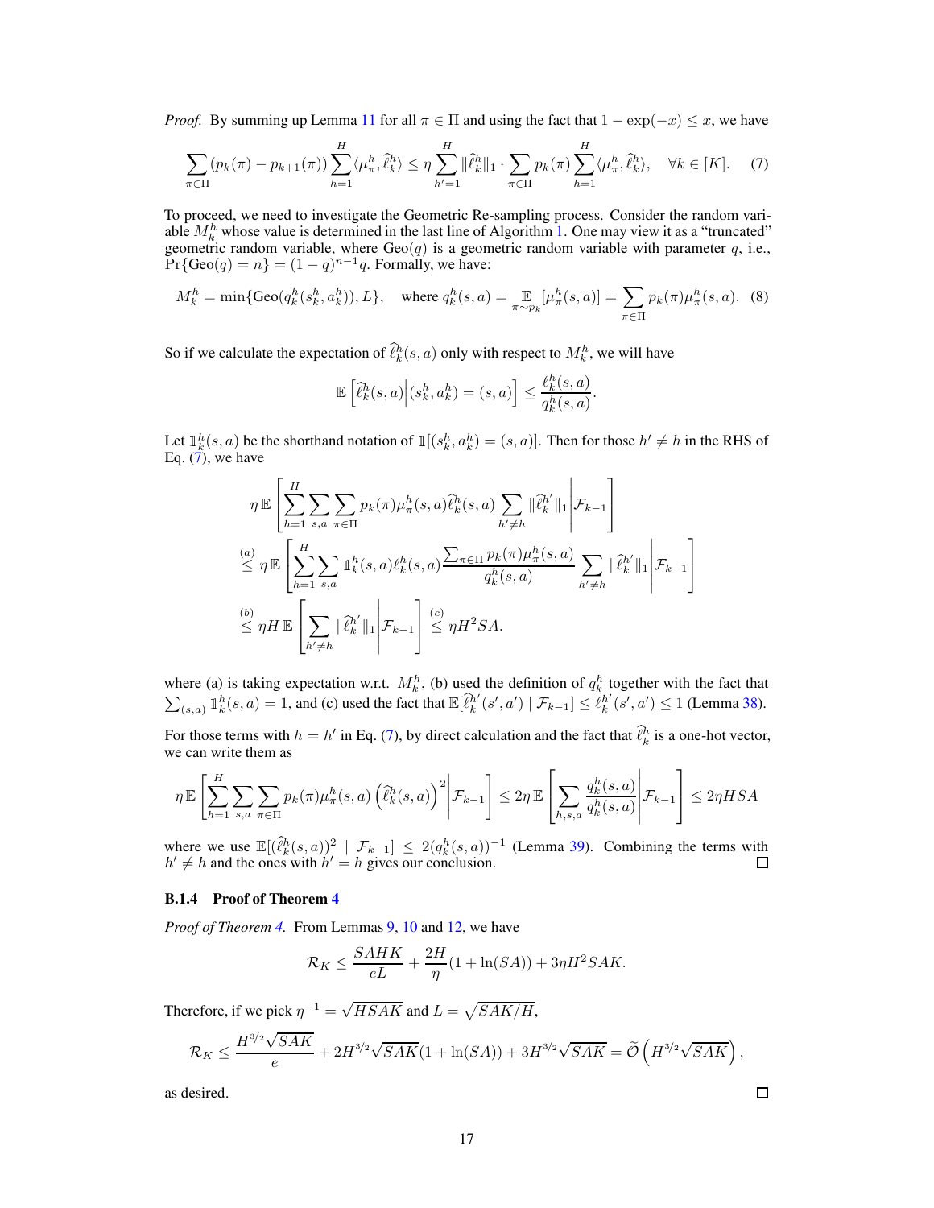*Proof.* By summing up Lemma 11 for all $\pi \in \Pi$ and using the fact that $1 - \exp(-x) \le x$, we have

$$\sum_{\pi \in \Pi} (p_k(\pi) - p_{k+1}(\pi)) \sum_{h=1}^{H} \langle \mu_\pi^h, \widehat{\ell}_k^h \rangle \le \eta \sum_{h'=1}^{H} \|\widehat{\ell}_k^h\|_1 \cdot \sum_{\pi \in \Pi} p_k(\pi) \sum_{h=1}^{H} \langle \mu_\pi^h, \widehat{\ell}_k^h \rangle, \quad \forall k \in [K]. \tag{7}$$

To proceed, we need to investigate the Geometric Re-sampling process. Consider the random variable $M_k^h$ whose value is determined in the last line of Algorithm 1. One may view it as a "truncated" geometric random variable, where $\mathrm{Geo}(q)$ is a geometric random variable with parameter $q$, i.e., $\Pr\{\mathrm{Geo}(q) = n\} = (1-q)^{n-1} q$. Formally, we have:

$$M_k^h = \min\{\mathrm{Geo}(q_k^h(s_k^h, a_k^h)), L\}, \quad \text{where } q_k^h(s,a) = \mathop{\mathbb{E}}_{\pi \sim p_k}[\mu_\pi^h(s,a)] = \sum_{\pi \in \Pi} p_k(\pi) \mu_\pi^h(s,a). \tag{8}$$

So if we calculate the expectation of $\widehat{\ell}_k^h(s,a)$ only with respect to $M_k^h$, we will have

$$\mathbb{E}\left[\widehat{\ell}_k^h(s,a) \middle| (s_k^h, a_k^h) = (s,a)\right] \le \frac{\ell_k^h(s,a)}{q_k^h(s,a)}.$$

Let $\mathbb{1}_k^h(s,a)$ be the shorthand notation of $\mathbb{1}[(s_k^h, a_k^h) = (s,a)]$. Then for those $h' \ne h$ in the RHS of Eq. (7), we have

$$\begin{aligned}
&\eta\, \mathbb{E}\left[\sum_{h=1}^{H} \sum_{s,a} \sum_{\pi \in \Pi} p_k(\pi) \mu_\pi^h(s,a) \widehat{\ell}_k^h(s,a) \sum_{h' \ne h} \|\widehat{\ell}_k^{h'}\|_1 \middle| \mathcal{F}_{k-1}\right] \\
&\overset{(a)}{\le} \eta\, \mathbb{E}\left[\sum_{h=1}^{H} \sum_{s,a} \mathbb{1}_k^h(s,a) \ell_k^h(s,a) \frac{\sum_{\pi \in \Pi} p_k(\pi) \mu_\pi^h(s,a)}{q_k^h(s,a)} \sum_{h' \ne h} \|\widehat{\ell}_k^{h'}\|_1 \middle| \mathcal{F}_{k-1}\right] \\
&\overset{(b)}{\le} \eta H\, \mathbb{E}\left[\sum_{h' \ne h} \|\widehat{\ell}_k^{h'}\|_1 \middle| \mathcal{F}_{k-1}\right] \overset{(c)}{\le} \eta H^2 SA.
\end{aligned}$$

where (a) is taking expectation w.r.t. $M_k^h$, (b) used the definition of $q_k^h$ together with the fact that $\sum_{(s,a)} \mathbb{1}_k^h(s,a) = 1$, and (c) used the fact that $\mathbb{E}[\widehat{\ell}_k^{h'}(s',a') \mid \mathcal{F}_{k-1}] \le \ell_k^{h'}(s',a') \le 1$ (Lemma 38).

For those terms with $h = h'$ in Eq. (7), by direct calculation and the fact that $\widehat{\ell}_k^h$ is a one-hot vector, we can write them as

$$\eta\, \mathbb{E}\left[\sum_{h=1}^{H} \sum_{s,a} \sum_{\pi \in \Pi} p_k(\pi) \mu_\pi^h(s,a) \left(\widehat{\ell}_k^h(s,a)\right)^2 \middle| \mathcal{F}_{k-1}\right] \le 2\eta\, \mathbb{E}\left[\sum_{h,s,a} \frac{q_k^h(s,a)}{q_k^h(s,a)} \middle| \mathcal{F}_{k-1}\right] \le 2\eta HSA$$

where we use $\mathbb{E}[(\widehat{\ell}_k^h(s,a))^2 \mid \mathcal{F}_{k-1}] \le 2(q_k^h(s,a))^{-1}$ (Lemma 39). Combining the terms with $h' \ne h$ and the ones with $h' = h$ gives our conclusion. □

#### B.1.4 Proof of Theorem 4

*Proof of Theorem 4.* From Lemmas 9, 10 and 12, we have

$$\mathcal{R}_K \le \frac{SAHK}{eL} + \frac{2H}{\eta}(1 + \ln(SA)) + 3\eta H^2 SAK.$$

Therefore, if we pick $\eta^{-1} = \sqrt{HSAK}$ and $L = \sqrt{SAK/H}$,

$$\mathcal{R}_K \le \frac{H^{3/2}\sqrt{SAK}}{e} + 2H^{3/2}\sqrt{SAK}(1 + \ln(SA)) + 3H^{3/2}\sqrt{SAK} = \widetilde{\mathcal{O}}\left(H^{3/2}\sqrt{SAK}\right),$$

as desired. □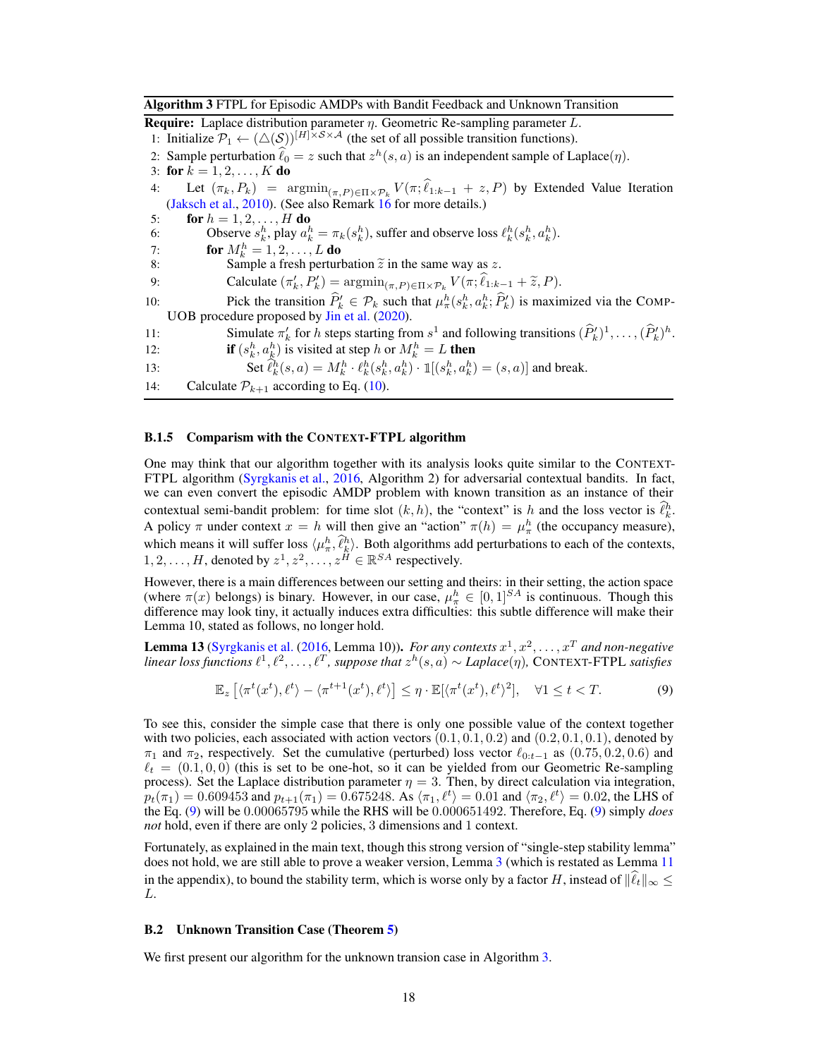**Algorithm 3** FTPL for Episodic AMDPs with Bandit Feedback and Unknown Transition

**Require:** Laplace distribution parameter $\eta$. Geometric Re-sampling parameter $L$.

1: Initialize $\mathcal{P}_1 \leftarrow (\triangle(\mathcal{S}))^{[H]\times\mathcal{S}\times\mathcal{A}}$ (the set of all possible transition functions).
2: Sample perturbation $\widehat{\ell}_0 = z$ such that $z^h(s,a)$ is an independent sample of Laplace($\eta$).
3: **for** $k = 1, 2, \ldots, K$ **do**
4: &nbsp;&nbsp;&nbsp;&nbsp;Let $(\pi_k, P_k) = \operatorname{argmin}_{(\pi,P)\in\Pi\times\mathcal{P}_k} V(\pi; \widehat{\ell}_{1:k-1} + z, P)$ by Extended Value Iteration (Jaksch et al., 2010). (See also Remark 16 for more details.)
5: &nbsp;&nbsp;&nbsp;&nbsp;**for** $h = 1, 2, \ldots, H$ **do**
6: &nbsp;&nbsp;&nbsp;&nbsp;&nbsp;&nbsp;&nbsp;&nbsp;Observe $s_k^h$, play $a_k^h = \pi_k(s_k^h)$, suffer and observe loss $\ell_k^h(s_k^h, a_k^h)$.
7: &nbsp;&nbsp;&nbsp;&nbsp;&nbsp;&nbsp;&nbsp;&nbsp;**for** $M_k^h = 1, 2, \ldots, L$ **do**
8: &nbsp;&nbsp;&nbsp;&nbsp;&nbsp;&nbsp;&nbsp;&nbsp;&nbsp;&nbsp;&nbsp;&nbsp;Sample a fresh perturbation $\widetilde{z}$ in the same way as $z$.
9: &nbsp;&nbsp;&nbsp;&nbsp;&nbsp;&nbsp;&nbsp;&nbsp;&nbsp;&nbsp;&nbsp;&nbsp;Calculate $(\pi_k', P_k') = \operatorname{argmin}_{(\pi,P)\in\Pi\times\mathcal{P}_k} V(\pi; \widehat{\ell}_{1:k-1} + \widetilde{z}, P)$.
10: &nbsp;&nbsp;&nbsp;&nbsp;&nbsp;&nbsp;&nbsp;&nbsp;&nbsp;&nbsp;&nbsp;Pick the transition $\widehat{P}_k' \in \mathcal{P}_k$ such that $\mu_\pi^h(s_k^h, a_k^h; \widehat{P}_k')$ is maximized via the COMP-UOB procedure proposed by Jin et al. (2020).
11: &nbsp;&nbsp;&nbsp;&nbsp;&nbsp;&nbsp;&nbsp;&nbsp;&nbsp;&nbsp;&nbsp;Simulate $\pi_k'$ for $h$ steps starting from $s^1$ and following transitions $(\widehat{P}_k')^1, \ldots, (\widehat{P}_k')^h$.
12: &nbsp;&nbsp;&nbsp;&nbsp;&nbsp;&nbsp;&nbsp;&nbsp;&nbsp;&nbsp;&nbsp;**if** $(s_k^h, a_k^h)$ is visited at step $h$ or $M_k^h = L$ **then**
13: &nbsp;&nbsp;&nbsp;&nbsp;&nbsp;&nbsp;&nbsp;&nbsp;&nbsp;&nbsp;&nbsp;&nbsp;&nbsp;&nbsp;&nbsp;Set $\widehat{\ell}_k^h(s,a) = M_k^h \cdot \ell_k^h(s_k^h, a_k^h) \cdot \mathbb{1}[(s_k^h, a_k^h) = (s,a)]$ and break.
14: &nbsp;&nbsp;&nbsp;&nbsp;Calculate $\mathcal{P}_{k+1}$ according to Eq. (10).

#### B.1.5 Comparism with the CONTEXT-FTPL algorithm

One may think that our algorithm together with its analysis looks quite similar to the CONTEXT-FTPL algorithm (Syrgkanis et al., 2016, Algorithm 2) for adversarial contextual bandits. In fact, we can even convert the episodic AMDP problem with known transition as an instance of their contextual semi-bandit problem: for time slot $(k,h)$, the "context" is $h$ and the loss vector is $\widehat{\ell}_k^h$. A policy $\pi$ under context $x = h$ will then give an "action" $\pi(h) = \mu_\pi^h$ (the occupancy measure), which means it will suffer loss $\langle \mu_\pi^h, \widehat{\ell}_k^h \rangle$. Both algorithms add perturbations to each of the contexts, $1, 2, \ldots, H$, denoted by $z^1, z^2, \ldots, z^H \in \mathbb{R}^{SA}$ respectively.

However, there is a main differences between our setting and theirs: in their setting, the action space (where $\pi(x)$ belongs) is binary. However, in our case, $\mu_\pi^h \in [0,1]^{SA}$ is continuous. Though this difference may look tiny, it actually induces extra difficulties: this subtle difference will make their Lemma 10, stated as follows, no longer hold.

**Lemma 13** **(Syrgkanis et al. (2016, Lemma 10)).** *For any contexts $x^1, x^2, \ldots, x^T$ and non-negative linear loss functions $\ell^1, \ell^2, \ldots, \ell^T$, suppose that $z^h(s,a) \sim$ Laplace($\eta$),* CONTEXT-FTPL *satisfies*

$$\mathbb{E}_z\left[\langle \pi^t(x^t), \ell^t \rangle - \langle \pi^{t+1}(x^t), \ell^t \rangle\right] \le \eta \cdot \mathbb{E}[\langle \pi^t(x^t), \ell^t \rangle^2], \quad \forall 1 \le t < T. \tag{9}$$

To see this, consider the simple case that there is only one possible value of the context together with two policies, each associated with action vectors $(0.1, 0.1, 0.2)$ and $(0.2, 0.1, 0.1)$, denoted by $\pi_1$ and $\pi_2$, respectively. Set the cumulative (perturbed) loss vector $\ell_{0:t-1}$ as $(0.75, 0.2, 0.6)$ and $\ell_t = (0.1, 0, 0)$ (this is set to be one-hot, so it can be yielded from our Geometric Re-sampling process). Set the Laplace distribution parameter $\eta = 3$. Then, by direct calculation via integration, $p_t(\pi_1) = 0.609453$ and $p_{t+1}(\pi_1) = 0.675248$. As $\langle \pi_1, \ell^t \rangle = 0.01$ and $\langle \pi_2, \ell^t \rangle = 0.02$, the LHS of the Eq. (9) will be $0.00065795$ while the RHS will be $0.000651492$. Therefore, Eq. (9) simply *does not* hold, even if there are only 2 policies, 3 dimensions and 1 context.

Fortunately, as explained in the main text, though this strong version of "single-step stability lemma" does not hold, we are still able to prove a weaker version, Lemma 3 (which is restated as Lemma 11 in the appendix), to bound the stability term, which is worse only by a factor $H$, instead of $\|\widehat{\ell}_t\|_\infty \le L$.

### B.2 Unknown Transition Case (Theorem 5)

We first present our algorithm for the unknown transion case in Algorithm 3.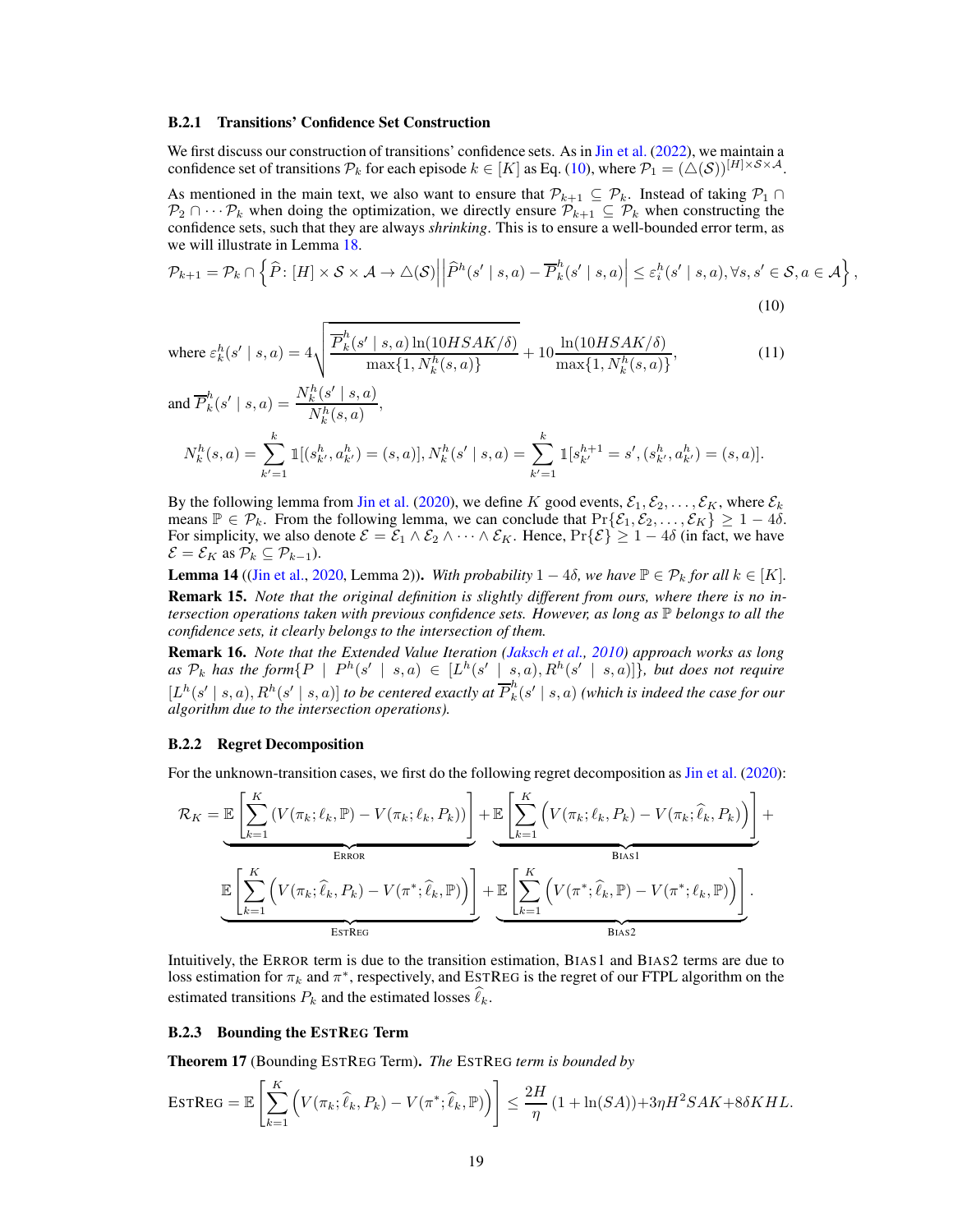#### B.2.1 Transitions' Confidence Set Construction

We first discuss our construction of transitions' confidence sets. As in Jin et al. (2022), we maintain a confidence set of transitions $\mathcal{P}_k$ for each episode $k \in [K]$ as Eq. (10), where $\mathcal{P}_1 = (\triangle(\mathcal{S}))^{[H]\times\mathcal{S}\times\mathcal{A}}$.

As mentioned in the main text, we also want to ensure that $\mathcal{P}_{k+1} \subseteq \mathcal{P}_k$. Instead of taking $\mathcal{P}_1 \cap \mathcal{P}_2 \cap \cdots \mathcal{P}_k$ when doing the optimization, we directly ensure $\mathcal{P}_{k+1} \subseteq \mathcal{P}_k$ when constructing the confidence sets, such that they are always *shrinking*. This is to ensure a well-bounded error term, as we will illustrate in Lemma 18.

$$\mathcal{P}_{k+1} = \mathcal{P}_k \cap \left\{ \widehat{P} \colon [H] \times \mathcal{S} \times \mathcal{A} \to \triangle(\mathcal{S}) \middle| \left| \widehat{P}^h(s' \mid s,a) - \overline{P}_k^h(s' \mid s,a) \right| \le \varepsilon_i^h(s' \mid s,a), \forall s,s' \in \mathcal{S}, a \in \mathcal{A} \right\}, \tag{10}$$

$$\text{where } \varepsilon_k^h(s' \mid s,a) = 4\sqrt{\frac{\overline{P}_k^h(s' \mid s,a)\ln(10HSAK/\delta)}{\max\{1, N_k^h(s,a)\}}} + 10\frac{\ln(10HSAK/\delta)}{\max\{1, N_k^h(s,a)\}}, \tag{11}$$

and $\overline{P}_k^h(s' \mid s,a) = \dfrac{N_k^h(s' \mid s,a)}{N_k^h(s,a)}$,

$$N_k^h(s,a) = \sum_{k'=1}^{k} \mathbb{1}[(s_{k'}^h, a_{k'}^h) = (s,a)], N_k^h(s' \mid s,a) = \sum_{k'=1}^{k} \mathbb{1}[s_{k'}^{h+1} = s', (s_{k'}^h, a_{k'}^h) = (s,a)].$$

By the following lemma from Jin et al. (2020), we define $K$ good events, $\mathcal{E}_1, \mathcal{E}_2, \ldots, \mathcal{E}_K$, where $\mathcal{E}_k$ means $\mathbb{P} \in \mathcal{P}_k$. From the following lemma, we can conclude that $\Pr\{\mathcal{E}_1, \mathcal{E}_2, \ldots, \mathcal{E}_K\} \ge 1 - 4\delta$. For simplicity, we also denote $\mathcal{E} = \mathcal{E}_1 \wedge \mathcal{E}_2 \wedge \cdots \wedge \mathcal{E}_K$. Hence, $\Pr\{\mathcal{E}\} \ge 1 - 4\delta$ (in fact, we have $\mathcal{E} = \mathcal{E}_K$ as $\mathcal{P}_k \subseteq \mathcal{P}_{k-1}$).

**Lemma 14** ((Jin et al., 2020, Lemma 2)). *With probability $1 - 4\delta$, we have $\mathbb{P} \in \mathcal{P}_k$ for all $k \in [K]$.*

**Remark 15.** *Note that the original definition is slightly different from ours, where there is no intersection operations taken with previous confidence sets. However, as long as $\mathbb{P}$ belongs to all the confidence sets, it clearly belongs to the intersection of them.*

**Remark 16.** *Note that the Extended Value Iteration (Jaksch et al., 2010) approach works as long as $\mathcal{P}_k$ has the form $\{P \mid P^h(s' \mid s,a) \in [L^h(s' \mid s,a), R^h(s' \mid s,a)]\}$, but does not require $[L^h(s' \mid s,a), R^h(s' \mid s,a)]$ to be centered exactly at $\overline{P}_k^h(s' \mid s,a)$ (which is indeed the case for our algorithm due to the intersection operations).*

#### B.2.2 Regret Decomposition

For the unknown-transition cases, we first do the following regret decomposition as Jin et al. (2020):

$$\mathcal{R}_K = \underbrace{\mathbb{E}\left[\sum_{k=1}^K (V(\pi_k;\ell_k,\mathbb{P}) - V(\pi_k;\ell_k,P_k))\right]}_{\textsc{Error}} + \underbrace{\mathbb{E}\left[\sum_{k=1}^K \left(V(\pi_k;\ell_k,P_k) - V(\pi_k;\widehat{\ell}_k,P_k)\right)\right]}_{\textsc{Bias1}} + \underbrace{\mathbb{E}\left[\sum_{k=1}^K \left(V(\pi_k;\widehat{\ell}_k,P_k) - V(\pi^*;\widehat{\ell}_k,\mathbb{P})\right)\right]}_{\textsc{EstReg}} + \underbrace{\mathbb{E}\left[\sum_{k=1}^K \left(V(\pi^*;\widehat{\ell}_k,\mathbb{P}) - V(\pi^*;\ell_k,\mathbb{P})\right)\right]}_{\textsc{Bias2}}.$$

Intuitively, the Error term is due to the transition estimation, Bias1 and Bias2 terms are due to loss estimation for $\pi_k$ and $\pi^*$, respectively, and EstReg is the regret of our FTPL algorithm on the estimated transitions $P_k$ and the estimated losses $\widehat{\ell}_k$.

#### B.2.3 Bounding the EstReg Term

**Theorem 17** (Bounding EstReg Term). *The* EstReg *term is bounded by*

$$\textsc{EstReg} = \mathbb{E}\left[\sum_{k=1}^K \left(V(\pi_k;\widehat{\ell}_k,P_k) - V(\pi^*;\widehat{\ell}_k,\mathbb{P})\right)\right] \le \frac{2H}{\eta}(1 + \ln(SA)) + 3\eta H^2 SAK + 8\delta KHL.$$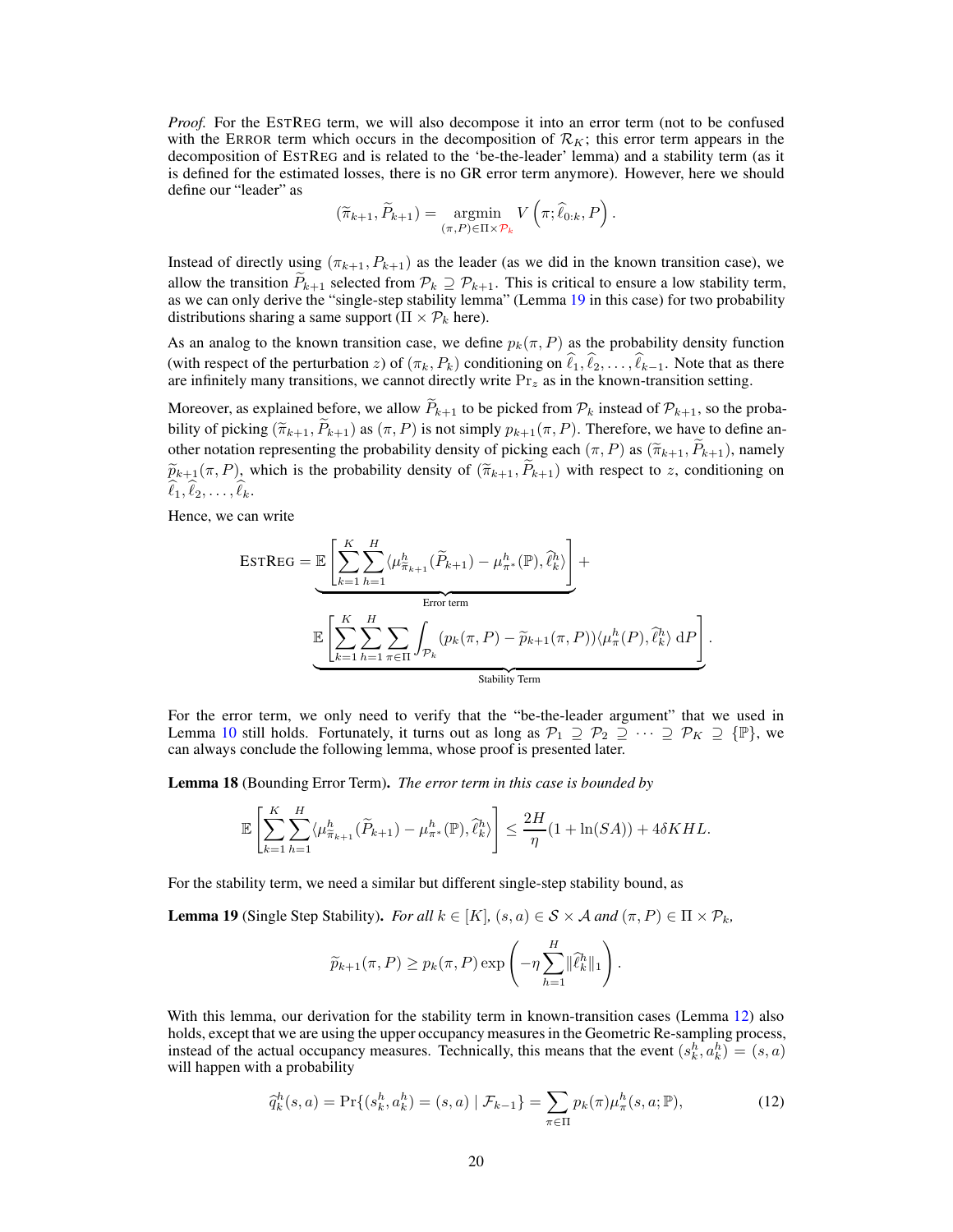*Proof.* For the EstReg term, we will also decompose it into an error term (not to be confused with the Error term which occurs in the decomposition of $\mathcal{R}_K$; this error term appears in the decomposition of EstReg and is related to the 'be-the-leader' lemma) and a stability term (as it is defined for the estimated losses, there is no GR error term anymore). However, here we should define our "leader" as

$$(\widetilde{\pi}_{k+1}, \widetilde{P}_{k+1}) = \operatorname*{argmin}_{(\pi,P)\in\Pi\times\mathcal{P}_k} V\left(\pi; \widehat{\ell}_{0:k}, P\right).$$

Instead of directly using $(\pi_{k+1}, P_{k+1})$ as the leader (as we did in the known transition case), we allow the transition $\widetilde{P}_{k+1}$ selected from $\mathcal{P}_k \supseteq \mathcal{P}_{k+1}$. This is critical to ensure a low stability term, as we can only derive the "single-step stability lemma" (Lemma 19 in this case) for two probability distributions sharing a same support ($\Pi \times \mathcal{P}_k$ here).

As an analog to the known transition case, we define $p_k(\pi, P)$ as the probability density function (with respect of the perturbation $z$) of $(\pi_k, P_k)$ conditioning on $\widehat{\ell}_1, \widehat{\ell}_2, \ldots, \widehat{\ell}_{k-1}$. Note that as there are infinitely many transitions, we cannot directly write $\Pr_z$ as in the known-transition setting.

Moreover, as explained before, we allow $\widetilde{P}_{k+1}$ to be picked from $\mathcal{P}_k$ instead of $\mathcal{P}_{k+1}$, so the probability of picking $(\widetilde{\pi}_{k+1}, \widetilde{P}_{k+1})$ as $(\pi, P)$ is not simply $p_{k+1}(\pi, P)$. Therefore, we have to define another notation representing the probability density of picking each $(\pi, P)$ as $(\widetilde{\pi}_{k+1}, \widetilde{P}_{k+1})$, namely $\widetilde{p}_{k+1}(\pi, P)$, which is the probability density of $(\widetilde{\pi}_{k+1}, \widetilde{P}_{k+1})$ with respect to $z$, conditioning on $\widehat{\ell}_1, \widehat{\ell}_2, \ldots, \widehat{\ell}_k$.

Hence, we can write

$$\textsc{EstReg} = \underbrace{\mathbb{E}\left[\sum_{k=1}^{K}\sum_{h=1}^{H} \langle \mu^h_{\widetilde{\pi}_{k+1}}(\widetilde{P}_{k+1}) - \mu^h_{\pi^*}(\mathbb{P}), \widehat{\ell}^h_k \rangle\right]}_{\text{Error term}} + \underbrace{\mathbb{E}\left[\sum_{k=1}^{K}\sum_{h=1}^{H}\sum_{\pi\in\Pi}\int_{\mathcal{P}_k} (p_k(\pi, P) - \widetilde{p}_{k+1}(\pi, P)) \langle \mu^h_\pi(P), \widehat{\ell}^h_k\rangle \, \mathrm{d}P\right]}_{\text{Stability Term}}.$$

For the error term, we only need to verify that the "be-the-leader argument" that we used in Lemma 10 still holds. Fortunately, it turns out as long as $\mathcal{P}_1 \supseteq \mathcal{P}_2 \supseteq \cdots \supseteq \mathcal{P}_K \supseteq \{\mathbb{P}\}$, we can always conclude the following lemma, whose proof is presented later.

**Lemma 18** (Bounding Error Term). *The error term in this case is bounded by*

$$\mathbb{E}\left[\sum_{k=1}^{K}\sum_{h=1}^{H} \langle \mu^h_{\widetilde{\pi}_{k+1}}(\widetilde{P}_{k+1}) - \mu^h_{\pi^*}(\mathbb{P}), \widehat{\ell}^h_k \rangle\right] \le \frac{2H}{\eta}(1 + \ln(SA)) + 4\delta KHL.$$

For the stability term, we need a similar but different single-step stability bound, as

**Lemma 19** (Single Step Stability). *For all $k \in [K]$, $(s, a) \in \mathcal{S} \times \mathcal{A}$ and $(\pi, P) \in \Pi \times \mathcal{P}_k$,*

$$\widetilde{p}_{k+1}(\pi, P) \ge p_k(\pi, P) \exp\left(-\eta \sum_{h=1}^{H} \|\widehat{\ell}^h_k\|_1\right).$$

With this lemma, our derivation for the stability term in known-transition cases (Lemma 12) also holds, except that we are using the upper occupancy measures in the Geometric Re-sampling process, instead of the actual occupancy measures. Technically, this means that the event $(s^h_k, a^h_k) = (s, a)$ will happen with a probability

$$\widehat{q}^h_k(s, a) = \Pr\{(s^h_k, a^h_k) = (s, a) \mid \mathcal{F}_{k-1}\} = \sum_{\pi\in\Pi} p_k(\pi) \mu^h_\pi(s, a; \mathbb{P}), \tag{12}$$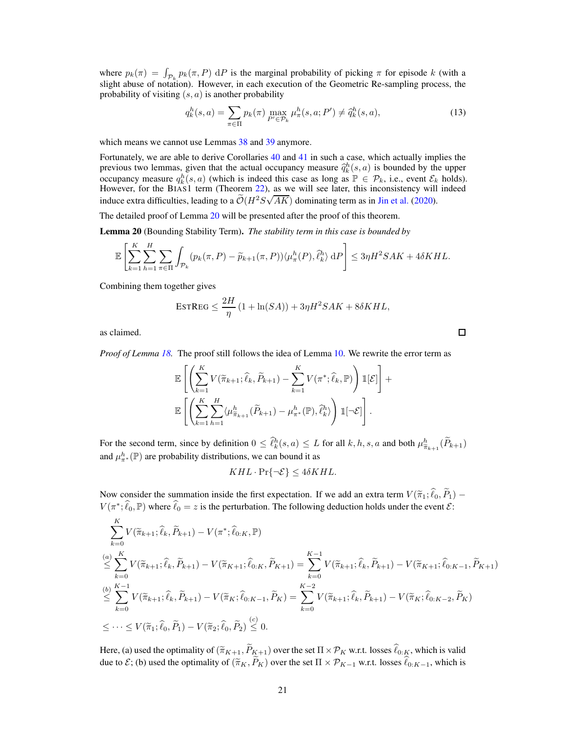where $p_k(\pi) = \int_{\mathcal{P}_k} p_k(\pi, P) \, \mathrm{d}P$ is the marginal probability of picking $\pi$ for episode $k$ (with a slight abuse of notation). However, in each execution of the Geometric Re-sampling process, the probability of visiting $(s, a)$ is another probability

$$
q_k^h(s,a) = \sum_{\pi \in \Pi} p_k(\pi) \max_{P' \in \mathcal{P}_k} \mu_\pi^h(s,a;P') \neq \widehat{q}_k^h(s,a), \tag{13}
$$

which means we cannot use Lemmas 38 and 39 anymore.

Fortunately, we are able to derive Corollaries 40 and 41 in such a case, which actually implies the previous two lemmas, given that the actual occupancy measure $\widehat{q}_k^h(s,a)$ is bounded by the upper occupancy measure $q_k^h(s,a)$ (which is indeed this case as long as $\mathbb{P} \in \mathcal{P}_k$, i.e., event $\mathcal{E}_k$ holds). However, for the BIAS1 term (Theorem 22), as we will see later, this inconsistency will indeed induce extra difficulties, leading to a $\widetilde{\mathcal{O}}(H^2 S \sqrt{AK})$ dominating term as in Jin et al. (2020).

The detailed proof of Lemma 20 will be presented after the proof of this theorem.

**Lemma 20** (Bounding Stability Term). *The stability term in this case is bounded by*

$$
\mathbb{E}\left[\sum_{k=1}^K \sum_{h=1}^H \sum_{\pi \in \Pi} \int_{\mathcal{P}_k} (p_k(\pi,P) - \widetilde{p}_{k+1}(\pi,P)) \langle \mu_\pi^h(P), \widehat{\ell}_k^h \rangle \, \mathrm{d}P\right] \le 3\eta H^2 SAK + 4\delta KHL.
$$

Combining them together gives

$$
\textsc{EstReg} \le \frac{2H}{\eta}(1 + \ln(SA)) + 3\eta H^2 SAK + 8\delta KHL,
$$

as claimed. ◻

*Proof of Lemma 18.* The proof still follows the idea of Lemma 10. We rewrite the error term as

$$
\mathbb{E}\left[\left(\sum_{k=1}^K V(\widetilde{\pi}_{k+1}; \widehat{\ell}_k, \widetilde{P}_{k+1}) - \sum_{k=1}^K V(\pi^*; \widehat{\ell}_k, \mathbb{P})\right) \mathbb{1}[\mathcal{E}]\right] +
$$
$$
\mathbb{E}\left[\left(\sum_{k=1}^K \sum_{h=1}^H \langle \mu_{\widetilde{\pi}_{k+1}}^h(\widetilde{P}_{k+1}) - \mu_{\pi^*}^h(\mathbb{P}), \widehat{\ell}_k^h \rangle\right) \mathbb{1}[\neg\mathcal{E}]\right].
$$

For the second term, since by definition $0 \le \widehat{\ell}_k^h(s,a) \le L$ for all $k, h, s, a$ and both $\mu_{\widetilde{\pi}_{k+1}}^h(\widetilde{P}_{k+1})$ and $\mu_{\pi^*}^h(\mathbb{P})$ are probability distributions, we can bound it as

$$
KHL \cdot \Pr\{\neg\mathcal{E}\} \le 4\delta KHL.
$$

Now consider the summation inside the first expectation. If we add an extra term $V(\widetilde{\pi}_1; \widehat{\ell}_0, \widetilde{P}_1) - V(\pi^*; \widehat{\ell}_0, \mathbb{P})$ where $\widehat{\ell}_0 = z$ is the perturbation. The following deduction holds under the event $\mathcal{E}$:

$$
\begin{aligned}
&\sum_{k=0}^K V(\widetilde{\pi}_{k+1}; \widehat{\ell}_k, \widetilde{P}_{k+1}) - V(\pi^*; \widehat{\ell}_{0:K}, \mathbb{P}) \\
&\overset{(a)}{\le} \sum_{k=0}^K V(\widetilde{\pi}_{k+1}; \widehat{\ell}_k, \widetilde{P}_{k+1}) - V(\widetilde{\pi}_{K+1}; \widehat{\ell}_{0:K}, \widetilde{P}_{K+1}) = \sum_{k=0}^{K-1} V(\widetilde{\pi}_{k+1}; \widehat{\ell}_k, \widetilde{P}_{k+1}) - V(\widetilde{\pi}_{K+1}; \widehat{\ell}_{0:K-1}, \widetilde{P}_{K+1}) \\
&\overset{(b)}{\le} \sum_{k=0}^{K-1} V(\widetilde{\pi}_{k+1}; \widehat{\ell}_k, \widetilde{P}_{k+1}) - V(\widetilde{\pi}_K; \widehat{\ell}_{0:K-1}, \widetilde{P}_K) = \sum_{k=0}^{K-2} V(\widetilde{\pi}_{k+1}; \widehat{\ell}_k, \widetilde{P}_{k+1}) - V(\widetilde{\pi}_K; \widehat{\ell}_{0:K-2}, \widetilde{P}_K) \\
&\le \cdots \le V(\widetilde{\pi}_1; \widehat{\ell}_0, \widetilde{P}_1) - V(\widetilde{\pi}_2; \widehat{\ell}_0, \widetilde{P}_2) \overset{(c)}{\le} 0.
\end{aligned}
$$

Here, (a) used the optimality of $(\widetilde{\pi}_{K+1}, \widetilde{P}_{K+1})$ over the set $\Pi \times \mathcal{P}_K$ w.r.t. losses $\widehat{\ell}_{0:K}$, which is valid due to $\mathcal{E}$; (b) used the optimality of $(\widetilde{\pi}_K, \widetilde{P}_K)$ over the set $\Pi \times \mathcal{P}_{K-1}$ w.r.t. losses $\widehat{\ell}_{0:K-1}$, which is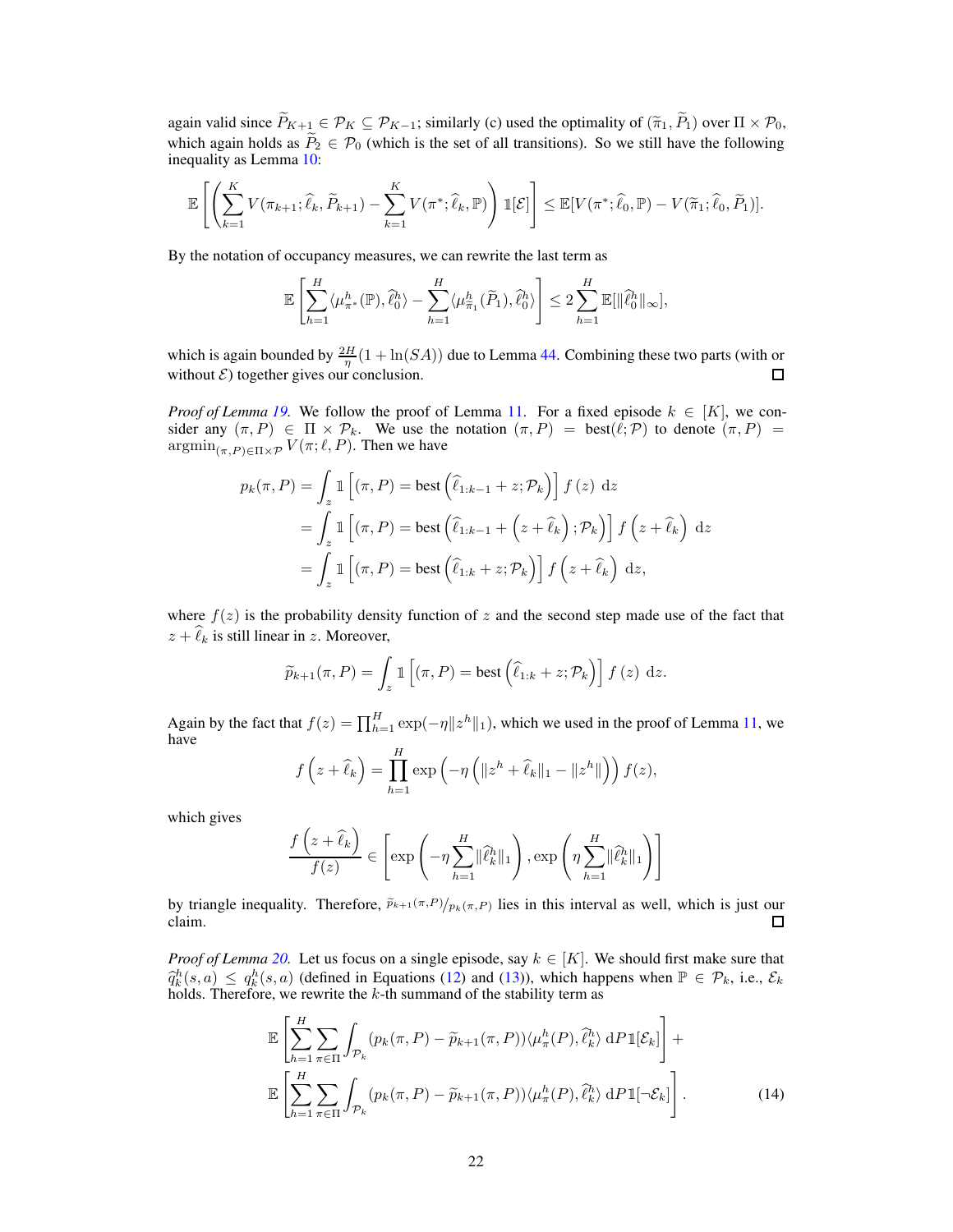again valid since $\widetilde{P}_{K+1} \in \mathcal{P}_K \subseteq \mathcal{P}_{K-1}$; similarly (c) used the optimality of $(\widetilde{\pi}_1, \widetilde{P}_1)$ over $\Pi \times \mathcal{P}_0$, which again holds as $\widetilde{P}_2 \in \mathcal{P}_0$ (which is the set of all transitions). So we still have the following inequality as Lemma 10:

$$
\mathbb{E}\left[\left(\sum_{k=1}^{K} V(\pi_{k+1}; \widehat{\ell}_k, \widetilde{P}_{k+1}) - \sum_{k=1}^{K} V(\pi^*; \widehat{\ell}_k, \mathbb{P})\right) \mathbb{1}[\mathcal{E}]\right] \leq \mathbb{E}[V(\pi^*; \widehat{\ell}_0, \mathbb{P}) - V(\widetilde{\pi}_1; \widehat{\ell}_0, \widetilde{P}_1)].
$$

By the notation of occupancy measures, we can rewrite the last term as

$$
\mathbb{E}\left[\sum_{h=1}^{H} \langle \mu_{\pi^*}^h(\mathbb{P}), \widehat{\ell}_0^h \rangle - \sum_{h=1}^{H} \langle \mu_{\widetilde{\pi}_1}^h(\widetilde{P}_1), \widehat{\ell}_0^h \rangle\right] \leq 2 \sum_{h=1}^{H} \mathbb{E}[\|\widehat{\ell}_0^h\|_\infty],
$$

which is again bounded by $\frac{2H}{\eta}(1 + \ln(SA))$ due to Lemma 44. Combining these two parts (with or without $\mathcal{E}$) together gives our conclusion. $\square$

*Proof of Lemma 19.* We follow the proof of Lemma 11. For a fixed episode $k \in [K]$, we consider any $(\pi, P) \in \Pi \times \mathcal{P}_k$. We use the notation $(\pi, P) = \text{best}(\ell; \mathcal{P})$ to denote $(\pi, P) = \operatorname{argmin}_{(\pi,P) \in \Pi \times \mathcal{P}} V(\pi; \ell, P)$. Then we have

$$
\begin{aligned}
p_k(\pi, P) &= \int_z \mathbb{1}\left[(\pi, P) = \text{best}\left(\widehat{\ell}_{1:k-1} + z; \mathcal{P}_k\right)\right] f(z) \, \mathrm{d}z \\
&= \int_z \mathbb{1}\left[(\pi, P) = \text{best}\left(\widehat{\ell}_{1:k-1} + \left(z + \widehat{\ell}_k\right); \mathcal{P}_k\right)\right] f\left(z + \widehat{\ell}_k\right) \, \mathrm{d}z \\
&= \int_z \mathbb{1}\left[(\pi, P) = \text{best}\left(\widehat{\ell}_{1:k} + z; \mathcal{P}_k\right)\right] f\left(z + \widehat{\ell}_k\right) \, \mathrm{d}z,
\end{aligned}
$$

where $f(z)$ is the probability density function of $z$ and the second step made use of the fact that $z + \widehat{\ell}_k$ is still linear in $z$. Moreover,

$$
\widetilde{p}_{k+1}(\pi, P) = \int_z \mathbb{1}\left[(\pi, P) = \text{best}\left(\widehat{\ell}_{1:k} + z; \mathcal{P}_k\right)\right] f(z) \, \mathrm{d}z.
$$

Again by the fact that $f(z) = \prod_{h=1}^{H} \exp(-\eta \|z^h\|_1)$, which we used in the proof of Lemma 11, we have

$$
f\left(z + \widehat{\ell}_k\right) = \prod_{h=1}^{H} \exp\left(-\eta \left(\|z^h + \widehat{\ell}_k\|_1 - \|z^h\|\right)\right) f(z),
$$

which gives

$$
\frac{f\left(z + \widehat{\ell}_k\right)}{f(z)} \in \left[\exp\left(-\eta \sum_{h=1}^{H} \|\widehat{\ell}_k^h\|_1\right), \exp\left(\eta \sum_{h=1}^{H} \|\widehat{\ell}_k^h\|_1\right)\right]
$$

by triangle inequality. Therefore, $\widetilde{p}_{k+1}(\pi,P)/p_k(\pi,P)$ lies in this interval as well, which is just our claim. $\square$

*Proof of Lemma 20.* Let us focus on a single episode, say $k \in [K]$. We should first make sure that $\widehat{q}_k^h(s, a) \leq q_k^h(s, a)$ (defined in Equations (12) and (13)), which happens when $\mathbb{P} \in \mathcal{P}_k$, i.e., $\mathcal{E}_k$ holds. Therefore, we rewrite the $k$-th summand of the stability term as

$$
\begin{aligned}
&\mathbb{E}\left[\sum_{h=1}^{H} \sum_{\pi \in \Pi} \int_{\mathcal{P}_k} (p_k(\pi, P) - \widetilde{p}_{k+1}(\pi, P)) \langle \mu_\pi^h(P), \widehat{\ell}_k^h \rangle \, \mathrm{d}P \, \mathbb{1}[\mathcal{E}_k]\right] + \\
&\mathbb{E}\left[\sum_{h=1}^{H} \sum_{\pi \in \Pi} \int_{\mathcal{P}_k} (p_k(\pi, P) - \widetilde{p}_{k+1}(\pi, P)) \langle \mu_\pi^h(P), \widehat{\ell}_k^h \rangle \, \mathrm{d}P \, \mathbb{1}[\neg \mathcal{E}_k]\right].
\end{aligned} \tag{14}
$$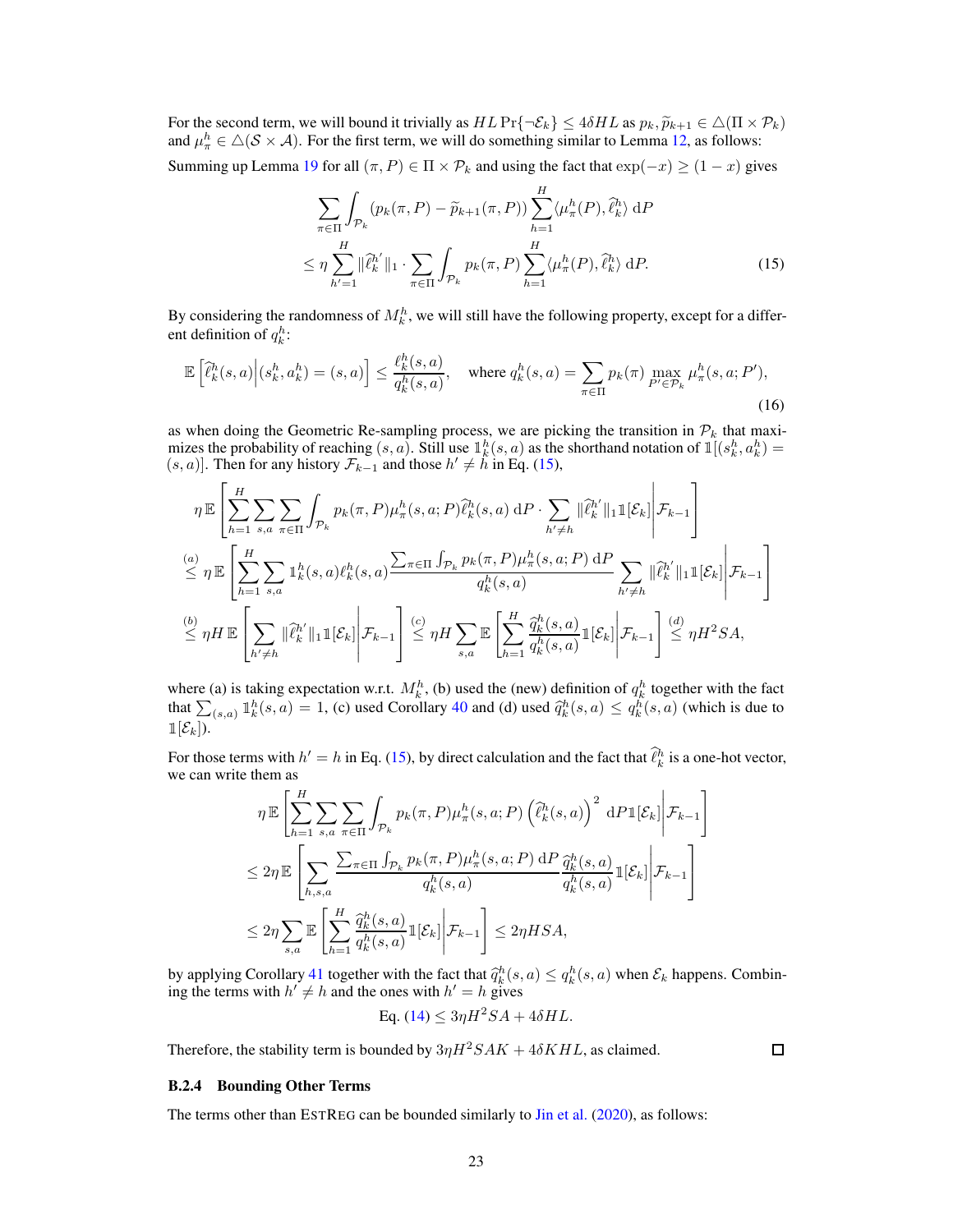For the second term, we will bound it trivially as $HL\Pr\{\neg\mathcal{E}_k\} \le 4\delta HL$ as $p_k, \widetilde{p}_{k+1} \in \triangle(\Pi \times \mathcal{P}_k)$ and $\mu_\pi^h \in \triangle(\mathcal{S} \times \mathcal{A})$. For the first term, we will do something similar to Lemma 12, as follows:

Summing up Lemma 19 for all $(\pi, P) \in \Pi \times \mathcal{P}_k$ and using the fact that $\exp(-x) \ge (1-x)$ gives

$$
\begin{aligned}
&\sum_{\pi\in\Pi}\int_{\mathcal{P}_k}(p_k(\pi,P)-\widetilde{p}_{k+1}(\pi,P))\sum_{h=1}^H\langle\mu_\pi^h(P),\widehat{\ell}_k^h\rangle\,\mathrm{d}P\\
&\le \eta\sum_{h'=1}^H\lVert\widehat{\ell}_k^{h'}\rVert_1\cdot\sum_{\pi\in\Pi}\int_{\mathcal{P}_k}p_k(\pi,P)\sum_{h=1}^H\langle\mu_\pi^h(P),\widehat{\ell}_k^h\rangle\,\mathrm{d}P.
\end{aligned}\tag{15}
$$

By considering the randomness of $M_k^h$, we will still have the following property, except for a different definition of $q_k^h$:

$$
\mathbb{E}\left[\widehat{\ell}_k^h(s,a)\middle|(s_k^h,a_k^h)=(s,a)\right]\le\frac{\ell_k^h(s,a)}{q_k^h(s,a)},\quad\text{where } q_k^h(s,a)=\sum_{\pi\in\Pi}p_k(\pi)\max_{P'\in\mathcal{P}_k}\mu_\pi^h(s,a;P'),\tag{16}
$$

as when doing the Geometric Re-sampling process, we are picking the transition in $\mathcal{P}_k$ that maximizes the probability of reaching $(s,a)$. Still use $\mathbb{1}_k^h(s,a)$ as the shorthand notation of $\mathbb{1}[(s_k^h,a_k^h)=(s,a)]$. Then for any history $\mathcal{F}_{k-1}$ and those $h'\ne h$ in Eq. (15),

$$
\begin{aligned}
&\eta\,\mathbb{E}\left[\sum_{h=1}^H\sum_{s,a}\sum_{\pi\in\Pi}\int_{\mathcal{P}_k}p_k(\pi,P)\mu_\pi^h(s,a;P)\widehat{\ell}_k^h(s,a)\,\mathrm{d}P\cdot\sum_{h'\ne h}\lVert\widehat{\ell}_k^{h'}\rVert_1\mathbb{1}[\mathcal{E}_k]\middle|\mathcal{F}_{k-1}\right]\\
&\overset{(a)}{\le}\eta\,\mathbb{E}\left[\sum_{h=1}^H\sum_{s,a}\mathbb{1}_k^h(s,a)\ell_k^h(s,a)\frac{\sum_{\pi\in\Pi}\int_{\mathcal{P}_k}p_k(\pi,P)\mu_\pi^h(s,a;P)\,\mathrm{d}P}{q_k^h(s,a)}\sum_{h'\ne h}\lVert\widehat{\ell}_k^{h'}\rVert_1\mathbb{1}[\mathcal{E}_k]\middle|\mathcal{F}_{k-1}\right]\\
&\overset{(b)}{\le}\eta H\,\mathbb{E}\left[\sum_{h'\ne h}\lVert\widehat{\ell}_k^{h'}\rVert_1\mathbb{1}[\mathcal{E}_k]\middle|\mathcal{F}_{k-1}\right]\overset{(c)}{\le}\eta H\sum_{s,a}\mathbb{E}\left[\sum_{h=1}^H\frac{\widehat{q}_k^h(s,a)}{q_k^h(s,a)}\mathbb{1}[\mathcal{E}_k]\middle|\mathcal{F}_{k-1}\right]\overset{(d)}{\le}\eta H^2SA,
\end{aligned}
$$

where (a) is taking expectation w.r.t. $M_k^h$, (b) used the (new) definition of $q_k^h$ together with the fact that $\sum_{(s,a)}\mathbb{1}_k^h(s,a)=1$, (c) used Corollary 40 and (d) used $\widehat{q}_k^h(s,a)\le q_k^h(s,a)$ (which is due to $\mathbb{1}[\mathcal{E}_k]$).

For those terms with $h'=h$ in Eq. (15), by direct calculation and the fact that $\widehat{\ell}_k^h$ is a one-hot vector, we can write them as

$$
\begin{aligned}
&\eta\,\mathbb{E}\left[\sum_{h=1}^H\sum_{s,a}\sum_{\pi\in\Pi}\int_{\mathcal{P}_k}p_k(\pi,P)\mu_\pi^h(s,a;P)\left(\widehat{\ell}_k^h(s,a)\right)^2\,\mathrm{d}P\,\mathbb{1}[\mathcal{E}_k]\middle|\mathcal{F}_{k-1}\right]\\
&\le 2\eta\,\mathbb{E}\left[\sum_{h,s,a}\frac{\sum_{\pi\in\Pi}\int_{\mathcal{P}_k}p_k(\pi,P)\mu_\pi^h(s,a;P)\,\mathrm{d}P}{q_k^h(s,a)}\frac{\widehat{q}_k^h(s,a)}{q_k^h(s,a)}\mathbb{1}[\mathcal{E}_k]\middle|\mathcal{F}_{k-1}\right]\\
&\le 2\eta\sum_{s,a}\mathbb{E}\left[\sum_{h=1}^H\frac{\widehat{q}_k^h(s,a)}{q_k^h(s,a)}\mathbb{1}[\mathcal{E}_k]\middle|\mathcal{F}_{k-1}\right]\le 2\eta HSA,
\end{aligned}
$$

by applying Corollary 41 together with the fact that $\widehat{q}_k^h(s,a)\le q_k^h(s,a)$ when $\mathcal{E}_k$ happens. Combining the terms with $h'\ne h$ and the ones with $h'=h$ gives

$$
\text{Eq. (14)}\le 3\eta H^2SA+4\delta HL.
$$

Therefore, the stability term is bounded by $3\eta H^2SAK+4\delta KHL$, as claimed. □

### B.2.4 Bounding Other Terms

The terms other than EstReg can be bounded similarly to Jin et al. (2020), as follows: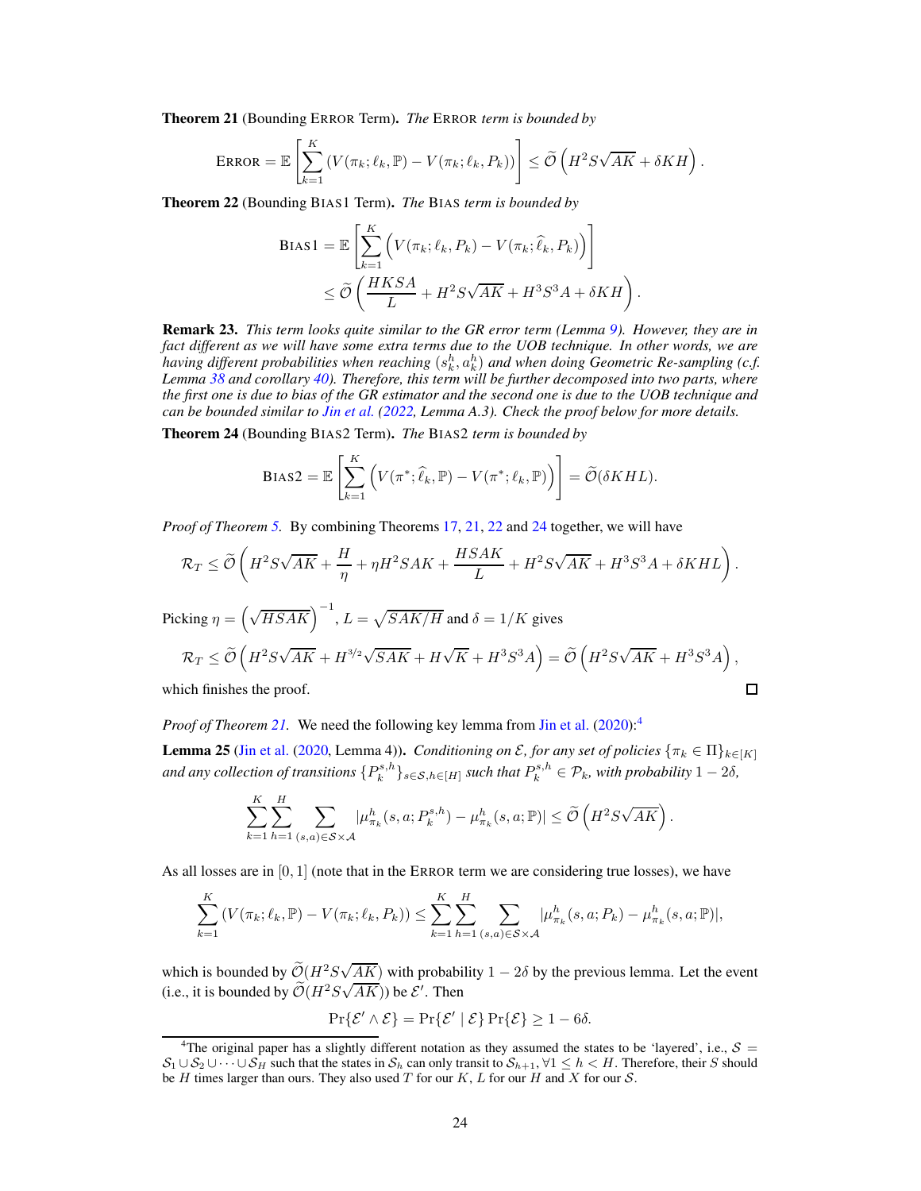**Theorem 21** (Bounding Error Term). *The* Error *term is bounded by*

$$\textsc{Error} = \mathbb{E}\left[\sum_{k=1}^{K} \left(V(\pi_k; \ell_k, \mathbb{P}) - V(\pi_k; \ell_k, P_k)\right)\right] \le \widetilde{\mathcal{O}}\left(H^2 S \sqrt{AK} + \delta K H\right).$$

**Theorem 22** (Bounding Bias1 Term). *The* Bias *term is bounded by*

$$\begin{aligned}\textsc{Bias1} &= \mathbb{E}\left[\sum_{k=1}^{K} \left(V(\pi_k; \ell_k, P_k) - V(\pi_k; \widehat{\ell}_k, P_k)\right)\right] \\ &\le \widetilde{\mathcal{O}}\left(\frac{HKSA}{L} + H^2 S\sqrt{AK} + H^3 S^3 A + \delta K H\right).\end{aligned}$$

**Remark 23.** *This term looks quite similar to the GR error term (Lemma 9). However, they are in fact different as we will have some extra terms due to the UOB technique. In other words, we are having different probabilities when reaching $(s_k^h, a_k^h)$ and when doing Geometric Re-sampling (c.f. Lemma 38 and corollary 40). Therefore, this term will be further decomposed into two parts, where the first one is due to bias of the GR estimator and the second one is due to the UOB technique and can be bounded similar to Jin et al. (2022, Lemma A.3). Check the proof below for more details.*

**Theorem 24** (Bounding Bias2 Term). *The* Bias2 *term is bounded by*

$$\textsc{Bias2} = \mathbb{E}\left[\sum_{k=1}^{K} \left(V(\pi^*; \widehat{\ell}_k, \mathbb{P}) - V(\pi^*; \ell_k, \mathbb{P})\right)\right] = \widetilde{\mathcal{O}}(\delta K H L).$$

*Proof of Theorem 5.* By combining Theorems 17, 21, 22 and 24 together, we will have

$$\mathcal{R}_T \le \widetilde{\mathcal{O}}\left(H^2 S\sqrt{AK} + \frac{H}{\eta} + \eta H^2 SAK + \frac{HSAK}{L} + H^2 S\sqrt{AK} + H^3 S^3 A + \delta K H L\right).$$

Picking $\eta = \left(\sqrt{HSAK}\right)^{-1}$, $L = \sqrt{SAK/H}$ and $\delta = 1/K$ gives

$$\mathcal{R}_T \le \widetilde{\mathcal{O}}\left(H^2 S\sqrt{AK} + H^{3/2}\sqrt{SAK} + H\sqrt{K} + H^3 S^3 A\right) = \widetilde{\mathcal{O}}\left(H^2 S\sqrt{AK} + H^3 S^3 A\right),$$

which finishes the proof. □

*Proof of Theorem 21.* We need the following key lemma from Jin et al. (2020):[4]

**Lemma 25** (Jin et al. (2020, Lemma 4)). *Conditioning on $\mathcal{E}$, for any set of policies $\{\pi_k \in \Pi\}_{k\in[K]}$ and any collection of transitions $\{P_k^{s,h}\}_{s\in\mathcal{S},h\in[H]}$ such that $P_k^{s,h} \in \mathcal{P}_k$, with probability $1-2\delta$,*

$$\sum_{k=1}^{K}\sum_{h=1}^{H}\sum_{(s,a)\in\mathcal{S}\times\mathcal{A}} |\mu_{\pi_k}^h(s,a;P_k^{s,h}) - \mu_{\pi_k}^h(s,a;\mathbb{P})| \le \widetilde{\mathcal{O}}\left(H^2 S\sqrt{AK}\right).$$

As all losses are in $[0,1]$ (note that in the Error term we are considering true losses), we have

$$\sum_{k=1}^{K}\left(V(\pi_k; \ell_k, \mathbb{P}) - V(\pi_k; \ell_k, P_k)\right) \le \sum_{k=1}^{K}\sum_{h=1}^{H}\sum_{(s,a)\in\mathcal{S}\times\mathcal{A}} |\mu_{\pi_k}^h(s,a;P_k) - \mu_{\pi_k}^h(s,a;\mathbb{P})|,$$

which is bounded by $\widetilde{\mathcal{O}}(H^2 S\sqrt{AK})$ with probability $1-2\delta$ by the previous lemma. Let the event (i.e., it is bounded by $\widetilde{\mathcal{O}}(H^2 S\sqrt{AK})$) be $\mathcal{E}'$. Then

$$\Pr\{\mathcal{E}' \wedge \mathcal{E}\} = \Pr\{\mathcal{E}' \mid \mathcal{E}\}\Pr\{\mathcal{E}\} \ge 1 - 6\delta.$$

[4] The original paper has a slightly different notation as they assumed the states to be 'layered', i.e., $\mathcal{S} = \mathcal{S}_1 \cup \mathcal{S}_2 \cup \cdots \cup \mathcal{S}_H$ such that the states in $\mathcal{S}_h$ can only transit to $\mathcal{S}_{h+1}, \forall 1 \le h < H$. Therefore, their $S$ should be $H$ times larger than ours. They also used $T$ for our $K$, $L$ for our $H$ and $X$ for our $\mathcal{S}$.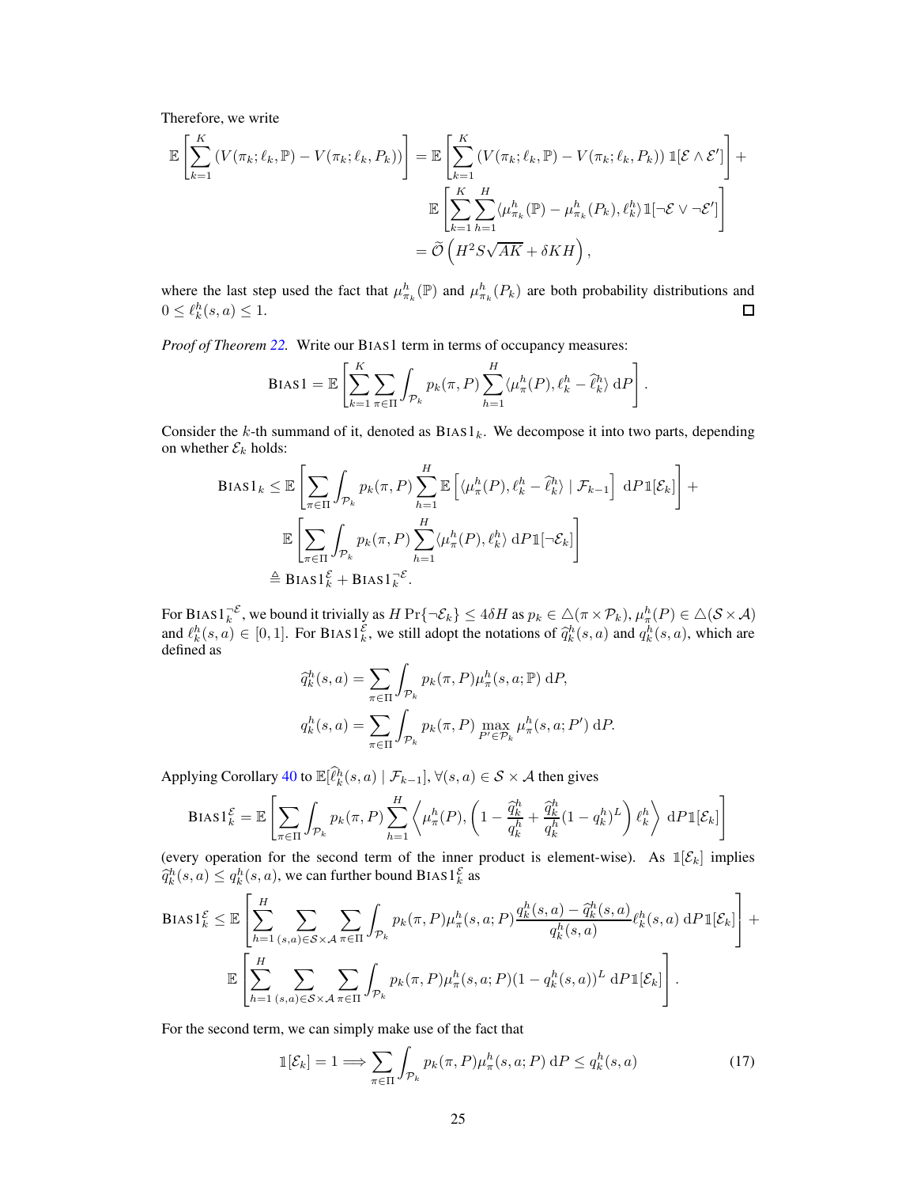Therefore, we write

$$
\begin{aligned}
\mathbb{E}\left[\sum_{k=1}^{K}\left(V(\pi_k;\ell_k,\mathbb{P})-V(\pi_k;\ell_k,P_k)\right)\right] &= \mathbb{E}\left[\sum_{k=1}^{K}\left(V(\pi_k;\ell_k,\mathbb{P})-V(\pi_k;\ell_k,P_k)\right)\mathbb{1}[\mathcal{E}\wedge\mathcal{E}']\right] + \\
&\quad \mathbb{E}\left[\sum_{k=1}^{K}\sum_{h=1}^{H}\langle\mu_{\pi_k}^h(\mathbb{P})-\mu_{\pi_k}^h(P_k),\ell_k^h\rangle\mathbb{1}[\neg\mathcal{E}\vee\neg\mathcal{E}']\right] \\
&= \widetilde{\mathcal{O}}\left(H^2S\sqrt{AK}+\delta KH\right),
\end{aligned}
$$

where the last step used the fact that $\mu_{\pi_k}^h(\mathbb{P})$ and $\mu_{\pi_k}^h(P_k)$ are both probability distributions and $0\le\ell_k^h(s,a)\le 1$. □

*Proof of Theorem 22.* Write our BIAS1 term in terms of occupancy measures:

$$
\text{BIAS1} = \mathbb{E}\left[\sum_{k=1}^{K}\sum_{\pi\in\Pi}\int_{\mathcal{P}_k} p_k(\pi,P)\sum_{h=1}^{H}\langle\mu_\pi^h(P),\ell_k^h-\widehat{\ell}_k^h\rangle\,\mathrm{d}P\right].
$$

Consider the $k$-th summand of it, denoted as $\text{BIAS1}_k$. We decompose it into two parts, depending on whether $\mathcal{E}_k$ holds:

$$
\begin{aligned}
\text{BIAS1}_k &\le \mathbb{E}\left[\sum_{\pi\in\Pi}\int_{\mathcal{P}_k} p_k(\pi,P)\sum_{h=1}^{H}\mathbb{E}\left[\langle\mu_\pi^h(P),\ell_k^h-\widehat{\ell}_k^h\rangle\mid\mathcal{F}_{k-1}\right]\,\mathrm{d}P\,\mathbb{1}[\mathcal{E}_k]\right] + \\
&\quad \mathbb{E}\left[\sum_{\pi\in\Pi}\int_{\mathcal{P}_k} p_k(\pi,P)\sum_{h=1}^{H}\langle\mu_\pi^h(P),\ell_k^h\rangle\,\mathrm{d}P\,\mathbb{1}[\neg\mathcal{E}_k]\right] \\
&\triangleq \text{BIAS1}_k^{\mathcal{E}} + \text{BIAS1}_k^{\neg\mathcal{E}}.
\end{aligned}
$$

For $\text{BIAS1}_k^{\neg\mathcal{E}}$, we bound it trivially as $H\Pr\{\neg\mathcal{E}_k\}\le 4\delta H$ as $p_k\in\triangle(\pi\times\mathcal{P}_k)$, $\mu_\pi^h(P)\in\triangle(\mathcal{S}\times\mathcal{A})$ and $\ell_k^h(s,a)\in[0,1]$. For $\text{BIAS1}_k^{\mathcal{E}}$, we still adopt the notations of $\widehat{q}_k^h(s,a)$ and $q_k^h(s,a)$, which are defined as

$$
\begin{aligned}
\widehat{q}_k^h(s,a) &= \sum_{\pi\in\Pi}\int_{\mathcal{P}_k} p_k(\pi,P)\mu_\pi^h(s,a;\mathbb{P})\,\mathrm{d}P, \\
q_k^h(s,a) &= \sum_{\pi\in\Pi}\int_{\mathcal{P}_k} p_k(\pi,P)\max_{P'\in\mathcal{P}_k}\mu_\pi^h(s,a;P')\,\mathrm{d}P.
\end{aligned}
$$

Applying Corollary 40 to $\mathbb{E}[\widehat{\ell}_k^h(s,a)\mid\mathcal{F}_{k-1}]$, $\forall(s,a)\in\mathcal{S}\times\mathcal{A}$ then gives

$$
\text{BIAS1}_k^{\mathcal{E}} = \mathbb{E}\left[\sum_{\pi\in\Pi}\int_{\mathcal{P}_k} p_k(\pi,P)\sum_{h=1}^{H}\left\langle\mu_\pi^h(P),\left(1-\frac{\widehat{q}_k^h}{q_k^h}+\frac{\widehat{q}_k^h}{q_k^h}(1-q_k^h)^L\right)\ell_k^h\right\rangle\,\mathrm{d}P\,\mathbb{1}[\mathcal{E}_k]\right]
$$

(every operation for the second term of the inner product is element-wise). As $\mathbb{1}[\mathcal{E}_k]$ implies $\widehat{q}_k^h(s,a)\le q_k^h(s,a)$, we can further bound $\text{BIAS1}_k^{\mathcal{E}}$ as

$$
\begin{aligned}
\text{BIAS1}_k^{\mathcal{E}} &\le \mathbb{E}\left[\sum_{h=1}^{H}\sum_{(s,a)\in\mathcal{S}\times\mathcal{A}}\sum_{\pi\in\Pi}\int_{\mathcal{P}_k} p_k(\pi,P)\mu_\pi^h(s,a;P)\frac{q_k^h(s,a)-\widehat{q}_k^h(s,a)}{q_k^h(s,a)}\ell_k^h(s,a)\,\mathrm{d}P\,\mathbb{1}[\mathcal{E}_k]\right] + \\
&\quad \mathbb{E}\left[\sum_{h=1}^{H}\sum_{(s,a)\in\mathcal{S}\times\mathcal{A}}\sum_{\pi\in\Pi}\int_{\mathcal{P}_k} p_k(\pi,P)\mu_\pi^h(s,a;P)(1-q_k^h(s,a))^L\,\mathrm{d}P\,\mathbb{1}[\mathcal{E}_k]\right].
\end{aligned}
$$

For the second term, we can simply make use of the fact that

$$
\mathbb{1}[\mathcal{E}_k]=1 \Longrightarrow \sum_{\pi\in\Pi}\int_{\mathcal{P}_k} p_k(\pi,P)\mu_\pi^h(s,a;P)\,\mathrm{d}P \le q_k^h(s,a) \tag{17}
$$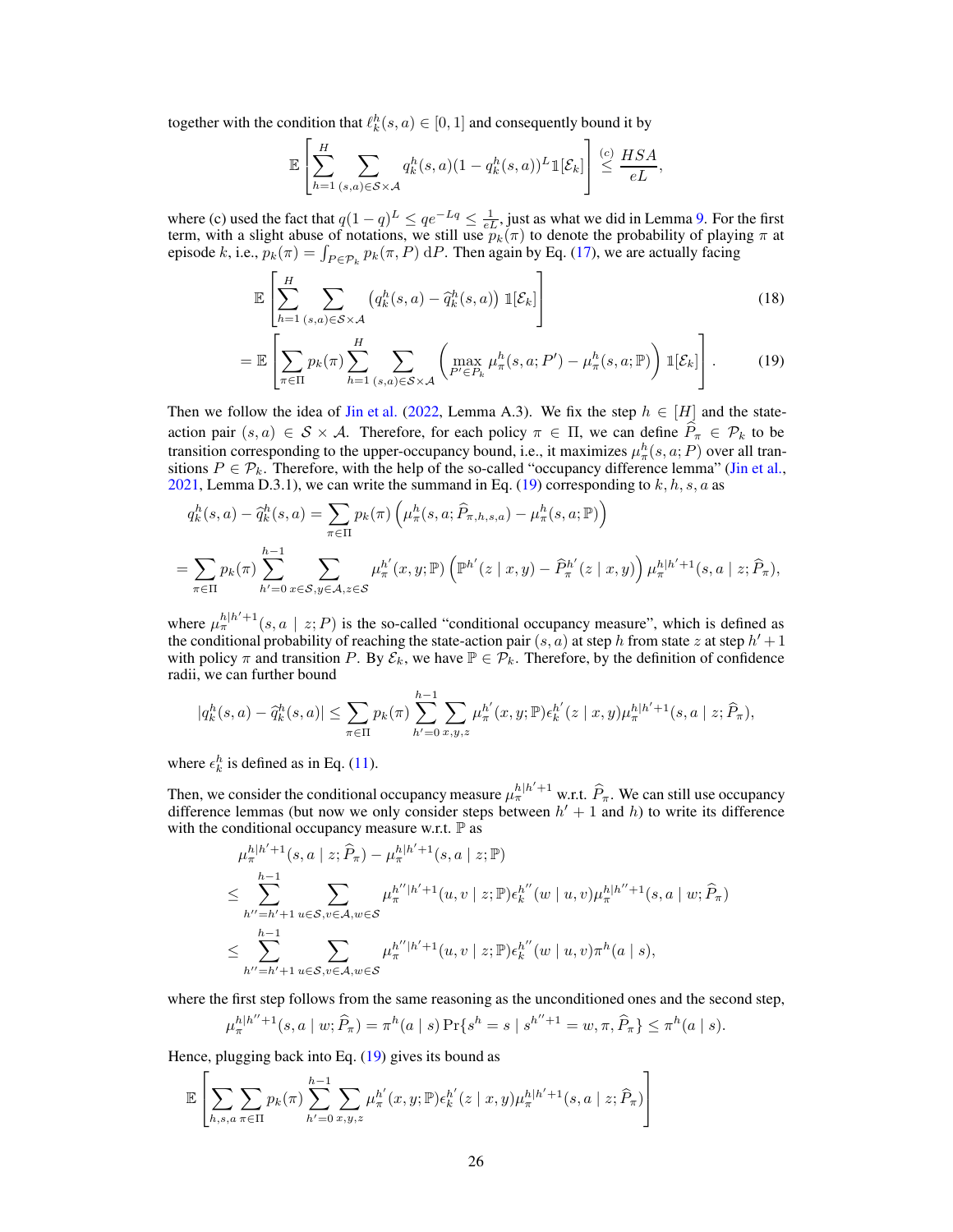together with the condition that $\ell_k^h(s,a) \in [0,1]$ and consequently bound it by

$$\mathbb{E}\left[\sum_{h=1}^H \sum_{(s,a)\in\mathcal{S}\times\mathcal{A}} q_k^h(s,a)(1-q_k^h(s,a))^L \mathbb{1}[\mathcal{E}_k]\right] \overset{(c)}{\le} \frac{HSA}{eL},$$

where (c) used the fact that $q(1-q)^L \le qe^{-Lq} \le \frac{1}{eL}$, just as what we did in Lemma 9. For the first term, with a slight abuse of notations, we still use $p_k(\pi)$ to denote the probability of playing $\pi$ at episode $k$, i.e., $p_k(\pi) = \int_{P \in \mathcal{P}_k} p_k(\pi, P) \,\mathrm{d}P$. Then again by Eq. (17), we are actually facing

$$\mathbb{E}\left[\sum_{h=1}^H \sum_{(s,a)\in\mathcal{S}\times\mathcal{A}} \left(q_k^h(s,a) - \widehat{q}_k^h(s,a)\right) \mathbb{1}[\mathcal{E}_k]\right] \tag{18}$$

$$= \mathbb{E}\left[\sum_{\pi\in\Pi} p_k(\pi) \sum_{h=1}^H \sum_{(s,a)\in\mathcal{S}\times\mathcal{A}} \left(\max_{P'\in P_k} \mu_\pi^h(s,a;P') - \mu_\pi^h(s,a;\mathbb{P})\right) \mathbb{1}[\mathcal{E}_k]\right]. \tag{19}$$

Then we follow the idea of Jin et al. (2022, Lemma A.3). We fix the step $h \in [H]$ and the state-action pair $(s,a) \in \mathcal{S}\times\mathcal{A}$. Therefore, for each policy $\pi \in \Pi$, we can define $\widehat{P}_\pi \in \mathcal{P}_k$ to be transition corresponding to the upper-occupancy bound, i.e., it maximizes $\mu_\pi^h(s,a;P)$ over all transitions $P \in \mathcal{P}_k$. Therefore, with the help of the so-called "occupancy difference lemma" (Jin et al., 2021, Lemma D.3.1), we can write the summand in Eq. (19) corresponding to $k,h,s,a$ as

$$q_k^h(s,a) - \widehat{q}_k^h(s,a) = \sum_{\pi\in\Pi} p_k(\pi) \left(\mu_\pi^h(s,a;\widehat{P}_{\pi,h,s,a}) - \mu_\pi^h(s,a;\mathbb{P})\right)$$

$$= \sum_{\pi\in\Pi} p_k(\pi) \sum_{h'=0}^{h-1} \sum_{x\in\mathcal{S},y\in\mathcal{A},z\in\mathcal{S}} \mu_\pi^{h'}(x,y;\mathbb{P}) \left(\mathbb{P}^{h'}(z \mid x,y) - \widehat{P}_\pi^{h'}(z \mid x,y)\right) \mu_\pi^{h|h'+1}(s,a \mid z; \widehat{P}_\pi),$$

where $\mu_\pi^{h|h'+1}(s,a \mid z;P)$ is the so-called "conditional occupancy measure", which is defined as the conditional probability of reaching the state-action pair $(s,a)$ at step $h$ from state $z$ at step $h'+1$ with policy $\pi$ and transition $P$. By $\mathcal{E}_k$, we have $\mathbb{P} \in \mathcal{P}_k$. Therefore, by the definition of confidence radii, we can further bound

$$|q_k^h(s,a) - \widehat{q}_k^h(s,a)| \le \sum_{\pi\in\Pi} p_k(\pi) \sum_{h'=0}^{h-1} \sum_{x,y,z} \mu_\pi^{h'}(x,y;\mathbb{P}) \epsilon_k^{h'}(z \mid x,y) \mu_\pi^{h|h'+1}(s,a \mid z; \widehat{P}_\pi),$$

where $\epsilon_k^h$ is defined as in Eq. (11).

Then, we consider the conditional occupancy measure $\mu_\pi^{h|h'+1}$ w.r.t. $\widehat{P}_\pi$. We can still use occupancy difference lemmas (but now we only consider steps between $h'+1$ and $h$) to write its difference with the conditional occupancy measure w.r.t. $\mathbb{P}$ as

$$\begin{aligned}
&\mu_\pi^{h|h'+1}(s,a \mid z; \widehat{P}_\pi) - \mu_\pi^{h|h'+1}(s,a \mid z; \mathbb{P}) \\
&\le \sum_{h''=h'+1}^{h-1} \sum_{u\in\mathcal{S},v\in\mathcal{A},w\in\mathcal{S}} \mu_\pi^{h''|h'+1}(u,v \mid z;\mathbb{P}) \epsilon_k^{h''}(w \mid u,v) \mu_\pi^{h|h''+1}(s,a \mid w; \widehat{P}_\pi) \\
&\le \sum_{h''=h'+1}^{h-1} \sum_{u\in\mathcal{S},v\in\mathcal{A},w\in\mathcal{S}} \mu_\pi^{h''|h'+1}(u,v \mid z;\mathbb{P}) \epsilon_k^{h''}(w \mid u,v) \pi^h(a \mid s),
\end{aligned}$$

where the first step follows from the same reasoning as the unconditioned ones and the second step,

$$\mu_\pi^{h|h''+1}(s,a \mid w; \widehat{P}_\pi) = \pi^h(a \mid s) \Pr\{s^h = s \mid s^{h''+1} = w, \pi, \widehat{P}_\pi\} \le \pi^h(a \mid s).$$

Hence, plugging back into Eq. (19) gives its bound as

$$\mathbb{E}\left[\sum_{h,s,a} \sum_{\pi\in\Pi} p_k(\pi) \sum_{h'=0}^{h-1} \sum_{x,y,z} \mu_\pi^{h'}(x,y;\mathbb{P}) \epsilon_k^{h'}(z \mid x,y) \mu_\pi^{h|h'+1}(s,a \mid z; \widehat{P}_\pi)\right]$$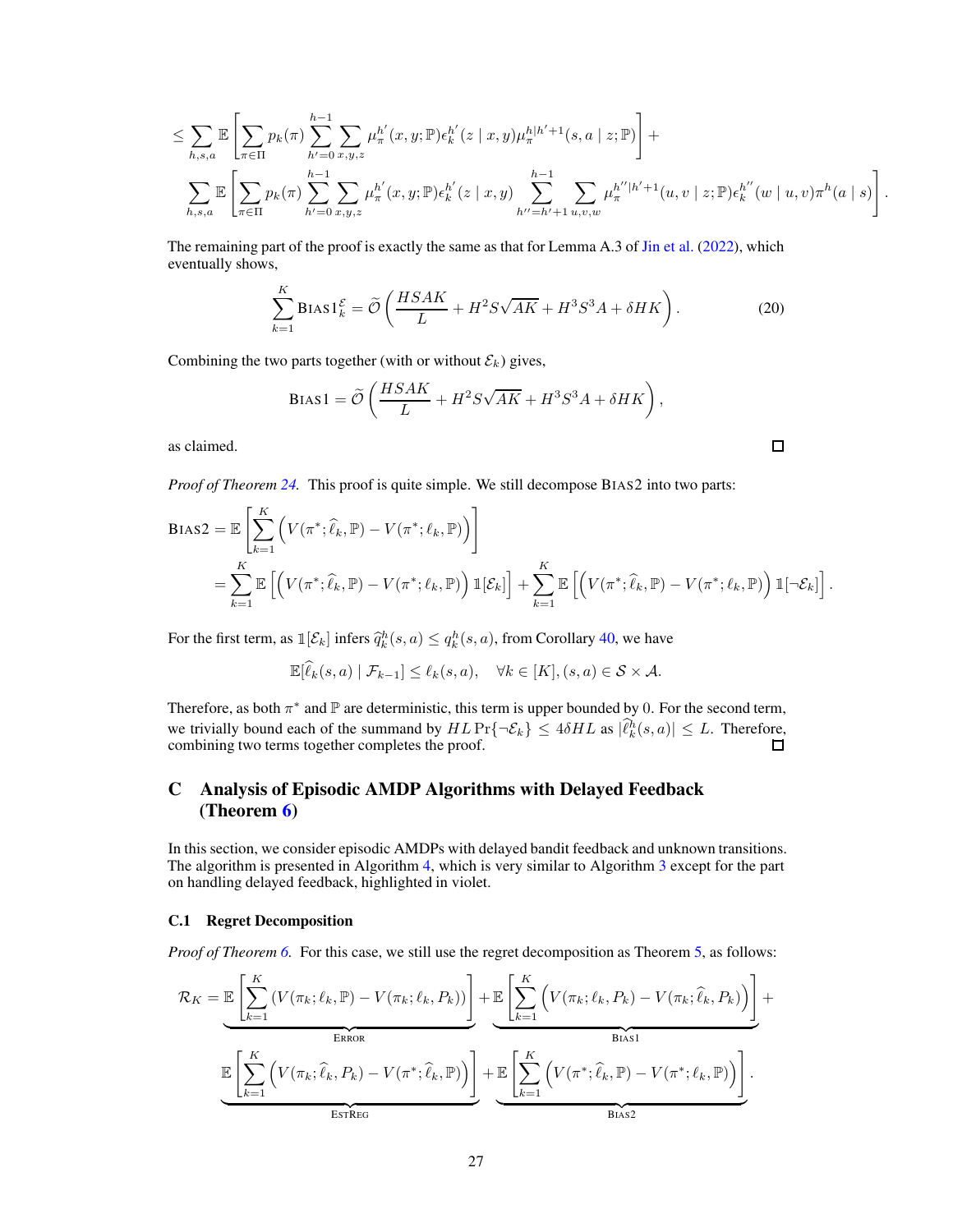$$
\leq \sum_{h,s,a} \mathbb{E}\left[\sum_{\pi\in\Pi} p_k(\pi) \sum_{h'=0}^{h-1} \sum_{x,y,z} \mu_\pi^{h'}(x,y;\mathbb{P})\epsilon_k^{h'}(z \mid x,y)\mu_\pi^{h|h'+1}(s,a \mid z;\mathbb{P})\right] +
$$

$$
\sum_{h,s,a} \mathbb{E}\left[\sum_{\pi\in\Pi} p_k(\pi) \sum_{h'=0}^{h-1} \sum_{x,y,z} \mu_\pi^{h'}(x,y;\mathbb{P})\epsilon_k^{h'}(z \mid x,y) \sum_{h''=h'+1}^{h-1} \sum_{u,v,w} \mu_\pi^{h''|h'+1}(u,v \mid z;\mathbb{P})\epsilon_k^{h''}(w \mid u,v)\pi^h(a \mid s)\right].
$$

The remaining part of the proof is exactly the same as that for Lemma A.3 of Jin et al. (2022), which eventually shows,

$$
\sum_{k=1}^K \textsc{Bias1}_k^{\mathcal{E}} = \widetilde{\mathcal{O}}\left(\frac{HSAK}{L} + H^2 S\sqrt{AK} + H^3 S^3 A + \delta HK\right). \tag{20}
$$

Combining the two parts together (with or without $\mathcal{E}_k$) gives,

$$
\textsc{Bias1} = \widetilde{\mathcal{O}}\left(\frac{HSAK}{L} + H^2 S\sqrt{AK} + H^3 S^3 A + \delta HK\right),
$$

as claimed. □

*Proof of Theorem 24.* This proof is quite simple. We still decompose $\textsc{Bias2}$ into two parts:

$$
\begin{aligned}
\textsc{Bias2} &= \mathbb{E}\left[\sum_{k=1}^K \left(V(\pi^*;\widehat{\ell}_k,\mathbb{P}) - V(\pi^*;\ell_k,\mathbb{P})\right)\right] \\
&= \sum_{k=1}^K \mathbb{E}\left[\left(V(\pi^*;\widehat{\ell}_k,\mathbb{P}) - V(\pi^*;\ell_k,\mathbb{P})\right)\mathbb{1}[\mathcal{E}_k]\right] + \sum_{k=1}^K \mathbb{E}\left[\left(V(\pi^*;\widehat{\ell}_k,\mathbb{P}) - V(\pi^*;\ell_k,\mathbb{P})\right)\mathbb{1}[\neg\mathcal{E}_k]\right].
\end{aligned}
$$

For the first term, as $\mathbb{1}[\mathcal{E}_k]$ infers $\widehat{q}_k^h(s,a) \leq q_k^h(s,a)$, from Corollary 40, we have

$$
\mathbb{E}[\widehat{\ell}_k(s,a) \mid \mathcal{F}_{k-1}] \leq \ell_k(s,a), \quad \forall k \in [K], (s,a) \in \mathcal{S}\times\mathcal{A}.
$$

Therefore, as both $\pi^*$ and $\mathbb{P}$ are deterministic, this term is upper bounded by 0. For the second term, we trivially bound each of the summand by $HL\Pr\{\neg\mathcal{E}_k\} \leq 4\delta HL$ as $|\widehat{\ell}_k^h(s,a)| \leq L$. Therefore, combining two terms together completes the proof. □

# C Analysis of Episodic AMDP Algorithms with Delayed Feedback (Theorem 6)

In this section, we consider episodic AMDPs with delayed bandit feedback and unknown transitions. The algorithm is presented in Algorithm 4, which is very similar to Algorithm 3 except for the part on handling delayed feedback, highlighted in violet.

## C.1 Regret Decomposition

*Proof of Theorem 6.* For this case, we still use the regret decomposition as Theorem 5, as follows:

$$
\begin{aligned}
\mathcal{R}_K = &\underbrace{\mathbb{E}\left[\sum_{k=1}^K (V(\pi_k;\ell_k,\mathbb{P}) - V(\pi_k;\ell_k,P_k))\right]}_{\textsc{Error}} + \underbrace{\mathbb{E}\left[\sum_{k=1}^K \left(V(\pi_k;\ell_k,P_k) - V(\pi_k;\widehat{\ell}_k,P_k)\right)\right]}_{\textsc{Bias1}} + \\
&\underbrace{\mathbb{E}\left[\sum_{k=1}^K \left(V(\pi_k;\widehat{\ell}_k,P_k) - V(\pi^*;\widehat{\ell}_k,\mathbb{P})\right)\right]}_{\textsc{EstReg}} + \underbrace{\mathbb{E}\left[\sum_{k=1}^K \left(V(\pi^*;\widehat{\ell}_k,\mathbb{P}) - V(\pi^*;\ell_k,\mathbb{P})\right)\right]}_{\textsc{Bias2}}.
\end{aligned}
$$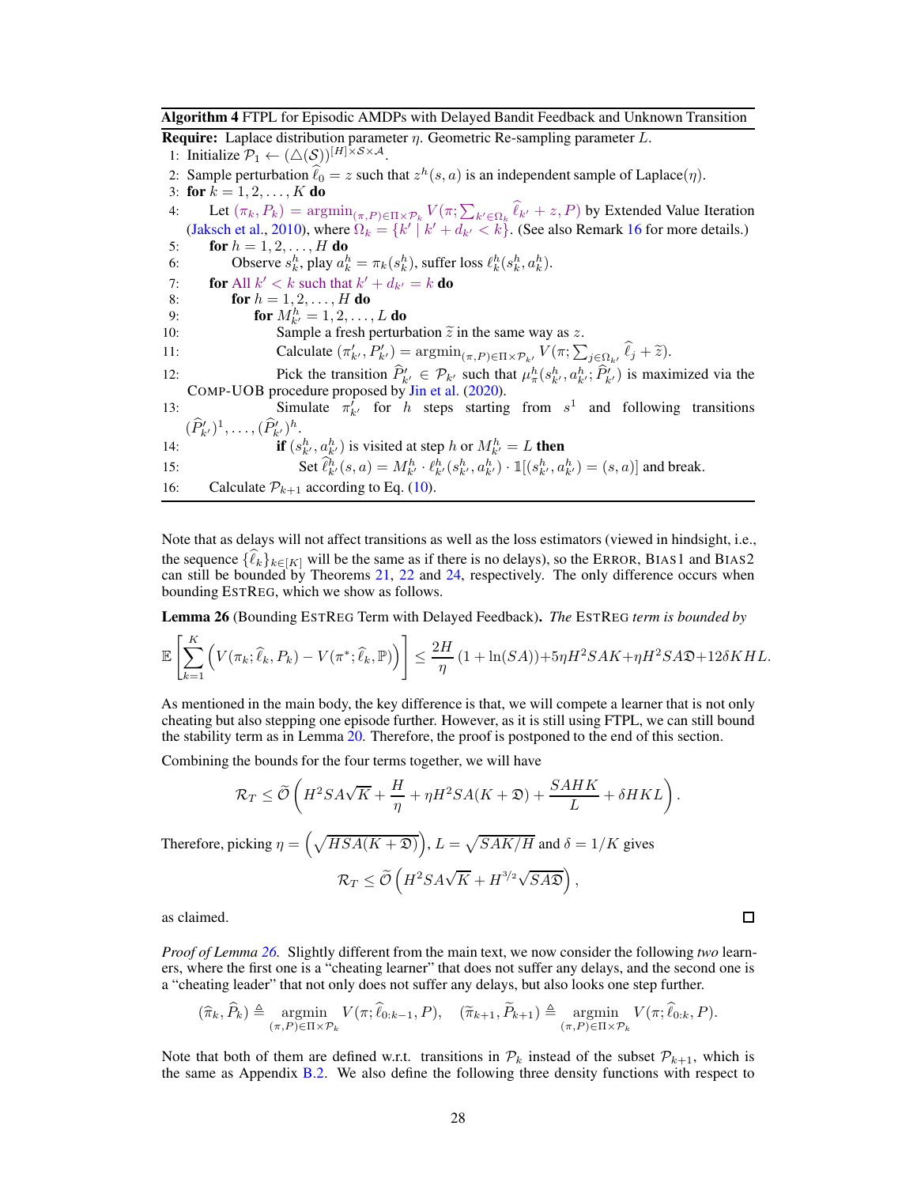**Algorithm 4** FTPL for Episodic AMDPs with Delayed Bandit Feedback and Unknown Transition

**Require:** Laplace distribution parameter $\eta$. Geometric Re-sampling parameter $L$.

1: Initialize $\mathcal{P}_1 \leftarrow (\triangle(\mathcal{S}))^{[H]\times\mathcal{S}\times\mathcal{A}}$.
2: Sample perturbation $\widehat{\ell}_0 = z$ such that $z^h(s,a)$ is an independent sample of Laplace($\eta$).
3: **for** $k = 1, 2, \ldots, K$ **do**
4: Let $(\pi_k, P_k) = \operatorname{argmin}_{(\pi,P)\in\Pi\times\mathcal{P}_k} V(\pi; \sum_{k'\in\Omega_k} \widehat{\ell}_{k'} + z, P)$ by Extended Value Iteration (Jaksch et al., 2010), where $\Omega_k = \{k' \mid k' + d_{k'} < k\}$. (See also Remark 16 for more details.)
5: **for** $h = 1, 2, \ldots, H$ **do**
6: Observe $s_k^h$, play $a_k^h = \pi_k(s_k^h)$, suffer loss $\ell_k^h(s_k^h, a_k^h)$.
7: **for** All $k' < k$ such that $k' + d_{k'} = k$ **do**
8: **for** $h = 1, 2, \ldots, H$ **do**
9: **for** $M_{k'}^h = 1, 2, \ldots, L$ **do**
10: Sample a fresh perturbation $\widetilde{z}$ in the same way as $z$.
11: Calculate $(\pi'_{k'}, P'_{k'}) = \operatorname{argmin}_{(\pi,P)\in\Pi\times\mathcal{P}_{k'}} V(\pi; \sum_{j\in\Omega_{k'}} \widehat{\ell}_j + \widetilde{z})$.
12: Pick the transition $\widehat{P}'_{k'} \in \mathcal{P}_{k'}$ such that $\mu_\pi^h(s_{k'}^h, a_{k'}^h; \widehat{P}'_{k'})$ is maximized via the COMP-UOB procedure proposed by Jin et al. (2020).
13: Simulate $\pi'_{k'}$ for $h$ steps starting from $s^1$ and following transitions $(\widehat{P}'_{k'})^1, \ldots, (\widehat{P}'_{k'})^h$.
14: **if** $(s_{k'}^h, a_{k'}^h)$ is visited at step $h$ or $M_{k'}^h = L$ **then**
15: Set $\widehat{\ell}_{k'}^h(s,a) = M_{k'}^h \cdot \ell_{k'}^h(s_{k'}^h, a_{k'}^h) \cdot \mathbb{1}[(s_{k'}^h, a_{k'}^h) = (s,a)]$ and break.
16: Calculate $\mathcal{P}_{k+1}$ according to Eq. (10).

Note that as delays will not affect transitions as well as the loss estimators (viewed in hindsight, i.e., the sequence $\{\widehat{\ell}_k\}_{k\in[K]}$ will be the same as if there is no delays), so the ERROR, BIAS1 and BIAS2 can still be bounded by Theorems 21, 22 and 24, respectively. The only difference occurs when bounding ESTREG, which we show as follows.

**Lemma 26** (Bounding ESTREG Term with Delayed Feedback)**.** *The* ESTREG *term is bounded by*

$$\mathbb{E}\left[\sum_{k=1}^K \left(V(\pi_k; \widehat{\ell}_k, P_k) - V(\pi^*; \widehat{\ell}_k, \mathbb{P})\right)\right] \le \frac{2H}{\eta}(1 + \ln(SA)) + 5\eta H^2 SAK + \eta H^2 SA\mathfrak{D} + 12\delta KHL.$$

As mentioned in the main body, the key difference is that, we will compete a learner that is not only cheating but also stepping one episode further. However, as it is still using FTPL, we can still bound the stability term as in Lemma 20. Therefore, the proof is postponed to the end of this section.

Combining the bounds for the four terms together, we will have

$$\mathcal{R}_T \le \widetilde{\mathcal{O}}\left(H^2 SA\sqrt{K} + \frac{H}{\eta} + \eta H^2 SA(K + \mathfrak{D}) + \frac{SAHK}{L} + \delta HKL\right).$$

Therefore, picking $\eta = \left(\sqrt{HSA(K+\mathfrak{D})}\right)$, $L = \sqrt{SAK/H}$ and $\delta = 1/K$ gives

$$\mathcal{R}_T \le \widetilde{\mathcal{O}}\left(H^2 SA\sqrt{K} + H^{3/2}\sqrt{SA\mathfrak{D}}\right),$$

as claimed. ◻

*Proof of Lemma 26.* Slightly different from the main text, we now consider the following *two* learners, where the first one is a "cheating learner" that does not suffer any delays, and the second one is a "cheating leader" that not only does not suffer any delays, but also looks one step further.

$$(\widehat{\pi}_k, \widehat{P}_k) \triangleq \operatorname*{argmin}_{(\pi,P)\in\Pi\times\mathcal{P}_k} V(\pi; \widehat{\ell}_{0:k-1}, P), \quad (\widetilde{\pi}_{k+1}, \widetilde{P}_{k+1}) \triangleq \operatorname*{argmin}_{(\pi,P)\in\Pi\times\mathcal{P}_k} V(\pi; \widehat{\ell}_{0:k}, P).$$

Note that both of them are defined w.r.t. transitions in $\mathcal{P}_k$ instead of the subset $\mathcal{P}_{k+1}$, which is the same as Appendix B.2. We also define the following three density functions with respect to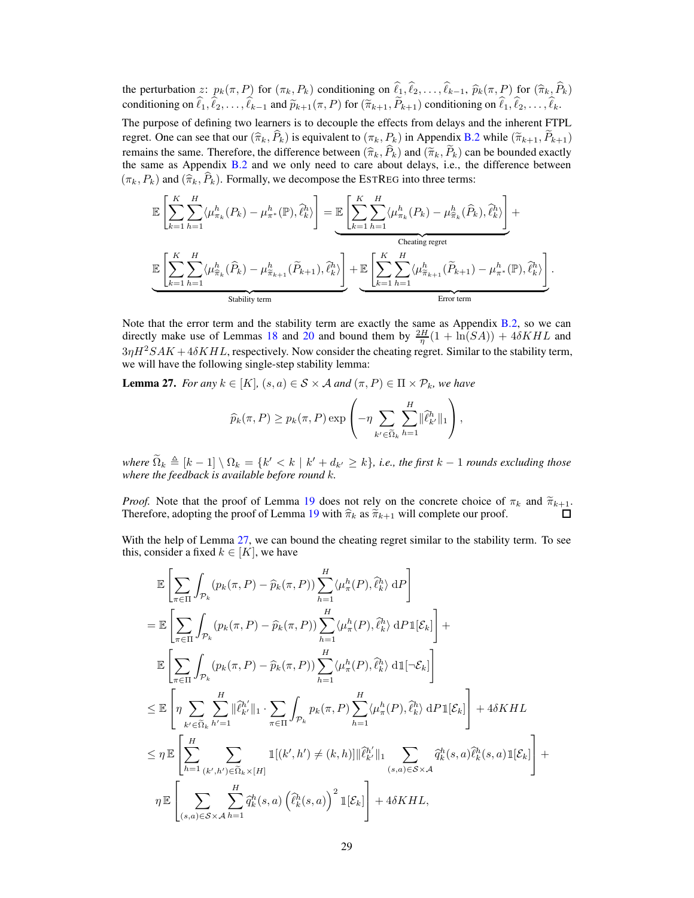the perturbation $z$: $p_k(\pi, P)$ for $(\pi_k, P_k)$ conditioning on $\widehat{\ell}_1, \widehat{\ell}_2, \ldots, \widehat{\ell}_{k-1}$, $\widehat{p}_k(\pi, P)$ for $(\widehat{\pi}_k, \widehat{P}_k)$ conditioning on $\widehat{\ell}_1, \widehat{\ell}_2, \ldots, \widehat{\ell}_{k-1}$ and $\widetilde{p}_{k+1}(\pi, P)$ for $(\widetilde{\pi}_{k+1}, \widetilde{P}_{k+1})$ conditioning on $\widehat{\ell}_1, \widehat{\ell}_2, \ldots, \widehat{\ell}_k$.

The purpose of defining two learners is to decouple the effects from delays and the inherent FTPL regret. One can see that our $(\widehat{\pi}_k, \widehat{P}_k)$ is equivalent to $(\pi_k, P_k)$ in Appendix B.2 while $(\widetilde{\pi}_{k+1}, \widetilde{P}_{k+1})$ remains the same. Therefore, the difference between $(\widehat{\pi}_k, \widehat{P}_k)$ and $(\widetilde{\pi}_k, \widetilde{P}_k)$ can be bounded exactly the same as Appendix B.2 and we only need to care about delays, i.e., the difference between $(\pi_k, P_k)$ and $(\widehat{\pi}_k, \widehat{P}_k)$. Formally, we decompose the EstReg into three terms:

$$
\mathbb{E}\left[\sum_{k=1}^{K}\sum_{h=1}^{H}\langle \mu_{\pi_k}^h(P_k) - \mu_{\pi^*}^h(\mathbb{P}), \widehat{\ell}_k^h\rangle\right] = \underbrace{\mathbb{E}\left[\sum_{k=1}^{K}\sum_{h=1}^{H}\langle \mu_{\pi_k}^h(P_k) - \mu_{\widehat{\pi}_k}^h(\widehat{P}_k), \widehat{\ell}_k^h\rangle\right]}_{\text{Cheating regret}} +
$$

$$
\underbrace{\mathbb{E}\left[\sum_{k=1}^{K}\sum_{h=1}^{H}\langle \mu_{\widehat{\pi}_k}^h(\widehat{P}_k) - \mu_{\widetilde{\pi}_{k+1}}^h(\widetilde{P}_{k+1}), \widehat{\ell}_k^h\rangle\right]}_{\text{Stability term}} + \underbrace{\mathbb{E}\left[\sum_{k=1}^{K}\sum_{h=1}^{H}\langle \mu_{\widetilde{\pi}_{k+1}}^h(\widetilde{P}_{k+1}) - \mu_{\pi^*}^h(\mathbb{P}), \widehat{\ell}_k^h\rangle\right]}_{\text{Error term}}.
$$

Note that the error term and the stability term are exactly the same as Appendix B.2, so we can directly make use of Lemmas 18 and 20 and bound them by $\frac{2H}{\eta}(1+\ln(SA)) + 4\delta KHL$ and $3\eta H^2 SAK + 4\delta KHL$, respectively. Now consider the cheating regret. Similar to the stability term, we will have the following single-step stability lemma:

**Lemma 27.** *For any $k \in [K]$, $(s,a) \in \mathcal{S}\times\mathcal{A}$ and $(\pi, P) \in \Pi \times \mathcal{P}_k$, we have*

$$
\widehat{p}_k(\pi, P) \ge p_k(\pi, P)\exp\left(-\eta \sum_{k' \in \widetilde{\Omega}_k}\sum_{h=1}^{H}\|\widehat{\ell}_{k'}^h\|_1\right),
$$

*where $\widetilde{\Omega}_k \triangleq [k-1]\setminus\Omega_k = \{k' < k \mid k' + d_{k'} \ge k\}$, i.e., the first $k-1$ rounds excluding those where the feedback is available before round $k$.*

*Proof.* Note that the proof of Lemma 19 does not rely on the concrete choice of $\pi_k$ and $\widetilde{\pi}_{k+1}$. Therefore, adopting the proof of Lemma 19 with $\widehat{\pi}_k$ as $\widetilde{\pi}_{k+1}$ will complete our proof. □

With the help of Lemma 27, we can bound the cheating regret similar to the stability term. To see this, consider a fixed $k \in [K]$, we have

$$
\begin{aligned}
&\mathbb{E}\left[\sum_{\pi\in\Pi}\int_{\mathcal{P}_k}(p_k(\pi,P) - \widehat{p}_k(\pi,P))\sum_{h=1}^{H}\langle \mu_\pi^h(P), \widehat{\ell}_k^h\rangle \,\mathrm{d}P\right] \\
=\ &\mathbb{E}\left[\sum_{\pi\in\Pi}\int_{\mathcal{P}_k}(p_k(\pi,P) - \widehat{p}_k(\pi,P))\sum_{h=1}^{H}\langle \mu_\pi^h(P), \widehat{\ell}_k^h\rangle \,\mathrm{d}P\mathbb{1}[\mathcal{E}_k]\right] + \\
&\mathbb{E}\left[\sum_{\pi\in\Pi}\int_{\mathcal{P}_k}(p_k(\pi,P) - \widehat{p}_k(\pi,P))\sum_{h=1}^{H}\langle \mu_\pi^h(P), \widehat{\ell}_k^h\rangle \,\mathrm{d}\mathbb{1}[\neg\mathcal{E}_k]\right] \\
\le\ &\mathbb{E}\left[\eta\sum_{k'\in\widetilde{\Omega}_k}\sum_{h'=1}^{H}\|\widehat{\ell}_{k'}^{h'}\|_1 \cdot \sum_{\pi\in\Pi}\int_{\mathcal{P}_k} p_k(\pi,P)\sum_{h=1}^{H}\langle \mu_\pi^h(P), \widehat{\ell}_k^h\rangle \,\mathrm{d}P\mathbb{1}[\mathcal{E}_k]\right] + 4\delta KHL \\
\le\ &\eta\,\mathbb{E}\left[\sum_{h=1}^{H}\sum_{(k',h')\in\widetilde{\Omega}_k\times[H]}\mathbb{1}[(k',h')\ne(k,h)]\|\widehat{\ell}_{k'}^{h'}\|_1\sum_{(s,a)\in\mathcal{S}\times\mathcal{A}}\widehat{q}_k^h(s,a)\widehat{\ell}_k^h(s,a)\mathbb{1}[\mathcal{E}_k]\right] + \\
&\eta\,\mathbb{E}\left[\sum_{(s,a)\in\mathcal{S}\times\mathcal{A}}\sum_{h=1}^{H}\widehat{q}_k^h(s,a)\left(\widehat{\ell}_k^h(s,a)\right)^2\mathbb{1}[\mathcal{E}_k]\right] + 4\delta KHL,
\end{aligned}
$$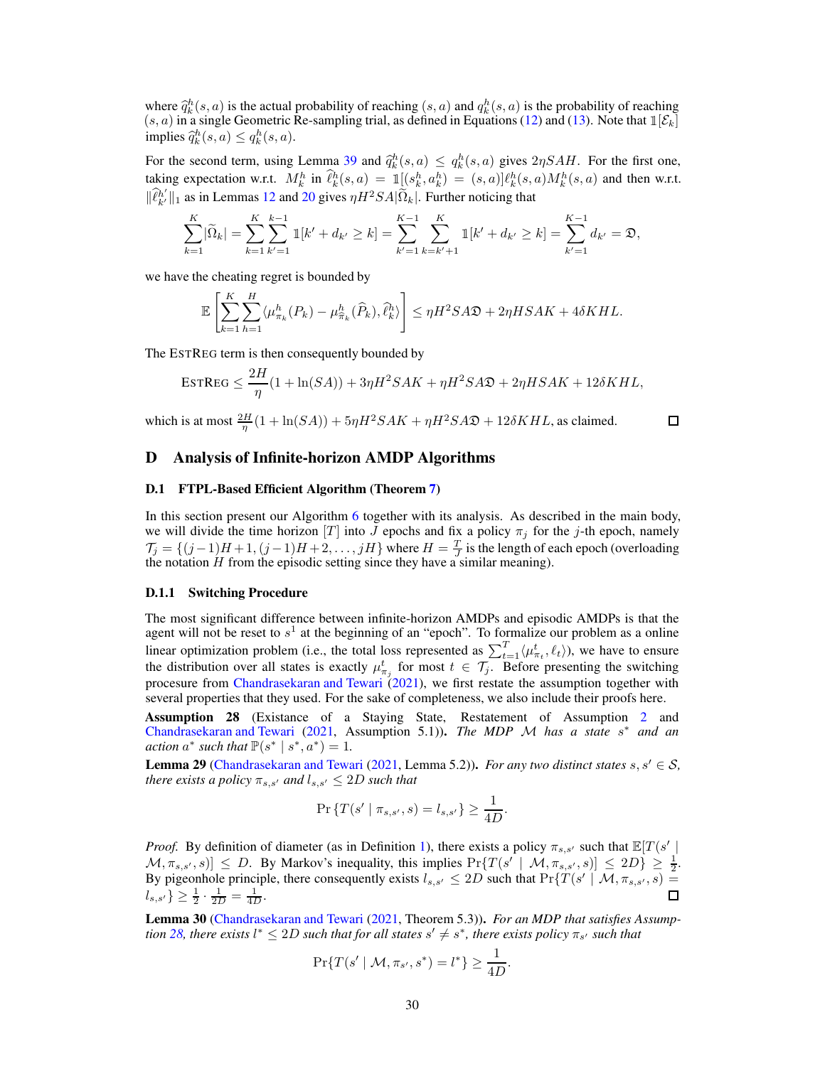where $\widehat{q}_k^h(s,a)$ is the actual probability of reaching $(s,a)$ and $q_k^h(s,a)$ is the probability of reaching $(s,a)$ in a single Geometric Re-sampling trial, as defined in Equations (12) and (13). Note that $\mathbb{1}[\mathcal{E}_k]$ implies $\widehat{q}_k^h(s,a) \le q_k^h(s,a)$.

For the second term, using Lemma 39 and $\widehat{q}_k^h(s,a) \le q_k^h(s,a)$ gives $2\eta SAH$. For the first one, taking expectation w.r.t. $M_k^h$ in $\widehat{\ell}_k^h(s,a) = \mathbb{1}[(s_k^h, a_k^h) = (s,a)]\ell_k^h(s,a)M_k^h(s,a)$ and then w.r.t. $\|\widehat{\ell}_{k'}^{h'}\|_1$ as in Lemmas 12 and 20 gives $\eta H^2 SA|\widetilde{\Omega}_k|$. Further noticing that

$$\sum_{k=1}^K |\widetilde{\Omega}_k| = \sum_{k=1}^K \sum_{k'=1}^{k-1} \mathbb{1}[k' + d_{k'} \ge k] = \sum_{k'=1}^{K-1} \sum_{k=k'+1}^{K} \mathbb{1}[k' + d_{k'} \ge k] = \sum_{k'=1}^{K-1} d_{k'} = \mathfrak{D},$$

we have the cheating regret is bounded by

$$\mathbb{E}\left[\sum_{k=1}^K \sum_{h=1}^H \langle \mu_{\pi_k}^h(P_k) - \mu_{\widehat{\pi}_k}^h(\widehat{P}_k), \widehat{\ell}_k^h \rangle\right] \le \eta H^2 SA\mathfrak{D} + 2\eta HSAK + 4\delta KHL.$$

The EstReg term is then consequently bounded by

$$\textsc{EstReg} \le \frac{2H}{\eta}(1 + \ln(SA)) + 3\eta H^2 SAK + \eta H^2 SA\mathfrak{D} + 2\eta HSAK + 12\delta KHL,$$

which is at most $\frac{2H}{\eta}(1 + \ln(SA)) + 5\eta H^2 SAK + \eta H^2 SA\mathfrak{D} + 12\delta KHL$, as claimed. $\square$

# D Analysis of Infinite-horizon AMDP Algorithms

## D.1 FTPL-Based Efficient Algorithm (Theorem 7)

In this section present our Algorithm 6 together with its analysis. As described in the main body, we will divide the time horizon $[T]$ into $J$ epochs and fix a policy $\pi_j$ for the $j$-th epoch, namely $\mathcal{T}_j = \{(j-1)H+1, (j-1)H+2, \ldots, jH\}$ where $H = \frac{T}{J}$ is the length of each epoch (overloading the notation $H$ from the episodic setting since they have a similar meaning).

### D.1.1 Switching Procedure

The most significant difference between infinite-horizon AMDPs and episodic AMDPs is that the agent will not be reset to $s^1$ at the beginning of an "epoch". To formalize our problem as a online linear optimization problem (i.e., the total loss represented as $\sum_{t=1}^T \langle \mu_{\pi_t}^t, \ell_t \rangle$), we have to ensure the distribution over all states is exactly $\mu_{\pi_j}^t$ for most $t \in \mathcal{T}_j$. Before presenting the switching procesure from Chandrasekaran and Tewari (2021), we first restate the assumption together with several properties that they used. For the sake of completeness, we also include their proofs here.

**Assumption 28** (Existance of a Staying State, Restatement of Assumption 2 and Chandrasekaran and Tewari (2021, Assumption 5.1))**.** *The MDP $\mathcal{M}$ has a state $s^*$ and an action $a^*$ such that $\mathbb{P}(s^* \mid s^*, a^*) = 1$.*

**Lemma 29** (Chandrasekaran and Tewari (2021, Lemma 5.2))**.** *For any two distinct states $s, s' \in \mathcal{S}$, there exists a policy $\pi_{s,s'}$ and $l_{s,s'} \le 2D$ such that*

$$\Pr\{T(s' \mid \pi_{s,s'}, s) = l_{s,s'}\} \ge \frac{1}{4D}.$$

*Proof.* By definition of diameter (as in Definition 1), there exists a policy $\pi_{s,s'}$ such that $\mathbb{E}[T(s' \mid \mathcal{M}, \pi_{s,s'}, s)] \le D$. By Markov's inequality, this implies $\Pr\{T(s' \mid \mathcal{M}, \pi_{s,s'}, s)] \le 2D\} \ge \frac{1}{2}$. By pigeonhole principle, there consequently exists $l_{s,s'} \le 2D$ such that $\Pr\{T(s' \mid \mathcal{M}, \pi_{s,s'}, s) = l_{s,s'}\} \ge \frac{1}{2} \cdot \frac{1}{2D} = \frac{1}{4D}$. $\square$

**Lemma 30** (Chandrasekaran and Tewari (2021, Theorem 5.3))**.** *For an MDP that satisfies Assumption 28, there exists $l^* \le 2D$ such that for all states $s' \ne s^*$, there exists policy $\pi_{s'}$ such that*

$$\Pr\{T(s' \mid \mathcal{M}, \pi_{s'}, s^*) = l^*\} \ge \frac{1}{4D}.$$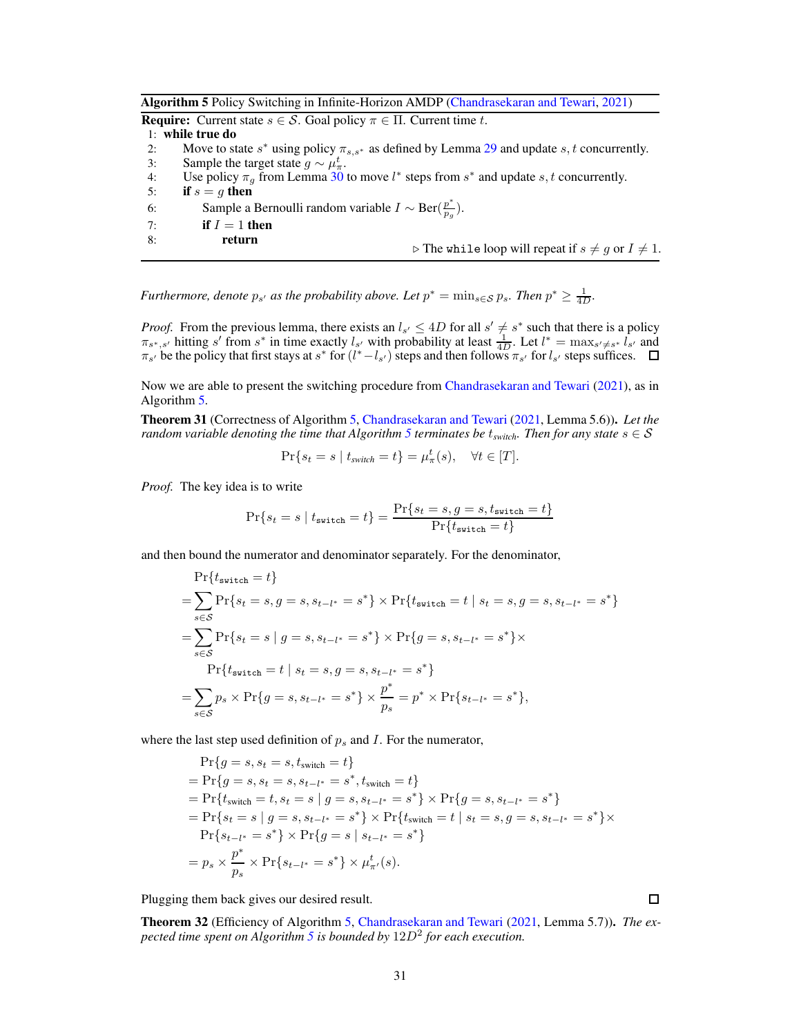**Algorithm 5** Policy Switching in Infinite-Horizon AMDP (Chandrasekaran and Tewari, 2021)

**Require:** Current state $s \in \mathcal{S}$. Goal policy $\pi \in \Pi$. Current time $t$.

```
1: while true do
2:     Move to state s* using policy π_{s,s*} as defined by Lemma 29 and update s, t concurrently.
3:     Sample the target state g ~ μ_π^t.
4:     Use policy π_g from Lemma 30 to move l* steps from s* and update s, t concurrently.
5:     if s = g then
6:         Sample a Bernoulli random variable I ~ Ber(p*/p_g).
7:         if I = 1 then
8:             return                          ▷ The while loop will repeat if s ≠ g or I ≠ 1.
```

*Furthermore, denote $p_{s'}$ as the probability above. Let $p^* = \min_{s \in \mathcal{S}} p_s$. Then $p^* \geq \frac{1}{4D}$.*

*Proof.* From the previous lemma, there exists an $l_{s'} \leq 4D$ for all $s' \neq s^*$ such that there is a policy $\pi_{s^*,s'}$ hitting $s'$ from $s^*$ in time exactly $l_{s'}$ with probability at least $\frac{1}{4D}$. Let $l^* = \max_{s' \neq s^*} l_{s'}$ and $\pi_{s'}$ be the policy that first stays at $s^*$ for $(l^* - l_{s'})$ steps and then follows $\pi_{s'}$ for $l_{s'}$ steps suffices. $\square$

Now we are able to present the switching procedure from Chandrasekaran and Tewari (2021), as in Algorithm 5.

**Theorem 31** (Correctness of Algorithm 5, Chandrasekaran and Tewari (2021, Lemma 5.6)). *Let the random variable denoting the time that Algorithm 5 terminates be $t_{switch}$. Then for any state $s \in \mathcal{S}$*

$$\Pr\{s_t = s \mid t_{switch} = t\} = \mu_\pi^t(s), \quad \forall t \in [T].$$

*Proof.* The key idea is to write

$$\Pr\{s_t = s \mid t_{\texttt{switch}} = t\} = \frac{\Pr\{s_t = s, g = s, t_{\texttt{switch}} = t\}}{\Pr\{t_{\texttt{switch}} = t\}}$$

and then bound the numerator and denominator separately. For the denominator,

$$\begin{aligned}
&\Pr\{t_{\texttt{switch}} = t\} \\
=&\sum_{s \in \mathcal{S}} \Pr\{s_t = s, g = s, s_{t-l^*} = s^*\} \times \Pr\{t_{\texttt{switch}} = t \mid s_t = s, g = s, s_{t-l^*} = s^*\} \\
=&\sum_{s \in \mathcal{S}} \Pr\{s_t = s \mid g = s, s_{t-l^*} = s^*\} \times \Pr\{g = s, s_{t-l^*} = s^*\} \times \\
&\quad \Pr\{t_{\texttt{switch}} = t \mid s_t = s, g = s, s_{t-l^*} = s^*\} \\
=&\sum_{s \in \mathcal{S}} p_s \times \Pr\{g = s, s_{t-l^*} = s^*\} \times \frac{p^*}{p_s} = p^* \times \Pr\{s_{t-l^*} = s^*\},
\end{aligned}$$

where the last step used definition of $p_s$ and $I$. For the numerator,

$$\begin{aligned}
&\Pr\{g = s, s_t = s, t_{\text{switch}} = t\} \\
=&\Pr\{g = s, s_t = s, s_{t-l^*} = s^*, t_{\text{switch}} = t\} \\
=&\Pr\{t_{\text{switch}} = t, s_t = s \mid g = s, s_{t-l^*} = s^*\} \times \Pr\{g = s, s_{t-l^*} = s^*\} \\
=&\Pr\{s_t = s \mid g = s, s_{t-l^*} = s^*\} \times \Pr\{t_{\text{switch}} = t \mid s_t = s, g = s, s_{t-l^*} = s^*\} \times \\
&\Pr\{s_{t-l^*} = s^*\} \times \Pr\{g = s \mid s_{t-l^*} = s^*\} \\
=&\, p_s \times \frac{p^*}{p_s} \times \Pr\{s_{t-l^*} = s^*\} \times \mu_{\pi'}^t(s).
\end{aligned}$$

Plugging them back gives our desired result. $\square$

**Theorem 32** (Efficiency of Algorithm 5, Chandrasekaran and Tewari (2021, Lemma 5.7)). *The expected time spent on Algorithm 5 is bounded by $12D^2$ for each execution.*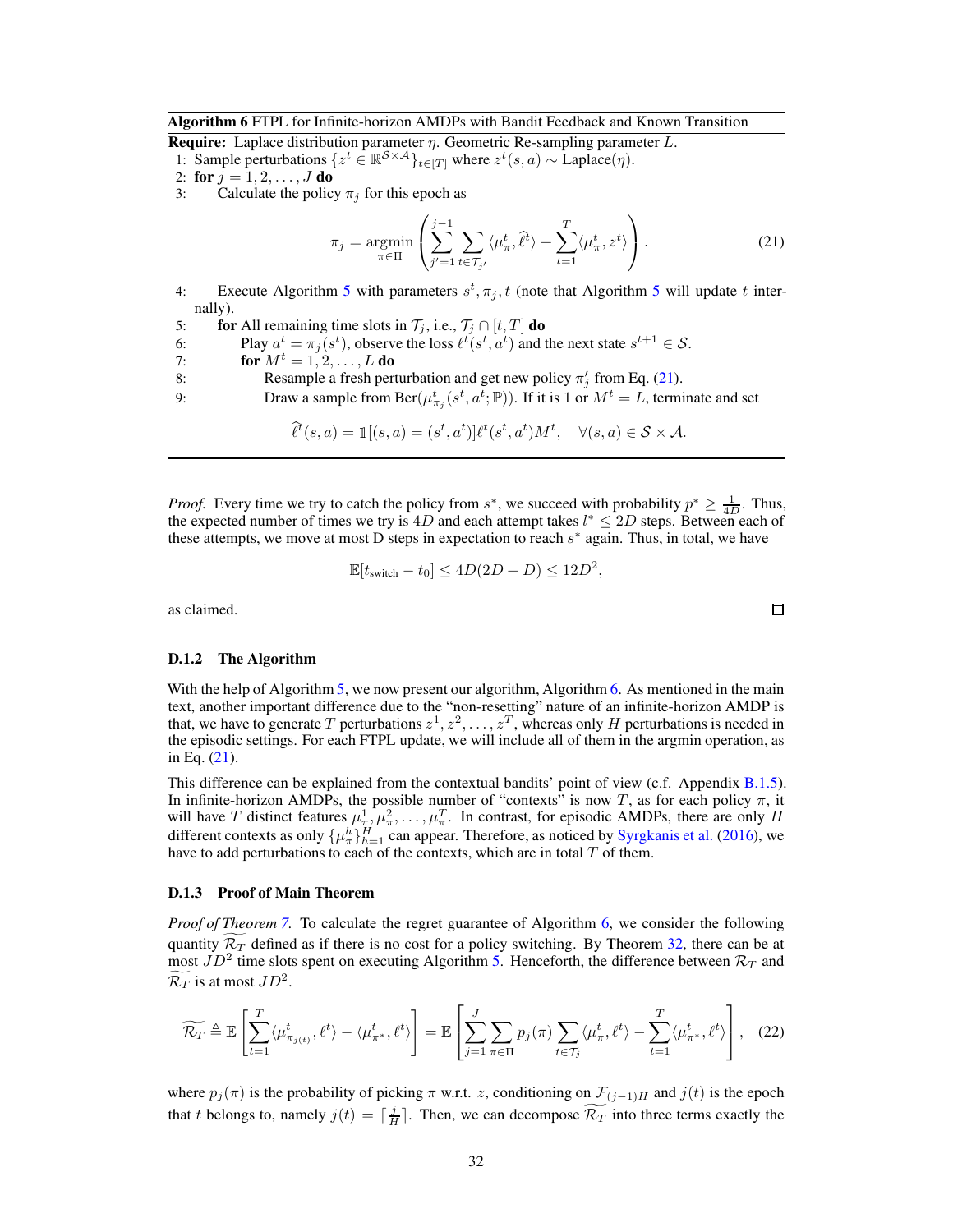**Algorithm 6** FTPL for Infinite-horizon AMDPs with Bandit Feedback and Known Transition

**Require:** Laplace distribution parameter $\eta$. Geometric Re-sampling parameter $L$.

1: Sample perturbations $\{z^t \in \mathbb{R}^{\mathcal{S}\times\mathcal{A}}\}_{t\in[T]}$ where $z^t(s,a) \sim \text{Laplace}(\eta)$.
2: **for** $j = 1, 2, \ldots, J$ **do**
3: Calculate the policy $\pi_j$ for this epoch as

$$\pi_j = \operatorname*{argmin}_{\pi\in\Pi} \left( \sum_{j'=1}^{j-1} \sum_{t\in\mathcal{T}_{j'}} \langle \mu_\pi^t, \widehat{\ell}^t \rangle + \sum_{t=1}^{T} \langle \mu_\pi^t, z^t \rangle \right). \tag{21}$$

4: Execute Algorithm 5 with parameters $s^t, \pi_j, t$ (note that Algorithm 5 will update $t$ internally).
5: **for** All remaining time slots in $\mathcal{T}_j$, i.e., $\mathcal{T}_j \cap [t, T]$ **do**
6: Play $a^t = \pi_j(s^t)$, observe the loss $\ell^t(s^t, a^t)$ and the next state $s^{t+1} \in \mathcal{S}$.
7: **for** $M^t = 1, 2, \ldots, L$ **do**
8: Resample a fresh perturbation and get new policy $\pi_j'$ from Eq. (21).
9: Draw a sample from $\text{Ber}(\mu_{\pi_j}^t(s^t, a^t; \mathbb{P}))$. If it is 1 or $M^t = L$, terminate and set

$$\widehat{\ell}^t(s,a) = \mathbb{1}[(s,a) = (s^t, a^t)]\ell^t(s^t, a^t)M^t, \quad \forall (s,a) \in \mathcal{S}\times\mathcal{A}.$$

*Proof.* Every time we try to catch the policy from $s^*$, we succeed with probability $p^* \ge \frac{1}{4D}$. Thus, the expected number of times we try is $4D$ and each attempt takes $l^* \le 2D$ steps. Between each of these attempts, we move at most D steps in expectation to reach $s^*$ again. Thus, in total, we have

$$\mathbb{E}[t_{\text{switch}} - t_0] \le 4D(2D + D) \le 12D^2,$$

as claimed. □

### D.1.2 The Algorithm

With the help of Algorithm 5, we now present our algorithm, Algorithm 6. As mentioned in the main text, another important difference due to the "non-resetting" nature of an infinite-horizon AMDP is that, we have to generate $T$ perturbations $z^1, z^2, \ldots, z^T$, whereas only $H$ perturbations is needed in the episodic settings. For each FTPL update, we will include all of them in the argmin operation, as in Eq. (21).

This difference can be explained from the contextual bandits' point of view (c.f. Appendix B.1.5). In infinite-horizon AMDPs, the possible number of "contexts" is now $T$, as for each policy $\pi$, it will have $T$ distinct features $\mu_\pi^1, \mu_\pi^2, \ldots, \mu_\pi^T$. In contrast, for episodic AMDPs, there are only $H$ different contexts as only $\{\mu_\pi^h\}_{h=1}^H$ can appear. Therefore, as noticed by Syrgkanis et al. (2016), we have to add perturbations to each of the contexts, which are in total $T$ of them.

### D.1.3 Proof of Main Theorem

*Proof of Theorem 7.* To calculate the regret guarantee of Algorithm 6, we consider the following quantity $\widetilde{\mathcal{R}_T}$ defined as if there is no cost for a policy switching. By Theorem 32, there can be at most $JD^2$ time slots spent on executing Algorithm 5. Henceforth, the difference between $\mathcal{R}_T$ and $\widetilde{\mathcal{R}_T}$ is at most $JD^2$.

$$\widetilde{\mathcal{R}_T} \triangleq \mathbb{E}\left[\sum_{t=1}^{T} \langle \mu_{\pi_{j(t)}}^t, \ell^t \rangle - \langle \mu_{\pi^*}^t, \ell^t \rangle \right] = \mathbb{E}\left[\sum_{j=1}^{J} \sum_{\pi\in\Pi} p_j(\pi) \sum_{t\in\mathcal{T}_j} \langle \mu_\pi^t, \ell^t \rangle - \sum_{t=1}^{T} \langle \mu_{\pi^*}^t, \ell^t \rangle \right], \tag{22}$$

where $p_j(\pi)$ is the probability of picking $\pi$ w.r.t. $z$, conditioning on $\mathcal{F}_{(j-1)H}$ and $j(t)$ is the epoch that $t$ belongs to, namely $j(t) = \lceil \frac{j}{H} \rceil$. Then, we can decompose $\widetilde{\mathcal{R}_T}$ into three terms exactly the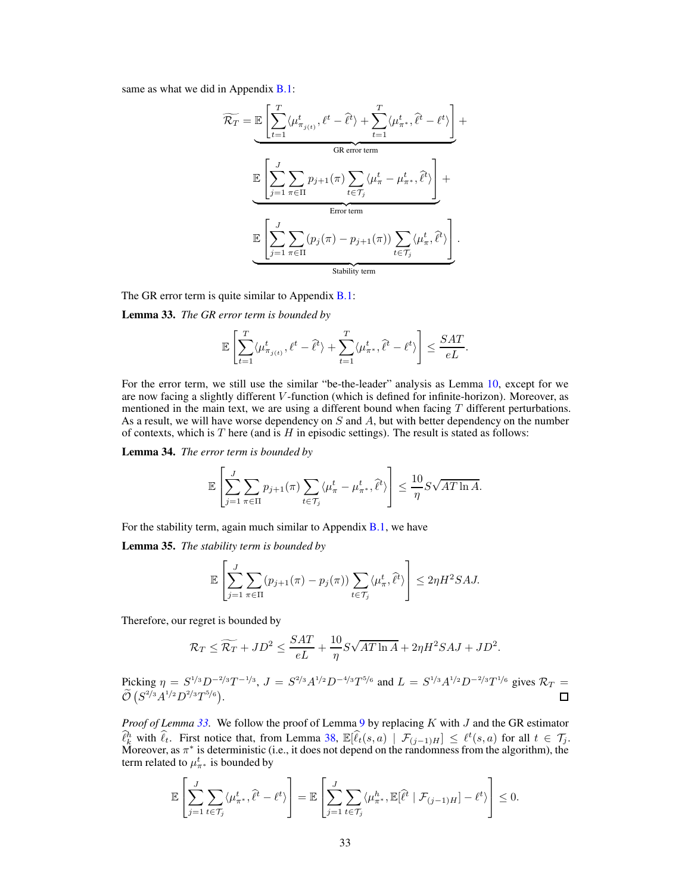same as what we did in Appendix B.1:

$$\widetilde{\mathcal{R}_T} = \underbrace{\mathbb{E}\left[\sum_{t=1}^T \langle \mu^t_{\pi_{j(t)}}, \ell^t - \widehat{\ell}^t\rangle + \sum_{t=1}^T \langle \mu^t_{\pi^*}, \widehat{\ell}^t - \ell^t\rangle\right]}_{\text{GR error term}} + \underbrace{\mathbb{E}\left[\sum_{j=1}^J \sum_{\pi\in\Pi} p_{j+1}(\pi) \sum_{t\in\mathcal{T}_j} \langle \mu^t_\pi - \mu^t_{\pi^*}, \widehat{\ell}^t\rangle\right]}_{\text{Error term}} + \underbrace{\mathbb{E}\left[\sum_{j=1}^J \sum_{\pi\in\Pi} (p_j(\pi) - p_{j+1}(\pi)) \sum_{t\in\mathcal{T}_j} \langle \mu^t_\pi, \widehat{\ell}^t\rangle\right]}_{\text{Stability term}}.$$

The GR error term is quite similar to Appendix B.1:

**Lemma 33.** *The GR error term is bounded by*

$$\mathbb{E}\left[\sum_{t=1}^T \langle \mu^t_{\pi_{j(t)}}, \ell^t - \widehat{\ell}^t\rangle + \sum_{t=1}^T \langle \mu^t_{\pi^*}, \widehat{\ell}^t - \ell^t\rangle\right] \le \frac{SAT}{eL}.$$

For the error term, we still use the similar "be-the-leader" analysis as Lemma 10, except for we are now facing a slightly different $V$-function (which is defined for infinite-horizon). Moreover, as mentioned in the main text, we are using a different bound when facing $T$ different perturbations. As a result, we will have worse dependency on $S$ and $A$, but with better dependency on the number of contexts, which is $T$ here (and is $H$ in episodic settings). The result is stated as follows:

**Lemma 34.** *The error term is bounded by*

$$\mathbb{E}\left[\sum_{j=1}^J \sum_{\pi\in\Pi} p_{j+1}(\pi) \sum_{t\in\mathcal{T}_j} \langle \mu^t_\pi - \mu^t_{\pi^*}, \widehat{\ell}^t\rangle\right] \le \frac{10}{\eta} S\sqrt{AT\ln A}.$$

For the stability term, again much similar to Appendix B.1, we have

**Lemma 35.** *The stability term is bounded by*

$$\mathbb{E}\left[\sum_{j=1}^J \sum_{\pi\in\Pi} (p_{j+1}(\pi) - p_j(\pi)) \sum_{t\in\mathcal{T}_j} \langle \mu^t_\pi, \widehat{\ell}^t\rangle\right] \le 2\eta H^2 SAJ.$$

Therefore, our regret is bounded by

$$\mathcal{R}_T \le \widetilde{\mathcal{R}_T} + JD^2 \le \frac{SAT}{eL} + \frac{10}{\eta} S\sqrt{AT\ln A} + 2\eta H^2 SAJ + JD^2.$$

Picking $\eta = S^{1/3} D^{-2/3} T^{-1/3}$, $J = S^{2/3} A^{1/2} D^{-4/3} T^{5/6}$ and $L = S^{1/3} A^{1/2} D^{-2/3} T^{1/6}$ gives $\mathcal{R}_T = \widetilde{\mathcal{O}}\left(S^{2/3} A^{1/2} D^{2/3} T^{5/6}\right)$. ∎

*Proof of Lemma 33.* We follow the proof of Lemma 9 by replacing $K$ with $J$ and the GR estimator $\widehat{\ell}^h_k$ with $\widehat{\ell}_t$. First notice that, from Lemma 38, $\mathbb{E}[\widehat{\ell}_t(s,a) \mid \mathcal{F}_{(j-1)H}] \le \ell^t(s,a)$ for all $t \in \mathcal{T}_j$. Moreover, as $\pi^*$ is deterministic (i.e., it does not depend on the randomness from the algorithm), the term related to $\mu^t_{\pi^*}$ is bounded by

$$\mathbb{E}\left[\sum_{j=1}^J \sum_{t\in\mathcal{T}_j} \langle \mu^t_{\pi^*}, \widehat{\ell}^t - \ell^t\rangle\right] = \mathbb{E}\left[\sum_{j=1}^J \sum_{t\in\mathcal{T}_j} \langle \mu^h_{\pi^*}, \mathbb{E}[\widehat{\ell}^t \mid \mathcal{F}_{(j-1)H}] - \ell^t\rangle\right] \le 0.$$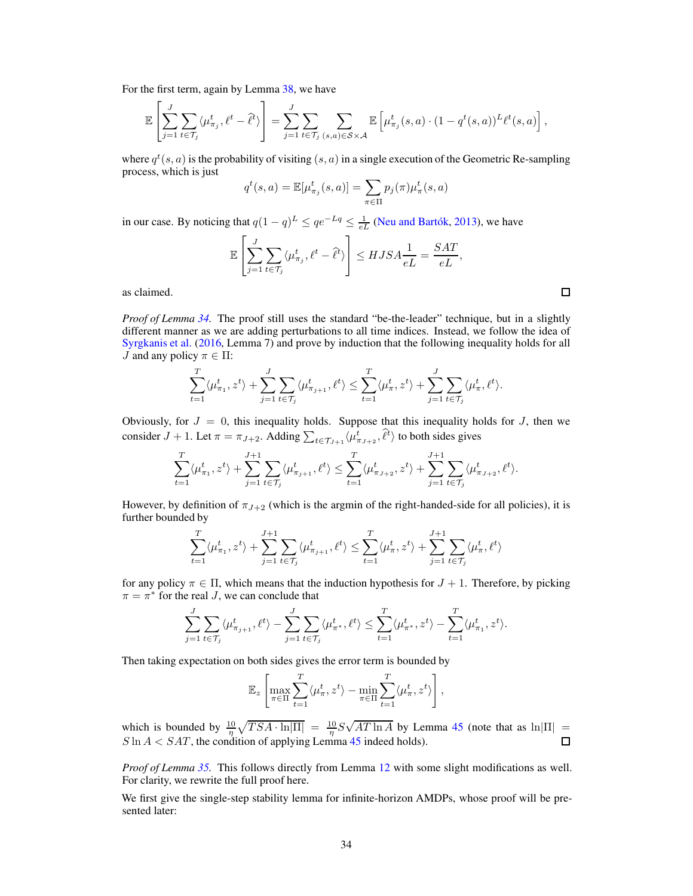For the first term, again by Lemma 38, we have

$$\mathbb{E}\left[\sum_{j=1}^{J}\sum_{t\in\mathcal{T}_j}\langle \mu_{\pi_j}^t, \ell^t - \widehat{\ell}^t\rangle\right] = \sum_{j=1}^{J}\sum_{t\in\mathcal{T}_j}\sum_{(s,a)\in\mathcal{S}\times\mathcal{A}}\mathbb{E}\left[\mu_{\pi_j}^t(s,a)\cdot(1-q^t(s,a))^L\ell^t(s,a)\right],$$

where $q^t(s,a)$ is the probability of visiting $(s,a)$ in a single execution of the Geometric Re-sampling process, which is just

$$q^t(s,a) = \mathbb{E}[\mu_{\pi_j}^t(s,a)] = \sum_{\pi\in\Pi} p_j(\pi)\mu_\pi^t(s,a)$$

in our case. By noticing that $q(1-q)^L \le qe^{-Lq} \le \frac{1}{eL}$ (Neu and Bartók, 2013), we have

$$\mathbb{E}\left[\sum_{j=1}^{J}\sum_{t\in\mathcal{T}_j}\langle \mu_{\pi_j}^t, \ell^t - \widehat{\ell}^t\rangle\right] \le HJSA\frac{1}{eL} = \frac{SAT}{eL},$$

as claimed. □

*Proof of Lemma 34.* The proof still uses the standard "be-the-leader" technique, but in a slightly different manner as we are adding perturbations to all time indices. Instead, we follow the idea of Syrgkanis et al. (2016, Lemma 7) and prove by induction that the following inequality holds for all $J$ and any policy $\pi \in \Pi$:

$$\sum_{t=1}^{T}\langle \mu_{\pi_1}^t, z^t\rangle + \sum_{j=1}^{J}\sum_{t\in\mathcal{T}_j}\langle \mu_{\pi_{j+1}}^t, \ell^t\rangle \le \sum_{t=1}^{T}\langle \mu_{\pi}^t, z^t\rangle + \sum_{j=1}^{J}\sum_{t\in\mathcal{T}_j}\langle \mu_{\pi}^t, \ell^t\rangle.$$

Obviously, for $J = 0$, this inequality holds. Suppose that this inequality holds for $J$, then we consider $J+1$. Let $\pi = \pi_{J+2}$. Adding $\sum_{t\in\mathcal{T}_{J+1}}\langle \mu_{\pi_{J+2}}^t, \widehat{\ell}^t\rangle$ to both sides gives

$$\sum_{t=1}^{T}\langle \mu_{\pi_1}^t, z^t\rangle + \sum_{j=1}^{J+1}\sum_{t\in\mathcal{T}_j}\langle \mu_{\pi_{j+1}}^t, \ell^t\rangle \le \sum_{t=1}^{T}\langle \mu_{\pi_{J+2}}^t, z^t\rangle + \sum_{j=1}^{J+1}\sum_{t\in\mathcal{T}_j}\langle \mu_{\pi_{J+2}}^t, \ell^t\rangle.$$

However, by definition of $\pi_{J+2}$ (which is the argmin of the right-handed-side for all policies), it is further bounded by

$$\sum_{t=1}^{T}\langle \mu_{\pi_1}^t, z^t\rangle + \sum_{j=1}^{J+1}\sum_{t\in\mathcal{T}_j}\langle \mu_{\pi_{j+1}}^t, \ell^t\rangle \le \sum_{t=1}^{T}\langle \mu_{\pi}^t, z^t\rangle + \sum_{j=1}^{J+1}\sum_{t\in\mathcal{T}_j}\langle \mu_{\pi}^t, \ell^t\rangle$$

for any policy $\pi \in \Pi$, which means that the induction hypothesis for $J+1$. Therefore, by picking $\pi = \pi^*$ for the real $J$, we can conclude that

$$\sum_{j=1}^{J}\sum_{t\in\mathcal{T}_j}\langle \mu_{\pi_{j+1}}^t, \ell^t\rangle - \sum_{j=1}^{J}\sum_{t\in\mathcal{T}_j}\langle \mu_{\pi^*}^t, \ell^t\rangle \le \sum_{t=1}^{T}\langle \mu_{\pi^*}^t, z^t\rangle - \sum_{t=1}^{T}\langle \mu_{\pi_1}^t, z^t\rangle.$$

Then taking expectation on both sides gives the error term is bounded by

$$\mathbb{E}_z\left[\max_{\pi\in\Pi}\sum_{t=1}^{T}\langle \mu_{\pi}^t, z^t\rangle - \min_{\pi\in\Pi}\sum_{t=1}^{T}\langle \mu_{\pi}^t, z^t\rangle\right],$$

which is bounded by $\frac{10}{\eta}\sqrt{TSA\cdot\ln|\Pi|} = \frac{10}{\eta}S\sqrt{AT\ln A}$ by Lemma 45 (note that as $\ln|\Pi| = S\ln A < SAT$, the condition of applying Lemma 45 indeed holds). □

*Proof of Lemma 35.* This follows directly from Lemma 12 with some slight modifications as well. For clarity, we rewrite the full proof here.

We first give the single-step stability lemma for infinite-horizon AMDPs, whose proof will be presented later: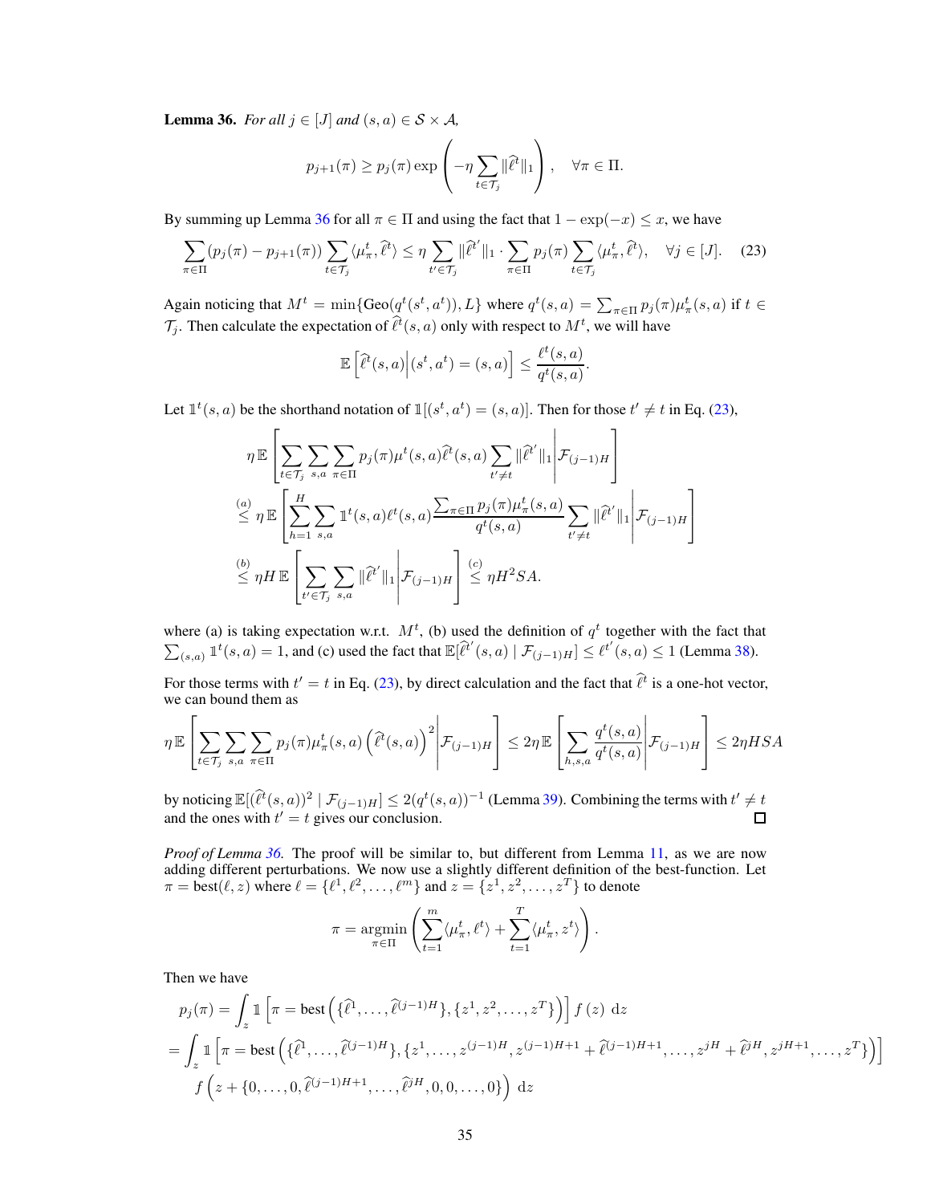**Lemma 36.** *For all $j \in [J]$ and $(s,a) \in \mathcal{S} \times \mathcal{A}$,*

$$p_{j+1}(\pi) \ge p_j(\pi) \exp\left(-\eta \sum_{t \in \mathcal{T}_j} \|\widehat{\ell}^t\|_1\right), \quad \forall \pi \in \Pi.$$

By summing up Lemma 36 for all $\pi \in \Pi$ and using the fact that $1 - \exp(-x) \le x$, we have

$$\sum_{\pi \in \Pi} (p_j(\pi) - p_{j+1}(\pi)) \sum_{t \in \mathcal{T}_j} \langle \mu_\pi^t, \widehat{\ell}^t \rangle \le \eta \sum_{t' \in \mathcal{T}_j} \|\widehat{\ell}^{t'}\|_1 \cdot \sum_{\pi \in \Pi} p_j(\pi) \sum_{t \in \mathcal{T}_j} \langle \mu_\pi^t, \widehat{\ell}^t \rangle, \quad \forall j \in [J]. \tag{23}$$

Again noticing that $M^t = \min\{\text{Geo}(q^t(s^t,a^t)), L\}$ where $q^t(s,a) = \sum_{\pi \in \Pi} p_j(\pi) \mu_\pi^t(s,a)$ if $t \in \mathcal{T}_j$. Then calculate the expectation of $\widehat{\ell}^t(s,a)$ only with respect to $M^t$, we will have

$$\mathbb{E}\left[\widehat{\ell}^t(s,a) \middle| (s^t,a^t) = (s,a)\right] \le \frac{\ell^t(s,a)}{q^t(s,a)}.$$

Let $\mathbb{1}^t(s,a)$ be the shorthand notation of $\mathbb{1}[(s^t,a^t) = (s,a)]$. Then for those $t' \ne t$ in Eq. (23),

$$\begin{aligned}
&\eta \, \mathbb{E}\left[\sum_{t \in \mathcal{T}_j} \sum_{s,a} \sum_{\pi \in \Pi} p_j(\pi) \mu^t(s,a) \widehat{\ell}^t(s,a) \sum_{t' \ne t} \|\widehat{\ell}^{t'}\|_1 \middle| \mathcal{F}_{(j-1)H}\right] \\
&\overset{(a)}{\le} \eta \, \mathbb{E}\left[\sum_{h=1}^{H} \sum_{s,a} \mathbb{1}^t(s,a) \ell^t(s,a) \frac{\sum_{\pi \in \Pi} p_j(\pi) \mu_\pi^t(s,a)}{q^t(s,a)} \sum_{t' \ne t} \|\widehat{\ell}^{t'}\|_1 \middle| \mathcal{F}_{(j-1)H}\right] \\
&\overset{(b)}{\le} \eta H \, \mathbb{E}\left[\sum_{t' \in \mathcal{T}_j} \sum_{s,a} \|\widehat{\ell}^{t'}\|_1 \middle| \mathcal{F}_{(j-1)H}\right] \overset{(c)}{\le} \eta H^2 SA.
\end{aligned}$$

where (a) is taking expectation w.r.t. $M^t$, (b) used the definition of $q^t$ together with the fact that $\sum_{(s,a)} \mathbb{1}^t(s,a) = 1$, and (c) used the fact that $\mathbb{E}[\widehat{\ell}^{t'}(s,a) \mid \mathcal{F}_{(j-1)H}] \le \ell^{t'}(s,a) \le 1$ (Lemma 38).

For those terms with $t' = t$ in Eq. (23), by direct calculation and the fact that $\widehat{\ell}^t$ is a one-hot vector, we can bound them as

$$\eta \, \mathbb{E}\left[\sum_{t \in \mathcal{T}_j} \sum_{s,a} \sum_{\pi \in \Pi} p_j(\pi) \mu_\pi^t(s,a) \left(\widehat{\ell}^t(s,a)\right)^2 \middle| \mathcal{F}_{(j-1)H}\right] \le 2\eta \, \mathbb{E}\left[\sum_{h,s,a} \frac{q^t(s,a)}{q^t(s,a)} \middle| \mathcal{F}_{(j-1)H}\right] \le 2\eta HSA$$

by noticing $\mathbb{E}[(\widehat{\ell}^t(s,a))^2 \mid \mathcal{F}_{(j-1)H}] \le 2(q^t(s,a))^{-1}$ (Lemma 39). Combining the terms with $t' \ne t$ and the ones with $t' = t$ gives our conclusion. $\square$

*Proof of Lemma 36.* The proof will be similar to, but different from Lemma 11, as we are now adding different perturbations. We now use a slightly different definition of the best-function. Let $\pi = \text{best}(\ell, z)$ where $\ell = \{\ell^1, \ell^2, \ldots, \ell^m\}$ and $z = \{z^1, z^2, \ldots, z^T\}$ to denote

$$\pi = \operatorname*{argmin}_{\pi \in \Pi} \left(\sum_{t=1}^{m} \langle \mu_\pi^t, \ell^t \rangle + \sum_{t=1}^{T} \langle \mu_\pi^t, z^t \rangle\right).$$

Then we have

$$\begin{aligned}
p_j(\pi) &= \int_z \mathbb{1}\left[\pi = \text{best}\left(\{\widehat{\ell}^1, \ldots, \widehat{\ell}^{(j-1)H}\}, \{z^1, z^2, \ldots, z^T\}\right)\right] f(z) \, \mathrm{d}z \\
&= \int_z \mathbb{1}\left[\pi = \text{best}\left(\{\widehat{\ell}^1, \ldots, \widehat{\ell}^{(j-1)H}\}, \{z^1, \ldots, z^{(j-1)H}, z^{(j-1)H+1} + \widehat{\ell}^{(j-1)H+1}, \ldots, z^{jH} + \widehat{\ell}^{jH}, z^{jH+1}, \ldots, z^T\}\right)\right] \\
&\quad f\left(z + \{0, \ldots, 0, \widehat{\ell}^{(j-1)H+1}, \ldots, \widehat{\ell}^{jH}, 0, 0, \ldots, 0\}\right) \, \mathrm{d}z
\end{aligned}$$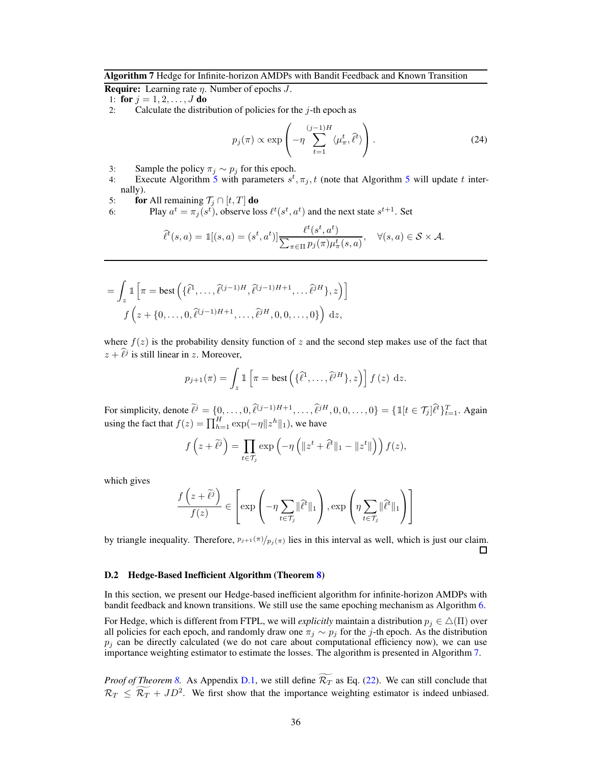**Algorithm 7** Hedge for Infinite-horizon AMDPs with Bandit Feedback and Known Transition

**Require:** Learning rate $\eta$. Number of epochs $J$.

1: **for** $j = 1, 2, \ldots, J$ **do**

2: Calculate the distribution of policies for the $j$-th epoch as

$$p_j(\pi) \propto \exp\left(-\eta \sum_{t=1}^{(j-1)H} \langle \mu_\pi^t, \widehat{\ell}^t \rangle\right). \tag{24}$$

3: Sample the policy $\pi_j \sim p_j$ for this epoch.

4: Execute Algorithm 5 with parameters $s^t, \pi_j, t$ (note that Algorithm 5 will update $t$ internally).

5: **for** All remaining $\mathcal{T}_j \cap [t, T]$ **do**

6: Play $a^t = \pi_j(s^t)$, observe loss $\ell^t(s^t, a^t)$ and the next state $s^{t+1}$. Set

$$\widehat{\ell}^t(s,a) = \mathbb{1}[(s,a) = (s^t, a^t)] \frac{\ell^t(s^t, a^t)}{\sum_{\pi \in \Pi} p_j(\pi) \mu_\pi^t(s,a)}, \quad \forall (s,a) \in \mathcal{S} \times \mathcal{A}.$$

---

$$= \int_z \mathbb{1}\left[\pi = \text{best}\left(\{\widehat{\ell}^1, \ldots, \widehat{\ell}^{(j-1)H}, \widehat{\ell}^{(j-1)H+1}, \ldots \widehat{\ell}^{jH}\}, z\right)\right]$$
$$f\left(z + \{0, \ldots, 0, \widehat{\ell}^{(j-1)H+1}, \ldots, \widehat{\ell}^{jH}, 0, 0, \ldots, 0\}\right) \,\mathrm{d}z,$$

where $f(z)$ is the probability density function of $z$ and the second step makes use of the fact that $z + \widehat{\ell}^j$ is still linear in $z$. Moreover,

$$p_{j+1}(\pi) = \int_z \mathbb{1}\left[\pi = \text{best}\left(\{\widehat{\ell}^1, \ldots, \widehat{\ell}^{jH}\}, z\right)\right] f(z) \,\mathrm{d}z.$$

For simplicity, denote $\widetilde{\ell}^j = \{0, \ldots, 0, \widehat{\ell}^{(j-1)H+1}, \ldots, \widehat{\ell}^{jH}, 0, 0, \ldots, 0\} = \{\mathbb{1}[t \in \mathcal{T}_j]\widehat{\ell}^t\}_{t=1}^T$. Again using the fact that $f(z) = \prod_{h=1}^H \exp(-\eta \|z^h\|_1)$, we have

$$f\left(z + \widetilde{\ell}^j\right) = \prod_{t \in \mathcal{T}_j} \exp\left(-\eta\left(\|z^t + \widehat{\ell}^t\|_1 - \|z^t\|\right)\right) f(z),$$

which gives

$$\frac{f\left(z + \widetilde{\ell}^j\right)}{f(z)} \in \left[\exp\left(-\eta \sum_{t \in \mathcal{T}_j} \|\widehat{\ell}^t\|_1\right), \exp\left(\eta \sum_{t \in \mathcal{T}_j} \|\widehat{\ell}^t\|_1\right)\right]$$

by triangle inequality. Therefore, $p_{j+1}(\pi)/p_j(\pi)$ lies in this interval as well, which is just our claim. □

### D.2 Hedge-Based Inefficient Algorithm (Theorem 8)

In this section, we present our Hedge-based inefficient algorithm for infinite-horizon AMDPs with bandit feedback and known transitions. We still use the same epoching mechanism as Algorithm 6.

For Hedge, which is different from FTPL, we will *explicitly* maintain a distribution $p_j \in \triangle(\Pi)$ over all policies for each epoch, and randomly draw one $\pi_j \sim p_j$ for the $j$-th epoch. As the distribution $p_j$ can be directly calculated (we do not care about computational efficiency now), we can use importance weighting estimator to estimate the losses. The algorithm is presented in Algorithm 7.

*Proof of Theorem 8.* As Appendix D.1, we still define $\widetilde{\mathcal{R}_T}$ as Eq. (22). We can still conclude that $\mathcal{R}_T \le \widetilde{\mathcal{R}_T} + JD^2$. We first show that the importance weighting estimator is indeed unbiased.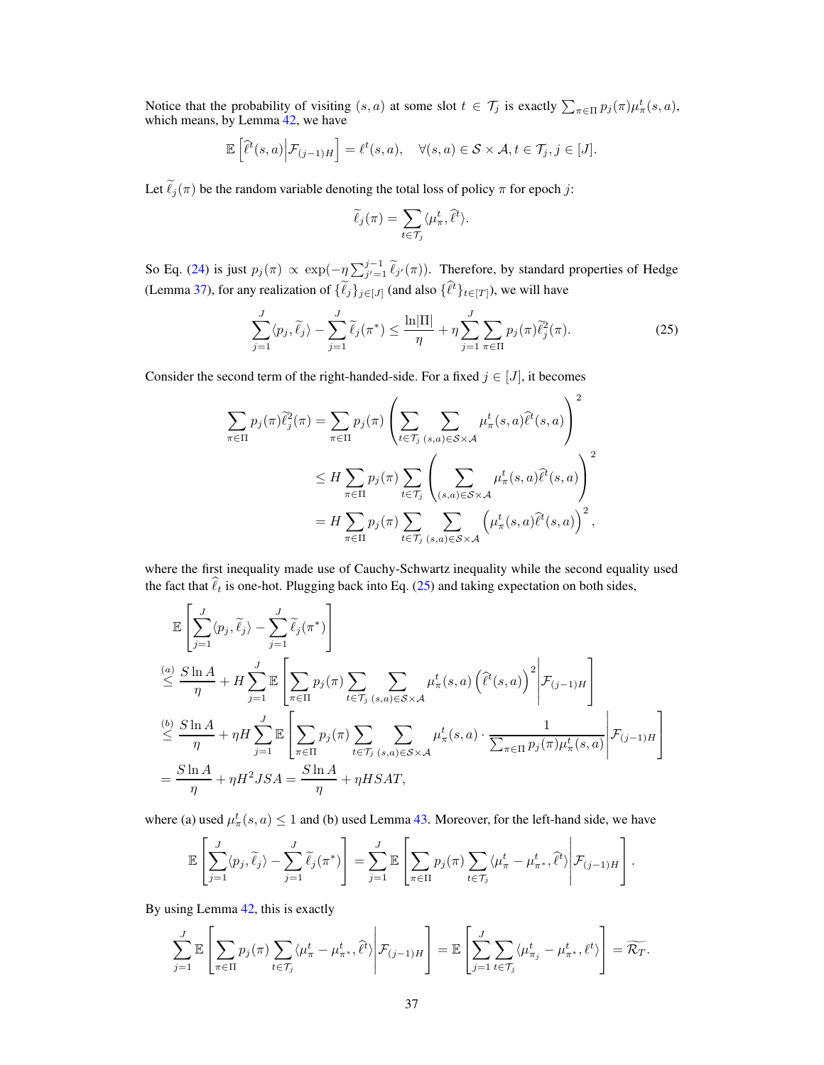Notice that the probability of visiting $(s,a)$ at some slot $t \in \mathcal{T}_j$ is exactly $\sum_{\pi\in\Pi} p_j(\pi)\mu_\pi^t(s,a)$, which means, by Lemma 42, we have

$$\mathbb{E}\left[\widehat{\ell}^t(s,a)\middle|\mathcal{F}_{(j-1)H}\right] = \ell^t(s,a), \quad \forall (s,a)\in\mathcal{S}\times\mathcal{A}, t\in\mathcal{T}_j, j\in[J].$$

Let $\widetilde{\ell}_j(\pi)$ be the random variable denoting the total loss of policy $\pi$ for epoch $j$:

$$\widetilde{\ell}_j(\pi) = \sum_{t\in\mathcal{T}_j}\langle \mu_\pi^t, \widehat{\ell}^t\rangle.$$

So Eq. (24) is just $p_j(\pi) \propto \exp(-\eta\sum_{j'=1}^{j-1}\widetilde{\ell}_{j'}(\pi))$. Therefore, by standard properties of Hedge (Lemma 37), for any realization of $\{\widetilde{\ell}_j\}_{j\in[J]}$ (and also $\{\widehat{\ell}^t\}_{t\in[T]}$), we will have

$$\sum_{j=1}^J \langle p_j, \widetilde{\ell}_j\rangle - \sum_{j=1}^J \widetilde{\ell}_j(\pi^*) \le \frac{\ln|\Pi|}{\eta} + \eta\sum_{j=1}^J\sum_{\pi\in\Pi} p_j(\pi)\widetilde{\ell}_j^2(\pi). \tag{25}$$

Consider the second term of the right-handed-side. For a fixed $j\in[J]$, it becomes

$$\begin{aligned}
\sum_{\pi\in\Pi} p_j(\pi)\widetilde{\ell}_j^2(\pi) &= \sum_{\pi\in\Pi} p_j(\pi)\left(\sum_{t\in\mathcal{T}_j}\sum_{(s,a)\in\mathcal{S}\times\mathcal{A}}\mu_\pi^t(s,a)\widehat{\ell}^t(s,a)\right)^2 \\
&\le H\sum_{\pi\in\Pi} p_j(\pi)\sum_{t\in\mathcal{T}_j}\left(\sum_{(s,a)\in\mathcal{S}\times\mathcal{A}}\mu_\pi^t(s,a)\widehat{\ell}^t(s,a)\right)^2 \\
&= H\sum_{\pi\in\Pi} p_j(\pi)\sum_{t\in\mathcal{T}_j}\sum_{(s,a)\in\mathcal{S}\times\mathcal{A}}\left(\mu_\pi^t(s,a)\widehat{\ell}^t(s,a)\right)^2,
\end{aligned}$$

where the first inequality made use of Cauchy-Schwartz inequality while the second equality used the fact that $\widehat{\ell}_t$ is one-hot. Plugging back into Eq. (25) and taking expectation on both sides,

$$\begin{aligned}
&\mathbb{E}\left[\sum_{j=1}^J\langle p_j, \widetilde{\ell}_j\rangle - \sum_{j=1}^J\widetilde{\ell}_j(\pi^*)\right] \\
&\overset{(a)}{\le} \frac{S\ln A}{\eta} + H\sum_{j=1}^J\mathbb{E}\left[\sum_{\pi\in\Pi}p_j(\pi)\sum_{t\in\mathcal{T}_j}\sum_{(s,a)\in\mathcal{S}\times\mathcal{A}}\mu_\pi^t(s,a)\left(\widehat{\ell}^t(s,a)\right)^2\middle|\mathcal{F}_{(j-1)H}\right] \\
&\overset{(b)}{\le} \frac{S\ln A}{\eta} + \eta H\sum_{j=1}^J\mathbb{E}\left[\sum_{\pi\in\Pi}p_j(\pi)\sum_{t\in\mathcal{T}_j}\sum_{(s,a)\in\mathcal{S}\times\mathcal{A}}\mu_\pi^t(s,a)\cdot\frac{1}{\sum_{\pi\in\Pi}p_j(\pi)\mu_\pi^t(s,a)}\middle|\mathcal{F}_{(j-1)H}\right] \\
&= \frac{S\ln A}{\eta} + \eta H^2JSA = \frac{S\ln A}{\eta} + \eta HSAT,
\end{aligned}$$

where (a) used $\mu_\pi^t(s,a)\le 1$ and (b) used Lemma 43. Moreover, for the left-hand side, we have

$$\mathbb{E}\left[\sum_{j=1}^J\langle p_j, \widetilde{\ell}_j\rangle - \sum_{j=1}^J\widetilde{\ell}_j(\pi^*)\right] = \sum_{j=1}^J\mathbb{E}\left[\sum_{\pi\in\Pi}p_j(\pi)\sum_{t\in\mathcal{T}_j}\langle\mu_\pi^t - \mu_{\pi^*}^t, \widehat{\ell}^t\rangle\middle|\mathcal{F}_{(j-1)H}\right].$$

By using Lemma 42, this is exactly

$$\sum_{j=1}^J\mathbb{E}\left[\sum_{\pi\in\Pi}p_j(\pi)\sum_{t\in\mathcal{T}_j}\langle\mu_\pi^t - \mu_{\pi^*}^t, \widehat{\ell}^t\rangle\middle|\mathcal{F}_{(j-1)H}\right] = \mathbb{E}\left[\sum_{j=1}^J\sum_{t\in\mathcal{T}_j}\langle\mu_{\pi_j}^t - \mu_{\pi^*}^t, \ell^t\rangle\right] = \widetilde{\mathcal{R}_T}.$$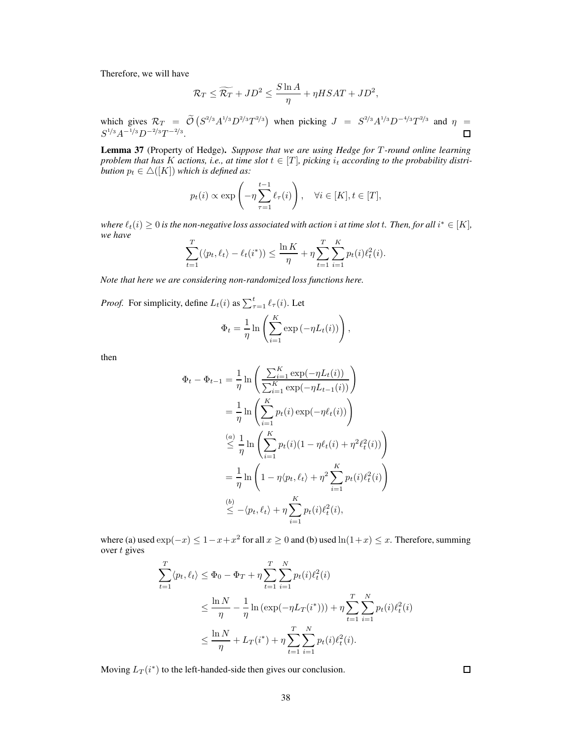Therefore, we will have

$$\mathcal{R}_T \leq \widetilde{\mathcal{R}_T} + JD^2 \leq \frac{S \ln A}{\eta} + \eta HSAT + JD^2,$$

which gives $\mathcal{R}_T = \widetilde{\mathcal{O}}\left(S^{2/3} A^{1/3} D^{2/3} T^{2/3}\right)$ when picking $J = S^{2/3} A^{1/3} D^{-4/3} T^{2/3}$ and $\eta = S^{1/3} A^{-1/3} D^{-2/3} T^{-2/3}$. ☐

**Lemma 37** (Property of Hedge). *Suppose that we are using Hedge for $T$-round online learning problem that has $K$ actions, i.e., at time slot $t \in [T]$, picking $i_t$ according to the probability distribution $p_t \in \triangle([K])$ which is defined as:*

$$p_t(i) \propto \exp\left(-\eta \sum_{\tau=1}^{t-1} \ell_\tau(i)\right), \quad \forall i \in [K], t \in [T],$$

*where $\ell_t(i) \geq 0$ is the non-negative loss associated with action $i$ at time slot $t$. Then, for all $i^* \in [K]$, we have*

$$\sum_{t=1}^{T} (\langle p_t, \ell_t \rangle - \ell_t(i^*)) \leq \frac{\ln K}{\eta} + \eta \sum_{t=1}^{T} \sum_{i=1}^{K} p_t(i) \ell_t^2(i).$$

*Note that here we are considering non-randomized loss functions here.*

*Proof.* For simplicity, define $L_t(i)$ as $\sum_{\tau=1}^{t} \ell_\tau(i)$. Let

$$\Phi_t = \frac{1}{\eta} \ln\left(\sum_{i=1}^{K} \exp\left(-\eta L_t(i)\right)\right),$$

then

$$\begin{aligned}
\Phi_t - \Phi_{t-1} &= \frac{1}{\eta} \ln\left(\frac{\sum_{i=1}^{K} \exp(-\eta L_t(i))}{\sum_{i=1}^{K} \exp(-\eta L_{t-1}(i))}\right) \\
&= \frac{1}{\eta} \ln\left(\sum_{i=1}^{K} p_t(i) \exp(-\eta \ell_t(i))\right) \\
&\overset{(a)}{\leq} \frac{1}{\eta} \ln\left(\sum_{i=1}^{K} p_t(i)(1 - \eta \ell_t(i) + \eta^2 \ell_t^2(i))\right) \\
&= \frac{1}{\eta} \ln\left(1 - \eta \langle p_t, \ell_t \rangle + \eta^2 \sum_{i=1}^{K} p_t(i) \ell_t^2(i)\right) \\
&\overset{(b)}{\leq} -\langle p_t, \ell_t \rangle + \eta \sum_{i=1}^{K} p_t(i) \ell_t^2(i),
\end{aligned}$$

where (a) used $\exp(-x) \leq 1 - x + x^2$ for all $x \geq 0$ and (b) used $\ln(1+x) \leq x$. Therefore, summing over $t$ gives

$$\begin{aligned}
\sum_{t=1}^{T} \langle p_t, \ell_t \rangle &\leq \Phi_0 - \Phi_T + \eta \sum_{t=1}^{T} \sum_{i=1}^{N} p_t(i) \ell_t^2(i) \\
&\leq \frac{\ln N}{\eta} - \frac{1}{\eta} \ln\left(\exp(-\eta L_T(i^*))\right) + \eta \sum_{t=1}^{T} \sum_{i=1}^{N} p_t(i) \ell_t^2(i) \\
&\leq \frac{\ln N}{\eta} + L_T(i^*) + \eta \sum_{t=1}^{T} \sum_{i=1}^{N} p_t(i) \ell_t^2(i).
\end{aligned}$$

Moving $L_T(i^*)$ to the left-handed-side then gives our conclusion. ☐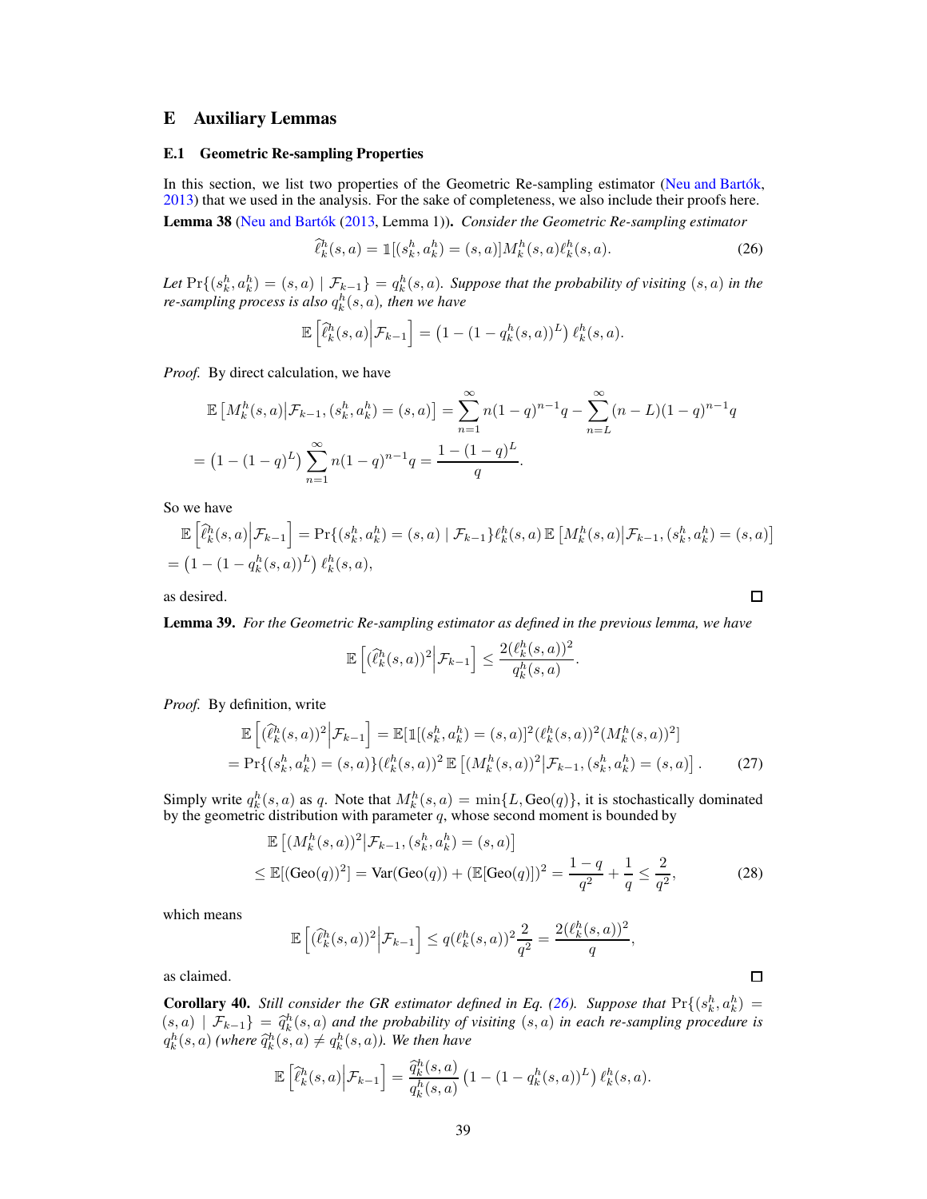# E Auxiliary Lemmas

## E.1 Geometric Re-sampling Properties

In this section, we list two properties of the Geometric Re-sampling estimator (Neu and Bartók, 2013) that we used in the analysis. For the sake of completeness, we also include their proofs here.

**Lemma 38** (Neu and Bartók (2013, Lemma 1))**.** *Consider the Geometric Re-sampling estimator*

$$\widehat{\ell}_k^h(s,a) = \mathbb{1}[(s_k^h, a_k^h) = (s,a)] M_k^h(s,a) \ell_k^h(s,a). \tag{26}$$

*Let* $\Pr\{(s_k^h, a_k^h) = (s,a) \mid \mathcal{F}_{k-1}\} = q_k^h(s,a)$*. Suppose that the probability of visiting* $(s,a)$ *in the re-sampling process is also* $q_k^h(s,a)$*, then we have*

$$\mathbb{E}\left[\widehat{\ell}_k^h(s,a) \middle| \mathcal{F}_{k-1}\right] = \left(1 - (1 - q_k^h(s,a))^L\right) \ell_k^h(s,a).$$

*Proof.* By direct calculation, we have

$$\mathbb{E}\left[M_k^h(s,a) \middle| \mathcal{F}_{k-1}, (s_k^h, a_k^h) = (s,a)\right] = \sum_{n=1}^{\infty} n(1-q)^{n-1} q - \sum_{n=L}^{\infty} (n-L)(1-q)^{n-1} q$$
$$= \left(1 - (1-q)^L\right) \sum_{n=1}^{\infty} n(1-q)^{n-1} q = \frac{1-(1-q)^L}{q}.$$

So we have

$$\mathbb{E}\left[\widehat{\ell}_k^h(s,a) \middle| \mathcal{F}_{k-1}\right] = \Pr\{(s_k^h, a_k^h) = (s,a) \mid \mathcal{F}_{k-1}\} \ell_k^h(s,a) \, \mathbb{E}\left[M_k^h(s,a) \middle| \mathcal{F}_{k-1}, (s_k^h, a_k^h) = (s,a)\right]$$
$$= \left(1 - (1 - q_k^h(s,a))^L\right) \ell_k^h(s,a),$$

as desired. □

**Lemma 39.** *For the Geometric Re-sampling estimator as defined in the previous lemma, we have*

$$\mathbb{E}\left[(\widehat{\ell}_k^h(s,a))^2 \middle| \mathcal{F}_{k-1}\right] \le \frac{2(\ell_k^h(s,a))^2}{q_k^h(s,a)}.$$

*Proof.* By definition, write

$$\mathbb{E}\left[(\widehat{\ell}_k^h(s,a))^2 \middle| \mathcal{F}_{k-1}\right] = \mathbb{E}[\mathbb{1}[(s_k^h, a_k^h) = (s,a)]^2 (\ell_k^h(s,a))^2 (M_k^h(s,a))^2]$$
$$= \Pr\{(s_k^h, a_k^h) = (s,a)\} (\ell_k^h(s,a))^2 \, \mathbb{E}\left[(M_k^h(s,a))^2 \middle| \mathcal{F}_{k-1}, (s_k^h, a_k^h) = (s,a)\right]. \tag{27}$$

Simply write $q_k^h(s,a)$ as $q$. Note that $M_k^h(s,a) = \min\{L, \text{Geo}(q)\}$, it is stochastically dominated by the geometric distribution with parameter $q$, whose second moment is bounded by

$$\mathbb{E}\left[(M_k^h(s,a))^2 \middle| \mathcal{F}_{k-1}, (s_k^h, a_k^h) = (s,a)\right]$$
$$\le \mathbb{E}[(\text{Geo}(q))^2] = \text{Var}(\text{Geo}(q)) + (\mathbb{E}[\text{Geo}(q)])^2 = \frac{1-q}{q^2} + \frac{1}{q} \le \frac{2}{q^2}, \tag{28}$$

which means

$$\mathbb{E}\left[(\widehat{\ell}_k^h(s,a))^2 \middle| \mathcal{F}_{k-1}\right] \le q(\ell_k^h(s,a))^2 \frac{2}{q^2} = \frac{2(\ell_k^h(s,a))^2}{q},$$

as claimed. □

**Corollary 40.** *Still consider the GR estimator defined in Eq. (26). Suppose that* $\Pr\{(s_k^h, a_k^h) = (s,a) \mid \mathcal{F}_{k-1}\} = \widehat{q}_k^h(s,a)$ *and the probability of visiting* $(s,a)$ *in each re-sampling procedure is* $q_k^h(s,a)$ *(where* $\widehat{q}_k^h(s,a) \neq q_k^h(s,a)$*). We then have*

$$\mathbb{E}\left[\widehat{\ell}_k^h(s,a) \middle| \mathcal{F}_{k-1}\right] = \frac{\widehat{q}_k^h(s,a)}{q_k^h(s,a)} \left(1 - (1 - q_k^h(s,a))^L\right) \ell_k^h(s,a).$$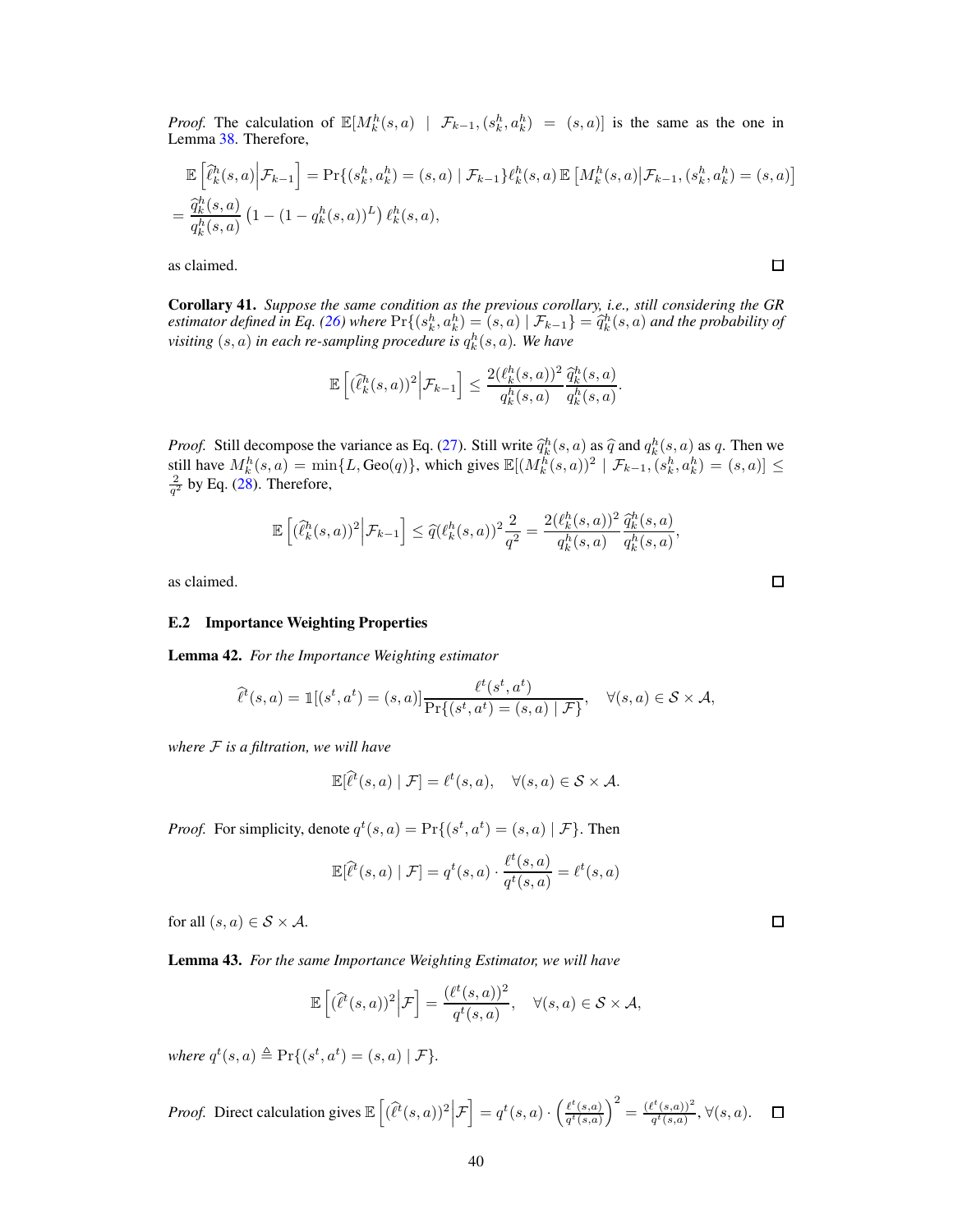*Proof.* The calculation of $\mathbb{E}[M_k^h(s,a) \mid \mathcal{F}_{k-1},(s_k^h,a_k^h)=(s,a)]$ is the same as the one in Lemma 38. Therefore,

$$
\begin{aligned}
&\mathbb{E}\left[\widehat{\ell}_k^h(s,a)\middle|\mathcal{F}_{k-1}\right] = \Pr\{(s_k^h,a_k^h)=(s,a)\mid\mathcal{F}_{k-1}\}\ell_k^h(s,a)\,\mathbb{E}\left[M_k^h(s,a)\middle|\mathcal{F}_{k-1},(s_k^h,a_k^h)=(s,a)\right] \\
&= \frac{\widehat{q}_k^h(s,a)}{q_k^h(s,a)}\left(1-(1-q_k^h(s,a))^L\right)\ell_k^h(s,a),
\end{aligned}
$$

as claimed. $\square$

**Corollary 41.** *Suppose the same condition as the previous corollary, i.e., still considering the GR estimator defined in Eq. (26) where $\Pr\{(s_k^h,a_k^h)=(s,a)\mid\mathcal{F}_{k-1}\}=\widehat{q}_k^h(s,a)$ and the probability of visiting $(s,a)$ in each re-sampling procedure is $q_k^h(s,a)$. We have*

$$
\mathbb{E}\left[(\widehat{\ell}_k^h(s,a))^2\middle|\mathcal{F}_{k-1}\right] \le \frac{2(\ell_k^h(s,a))^2}{q_k^h(s,a)}\frac{\widehat{q}_k^h(s,a)}{q_k^h(s,a)}.
$$

*Proof.* Still decompose the variance as Eq. (27). Still write $\widehat{q}_k^h(s,a)$ as $\widehat{q}$ and $q_k^h(s,a)$ as $q$. Then we still have $M_k^h(s,a)=\min\{L,\mathrm{Geo}(q)\}$, which gives $\mathbb{E}[(M_k^h(s,a))^2\mid\mathcal{F}_{k-1},(s_k^h,a_k^h)=(s,a)]\le\frac{2}{q^2}$ by Eq. (28). Therefore,

$$
\mathbb{E}\left[(\widehat{\ell}_k^h(s,a))^2\middle|\mathcal{F}_{k-1}\right] \le \widehat{q}(\ell_k^h(s,a))^2\frac{2}{q^2} = \frac{2(\ell_k^h(s,a))^2}{q_k^h(s,a)}\frac{\widehat{q}_k^h(s,a)}{q_k^h(s,a)},
$$

as claimed. $\square$

### E.2 Importance Weighting Properties

**Lemma 42.** *For the Importance Weighting estimator*

$$
\widehat{\ell}^t(s,a) = \mathbb{1}[(s^t,a^t)=(s,a)]\frac{\ell^t(s^t,a^t)}{\Pr\{(s^t,a^t)=(s,a)\mid\mathcal{F}\}}, \quad \forall (s,a)\in\mathcal{S}\times\mathcal{A},
$$

*where $\mathcal{F}$ is a filtration, we will have*

$$
\mathbb{E}[\widehat{\ell}^t(s,a)\mid\mathcal{F}] = \ell^t(s,a), \quad \forall (s,a)\in\mathcal{S}\times\mathcal{A}.
$$

*Proof.* For simplicity, denote $q^t(s,a)=\Pr\{(s^t,a^t)=(s,a)\mid\mathcal{F}\}$. Then

$$
\mathbb{E}[\widehat{\ell}^t(s,a)\mid\mathcal{F}] = q^t(s,a)\cdot\frac{\ell^t(s,a)}{q^t(s,a)} = \ell^t(s,a)
$$

for all $(s,a)\in\mathcal{S}\times\mathcal{A}$. $\square$

**Lemma 43.** *For the same Importance Weighting Estimator, we will have*

$$
\mathbb{E}\left[(\widehat{\ell}^t(s,a))^2\middle|\mathcal{F}\right] = \frac{(\ell^t(s,a))^2}{q^t(s,a)}, \quad \forall (s,a)\in\mathcal{S}\times\mathcal{A},
$$

*where $q^t(s,a)\triangleq\Pr\{(s^t,a^t)=(s,a)\mid\mathcal{F}\}$.*

*Proof.* Direct calculation gives $\mathbb{E}\left[(\widehat{\ell}^t(s,a))^2\middle|\mathcal{F}\right] = q^t(s,a)\cdot\left(\frac{\ell^t(s,a)}{q^t(s,a)}\right)^2 = \frac{(\ell^t(s,a))^2}{q^t(s,a)}, \forall(s,a)$. $\square$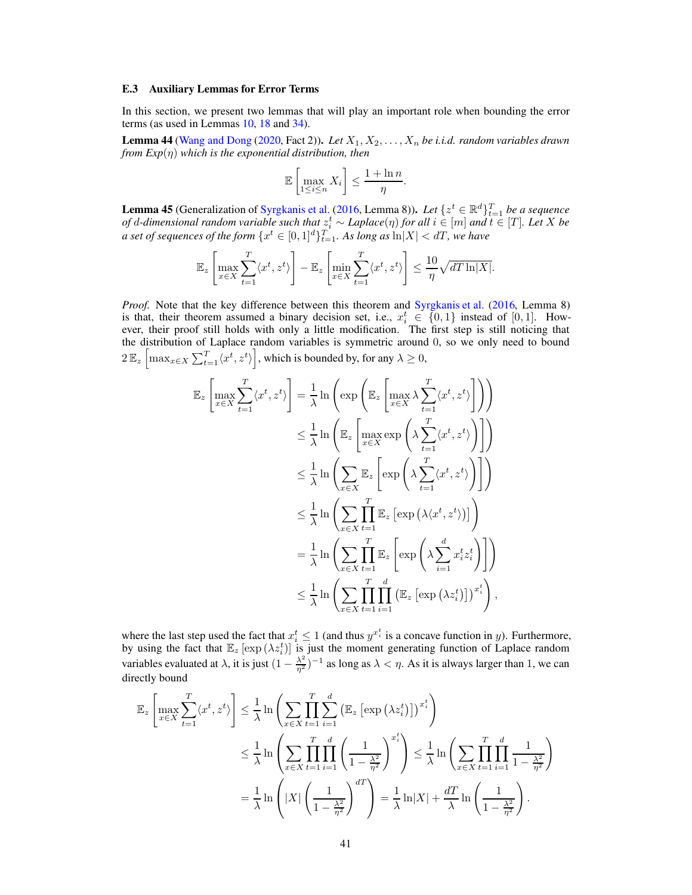### E.3 Auxiliary Lemmas for Error Terms

In this section, we present two lemmas that will play an important role when bounding the error terms (as used in Lemmas 10, 18 and 34).

**Lemma 44** (Wang and Dong (2020, Fact 2))**.** *Let $X_1, X_2, \ldots, X_n$ be i.i.d. random variables drawn from Exp($\eta$) which is the exponential distribution, then*

$$\mathbb{E}\left[\max_{1\le i\le n} X_i\right] \le \frac{1+\ln n}{\eta}.$$

**Lemma 45** (Generalization of Syrgkanis et al. (2016, Lemma 8))**.** *Let $\{z^t \in \mathbb{R}^d\}_{t=1}^T$ be a sequence of $d$-dimensional random variable such that $z_i^t \sim$ Laplace($\eta$) for all $i \in [m]$ and $t \in [T]$. Let $X$ be a set of sequences of the form $\{x^t \in [0,1]^d\}_{t=1}^T$. As long as $\ln|X| < dT$, we have*

$$\mathbb{E}_z\left[\max_{x\in X}\sum_{t=1}^T \langle x^t, z^t\rangle\right] - \mathbb{E}_z\left[\min_{x\in X}\sum_{t=1}^T \langle x^t, z^t\rangle\right] \le \frac{10}{\eta}\sqrt{dT\ln|X|}.$$

*Proof.* Note that the key difference between this theorem and Syrgkanis et al. (2016, Lemma 8) is that, their theorem assumed a binary decision set, i.e., $x_i^t \in \{0,1\}$ instead of $[0,1]$. However, their proof still holds with only a little modification. The first step is still noticing that the distribution of Laplace random variables is symmetric around 0, so we only need to bound $2\,\mathbb{E}_z\left[\max_{x\in X}\sum_{t=1}^T\langle x^t, z^t\rangle\right]$, which is bounded by, for any $\lambda \ge 0$,

$$\begin{aligned}
\mathbb{E}_z\left[\max_{x\in X}\sum_{t=1}^T\langle x^t, z^t\rangle\right] &= \frac{1}{\lambda}\ln\left(\exp\left(\mathbb{E}_z\left[\max_{x\in X}\lambda\sum_{t=1}^T\langle x^t, z^t\rangle\right]\right)\right)\\
&\le \frac{1}{\lambda}\ln\left(\mathbb{E}_z\left[\max_{x\in X}\exp\left(\lambda\sum_{t=1}^T\langle x^t, z^t\rangle\right)\right]\right)\\
&\le \frac{1}{\lambda}\ln\left(\sum_{x\in X}\mathbb{E}_z\left[\exp\left(\lambda\sum_{t=1}^T\langle x^t, z^t\rangle\right)\right]\right)\\
&\le \frac{1}{\lambda}\ln\left(\sum_{x\in X}\prod_{t=1}^T\mathbb{E}_z\left[\exp\left(\lambda\langle x^t, z^t\rangle\right)\right]\right)\\
&= \frac{1}{\lambda}\ln\left(\sum_{x\in X}\prod_{t=1}^T\mathbb{E}_z\left[\exp\left(\lambda\sum_{i=1}^d x_i^t z_i^t\right)\right]\right)\\
&\le \frac{1}{\lambda}\ln\left(\sum_{x\in X}\prod_{t=1}^T\prod_{i=1}^d\left(\mathbb{E}_z\left[\exp\left(\lambda z_i^t\right)\right]\right)^{x_i^t}\right),
\end{aligned}$$

where the last step used the fact that $x_i^t \le 1$ (and thus $y^{x_i^t}$ is a concave function in $y$). Furthermore, by using the fact that $\mathbb{E}_z\left[\exp\left(\lambda z_i^t\right)\right]$ is just the moment generating function of Laplace random variables evaluated at $\lambda$, it is just $(1-\frac{\lambda^2}{\eta^2})^{-1}$ as long as $\lambda < \eta$. As it is always larger than 1, we can directly bound

$$\begin{aligned}
\mathbb{E}_z\left[\max_{x\in X}\sum_{t=1}^T\langle x^t, z^t\rangle\right] &\le \frac{1}{\lambda}\ln\left(\sum_{x\in X}\prod_{t=1}^T\sum_{i=1}^d\left(\mathbb{E}_z\left[\exp\left(\lambda z_i^t\right)\right]\right)^{x_i^t}\right)\\
&\le \frac{1}{\lambda}\ln\left(\sum_{x\in X}\prod_{t=1}^T\prod_{i=1}^d\left(\frac{1}{1-\frac{\lambda^2}{\eta^2}}\right)^{x_i^t}\right) \le \frac{1}{\lambda}\ln\left(\sum_{x\in X}\prod_{t=1}^T\prod_{i=1}^d\frac{1}{1-\frac{\lambda^2}{\eta^2}}\right)\\
&= \frac{1}{\lambda}\ln\left(|X|\left(\frac{1}{1-\frac{\lambda^2}{\eta^2}}\right)^{dT}\right) = \frac{1}{\lambda}\ln|X| + \frac{dT}{\lambda}\ln\left(\frac{1}{1-\frac{\lambda^2}{\eta^2}}\right).
\end{aligned}$$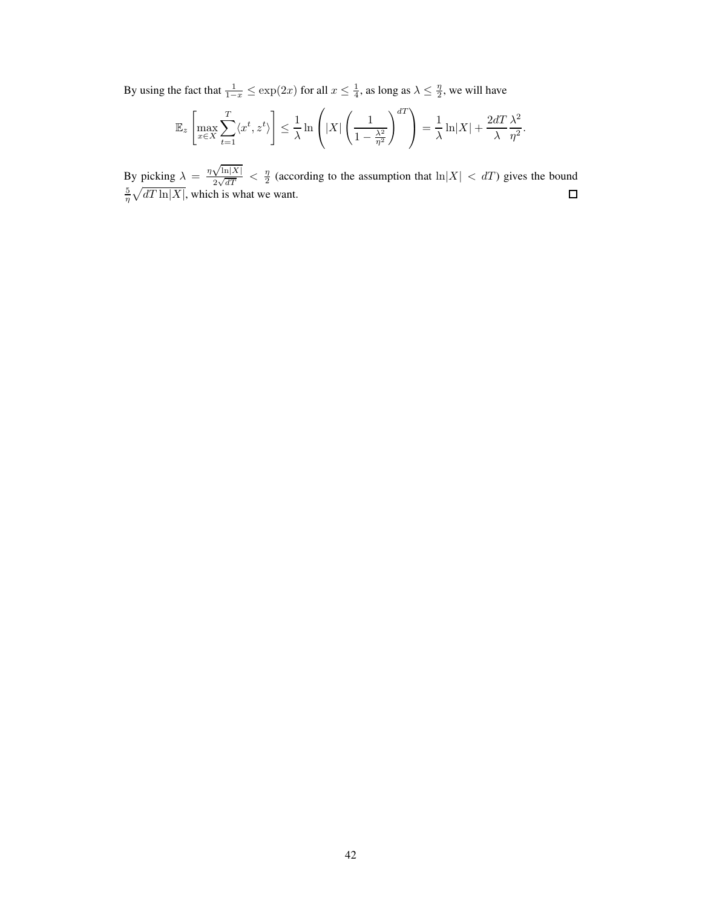By using the fact that $\frac{1}{1-x} \leq \exp(2x)$ for all $x \leq \frac{1}{4}$, as long as $\lambda \leq \frac{\eta}{2}$, we will have

$$\mathbb{E}_z\left[\max_{x\in X}\sum_{t=1}^{T}\langle x^t, z^t\rangle\right] \leq \frac{1}{\lambda}\ln\left(|X|\left(\frac{1}{1-\frac{\lambda^2}{\eta^2}}\right)^{dT}\right) = \frac{1}{\lambda}\ln|X| + \frac{2dT}{\lambda}\frac{\lambda^2}{\eta^2}.$$

By picking $\lambda = \frac{\eta\sqrt{\ln|X|}}{2\sqrt{dT}} < \frac{\eta}{2}$ (according to the assumption that $\ln|X| < dT$) gives the bound $\frac{5}{\eta}\sqrt{dT\ln|X|}$, which is what we want. □